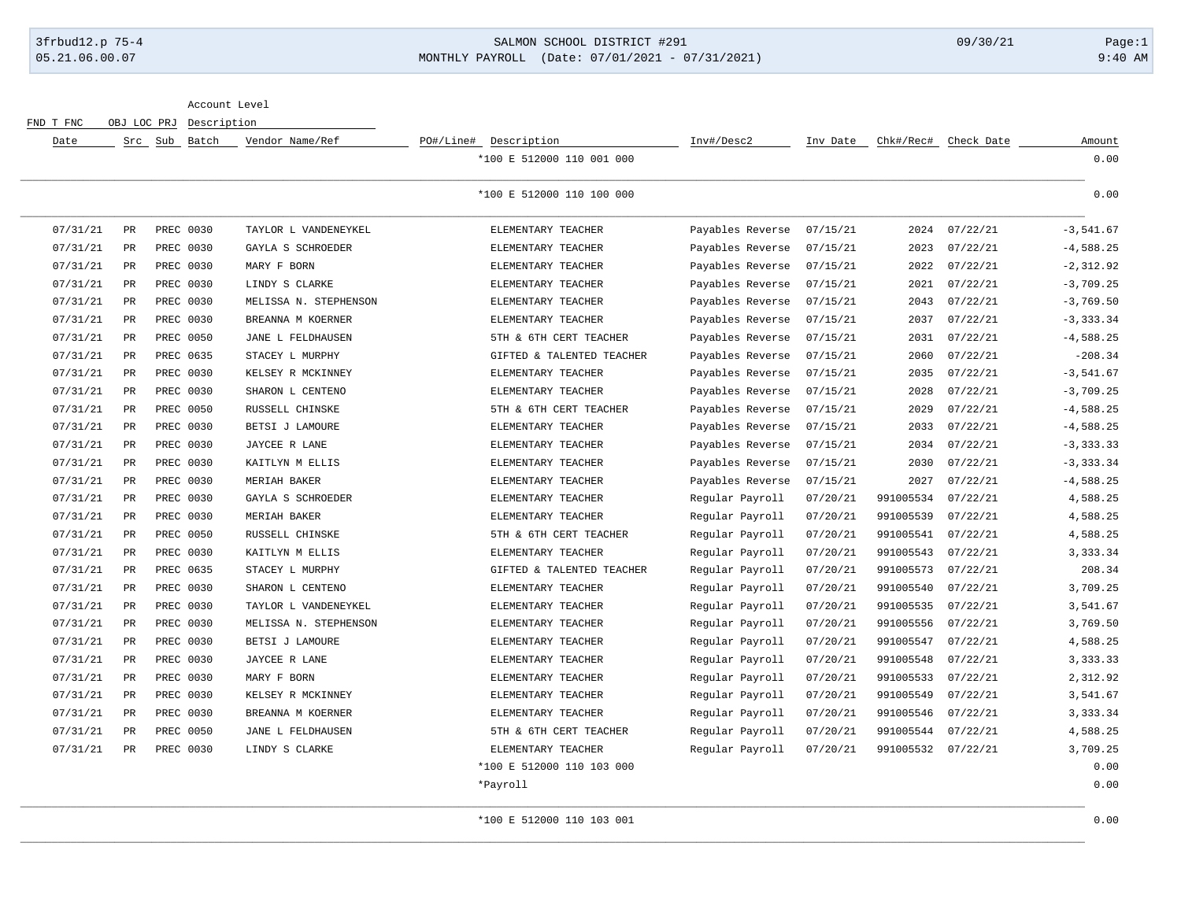SALMON SCHOOL DISTRICT #291

MONTHLY PAYROLL (Date: 07/01/2021 - 07/31/2021)

| Date | Src | Sub | Batch | Vendor Name/Ref | PO#/Line# | Description | Inv#/Desc2 | Inv Date | Chk#/Rec# | Check Date | Amount |
|---|---|---|---|---|---|---|---|---|---|---|---|
| | | | | | | *100 E 512000 110 001 000 | | | | | 0.00 |
| | | | | | | *100 E 512000 110 100 000 | | | | | 0.00 |
| 07/31/21 | PR | PREC | 0030 | TAYLOR L VANDENEYKEL | | ELEMENTARY TEACHER | Payables Reverse | 07/15/21 | 2024 | 07/22/21 | -3,541.67 |
| 07/31/21 | PR | PREC | 0030 | GAYLA S SCHROEDER | | ELEMENTARY TEACHER | Payables Reverse | 07/15/21 | 2023 | 07/22/21 | -4,588.25 |
| 07/31/21 | PR | PREC | 0030 | MARY F BORN | | ELEMENTARY TEACHER | Payables Reverse | 07/15/21 | 2022 | 07/22/21 | -2,312.92 |
| 07/31/21 | PR | PREC | 0030 | LINDY S CLARKE | | ELEMENTARY TEACHER | Payables Reverse | 07/15/21 | 2021 | 07/22/21 | -3,709.25 |
| 07/31/21 | PR | PREC | 0030 | MELISSA N. STEPHENSON | | ELEMENTARY TEACHER | Payables Reverse | 07/15/21 | 2043 | 07/22/21 | -3,769.50 |
| 07/31/21 | PR | PREC | 0030 | BREANNA M KOERNER | | ELEMENTARY TEACHER | Payables Reverse | 07/15/21 | 2037 | 07/22/21 | -3,333.34 |
| 07/31/21 | PR | PREC | 0050 | JANE L FELDHAUSEN | | 5TH & 6TH CERT TEACHER | Payables Reverse | 07/15/21 | 2031 | 07/22/21 | -4,588.25 |
| 07/31/21 | PR | PREC | 0635 | STACEY L MURPHY | | GIFTED & TALENTED TEACHER | Payables Reverse | 07/15/21 | 2060 | 07/22/21 | -208.34 |
| 07/31/21 | PR | PREC | 0030 | KELSEY R MCKINNEY | | ELEMENTARY TEACHER | Payables Reverse | 07/15/21 | 2035 | 07/22/21 | -3,541.67 |
| 07/31/21 | PR | PREC | 0030 | SHARON L CENTENO | | ELEMENTARY TEACHER | Payables Reverse | 07/15/21 | 2028 | 07/22/21 | -3,709.25 |
| 07/31/21 | PR | PREC | 0050 | RUSSELL CHINSKE | | 5TH & 6TH CERT TEACHER | Payables Reverse | 07/15/21 | 2029 | 07/22/21 | -4,588.25 |
| 07/31/21 | PR | PREC | 0030 | BETSI J LAMOURE | | ELEMENTARY TEACHER | Payables Reverse | 07/15/21 | 2033 | 07/22/21 | -4,588.25 |
| 07/31/21 | PR | PREC | 0030 | JAYCEE R LANE | | ELEMENTARY TEACHER | Payables Reverse | 07/15/21 | 2034 | 07/22/21 | -3,333.33 |
| 07/31/21 | PR | PREC | 0030 | KAITLYN M ELLIS | | ELEMENTARY TEACHER | Payables Reverse | 07/15/21 | 2030 | 07/22/21 | -3,333.34 |
| 07/31/21 | PR | PREC | 0030 | MERIAH BAKER | | ELEMENTARY TEACHER | Payables Reverse | 07/15/21 | 2027 | 07/22/21 | -4,588.25 |
| 07/31/21 | PR | PREC | 0030 | GAYLA S SCHROEDER | | ELEMENTARY TEACHER | Regular Payroll | 07/20/21 | 991005534 | 07/22/21 | 4,588.25 |
| 07/31/21 | PR | PREC | 0030 | MERIAH BAKER | | ELEMENTARY TEACHER | Regular Payroll | 07/20/21 | 991005539 | 07/22/21 | 4,588.25 |
| 07/31/21 | PR | PREC | 0050 | RUSSELL CHINSKE | | 5TH & 6TH CERT TEACHER | Regular Payroll | 07/20/21 | 991005541 | 07/22/21 | 4,588.25 |
| 07/31/21 | PR | PREC | 0030 | KAITLYN M ELLIS | | ELEMENTARY TEACHER | Regular Payroll | 07/20/21 | 991005543 | 07/22/21 | 3,333.34 |
| 07/31/21 | PR | PREC | 0635 | STACEY L MURPHY | | GIFTED & TALENTED TEACHER | Regular Payroll | 07/20/21 | 991005573 | 07/22/21 | 208.34 |
| 07/31/21 | PR | PREC | 0030 | SHARON L CENTENO | | ELEMENTARY TEACHER | Regular Payroll | 07/20/21 | 991005540 | 07/22/21 | 3,709.25 |
| 07/31/21 | PR | PREC | 0030 | TAYLOR L VANDENEYKEL | | ELEMENTARY TEACHER | Regular Payroll | 07/20/21 | 991005535 | 07/22/21 | 3,541.67 |
| 07/31/21 | PR | PREC | 0030 | MELISSA N. STEPHENSON | | ELEMENTARY TEACHER | Regular Payroll | 07/20/21 | 991005556 | 07/22/21 | 3,769.50 |
| 07/31/21 | PR | PREC | 0030 | BETSI J LAMOURE | | ELEMENTARY TEACHER | Regular Payroll | 07/20/21 | 991005547 | 07/22/21 | 4,588.25 |
| 07/31/21 | PR | PREC | 0030 | JAYCEE R LANE | | ELEMENTARY TEACHER | Regular Payroll | 07/20/21 | 991005548 | 07/22/21 | 3,333.33 |
| 07/31/21 | PR | PREC | 0030 | MARY F BORN | | ELEMENTARY TEACHER | Regular Payroll | 07/20/21 | 991005533 | 07/22/21 | 2,312.92 |
| 07/31/21 | PR | PREC | 0030 | KELSEY R MCKINNEY | | ELEMENTARY TEACHER | Regular Payroll | 07/20/21 | 991005549 | 07/22/21 | 3,541.67 |
| 07/31/21 | PR | PREC | 0030 | BREANNA M KOERNER | | ELEMENTARY TEACHER | Regular Payroll | 07/20/21 | 991005546 | 07/22/21 | 3,333.34 |
| 07/31/21 | PR | PREC | 0050 | JANE L FELDHAUSEN | | 5TH & 6TH CERT TEACHER | Regular Payroll | 07/20/21 | 991005544 | 07/22/21 | 4,588.25 |
| 07/31/21 | PR | PREC | 0030 | LINDY S CLARKE | | ELEMENTARY TEACHER | Regular Payroll | 07/20/21 | 991005532 | 07/22/21 | 3,709.25 |
| | | | | | | *100 E 512000 110 103 000 | | | | | 0.00 |
| | | | | | | *Payroll | | | | | 0.00 |
| | | | | | | *100 E 512000 110 103 001 | | | | | 0.00 |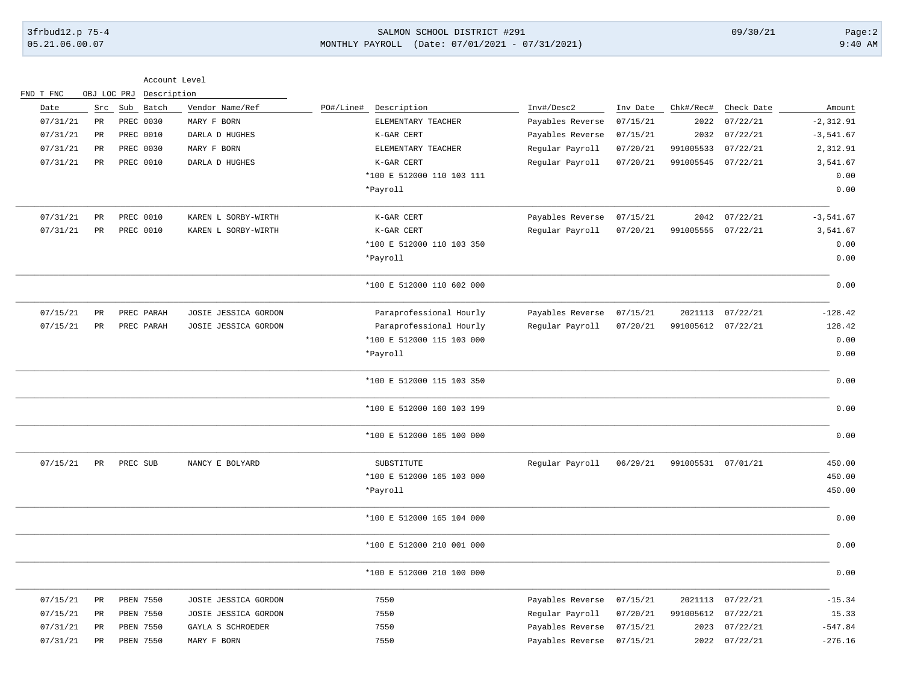| Date | Src | Sub | Batch | Vendor Name/Ref | PO#/Line# | Description | Inv#/Desc2 | Inv Date | Chk#/Rec# | Check Date | Amount |
|---|---|---|---|---|---|---|---|---|---|---|---|
| 07/31/21 | PR | PREC | 0030 | MARY F BORN | | ELEMENTARY TEACHER | Payables Reverse | 07/15/21 | 2022 | 07/22/21 | -2,312.91 |
| 07/31/21 | PR | PREC | 0010 | DARLA D HUGHES | | K-GAR CERT | Payables Reverse | 07/15/21 | 2032 | 07/22/21 | -3,541.67 |
| 07/31/21 | PR | PREC | 0030 | MARY F BORN | | ELEMENTARY TEACHER | Regular Payroll | 07/20/21 | 991005533 | 07/22/21 | 2,312.91 |
| 07/31/21 | PR | PREC | 0010 | DARLA D HUGHES | | K-GAR CERT | Regular Payroll | 07/20/21 | 991005545 | 07/22/21 | 3,541.67 |
| | | | | | | *100 E 512000 110 103 111 | | | | | 0.00 |
| | | | | | | *Payroll | | | | | 0.00 |
| 07/31/21 | PR | PREC | 0010 | KAREN L SORBY-WIRTH | | K-GAR CERT | Payables Reverse | 07/15/21 | 2042 | 07/22/21 | -3,541.67 |
| 07/31/21 | PR | PREC | 0010 | KAREN L SORBY-WIRTH | | K-GAR CERT | Regular Payroll | 07/20/21 | 991005555 | 07/22/21 | 3,541.67 |
| | | | | | | *100 E 512000 110 103 350 | | | | | 0.00 |
| | | | | | | *Payroll | | | | | 0.00 |
| | | | | | | *100 E 512000 110 602 000 | | | | | 0.00 |
| 07/15/21 | PR | PREC | PARAH | JOSIE JESSICA GORDON | | Paraprofessional Hourly | Payables Reverse | 07/15/21 | 2021113 | 07/22/21 | -128.42 |
| 07/15/21 | PR | PREC | PARAH | JOSIE JESSICA GORDON | | Paraprofessional Hourly | Regular Payroll | 07/20/21 | 991005612 | 07/22/21 | 128.42 |
| | | | | | | *100 E 512000 115 103 000 | | | | | 0.00 |
| | | | | | | *Payroll | | | | | 0.00 |
| | | | | | | *100 E 512000 115 103 350 | | | | | 0.00 |
| | | | | | | *100 E 512000 160 103 199 | | | | | 0.00 |
| | | | | | | *100 E 512000 165 100 000 | | | | | 0.00 |
| 07/15/21 | PR | PREC | SUB | NANCY E BOLYARD | | SUBSTITUTE | Regular Payroll | 06/29/21 | 991005531 | 07/01/21 | 450.00 |
| | | | | | | *100 E 512000 165 103 000 | | | | | 450.00 |
| | | | | | | *Payroll | | | | | 450.00 |
| | | | | | | *100 E 512000 165 104 000 | | | | | 0.00 |
| | | | | | | *100 E 512000 210 001 000 | | | | | 0.00 |
| | | | | | | *100 E 512000 210 100 000 | | | | | 0.00 |
| 07/15/21 | PR | PBEN | 7550 | JOSIE JESSICA GORDON | | 7550 | Payables Reverse | 07/15/21 | 2021113 | 07/22/21 | -15.34 |
| 07/15/21 | PR | PBEN | 7550 | JOSIE JESSICA GORDON | | 7550 | Regular Payroll | 07/20/21 | 991005612 | 07/22/21 | 15.33 |
| 07/31/21 | PR | PBEN | 7550 | GAYLA S SCHROEDER | | 7550 | Payables Reverse | 07/15/21 | 2023 | 07/22/21 | -547.84 |
| 07/31/21 | PR | PBEN | 7550 | MARY F BORN | | 7550 | Payables Reverse | 07/15/21 | 2022 | 07/22/21 | -276.16 |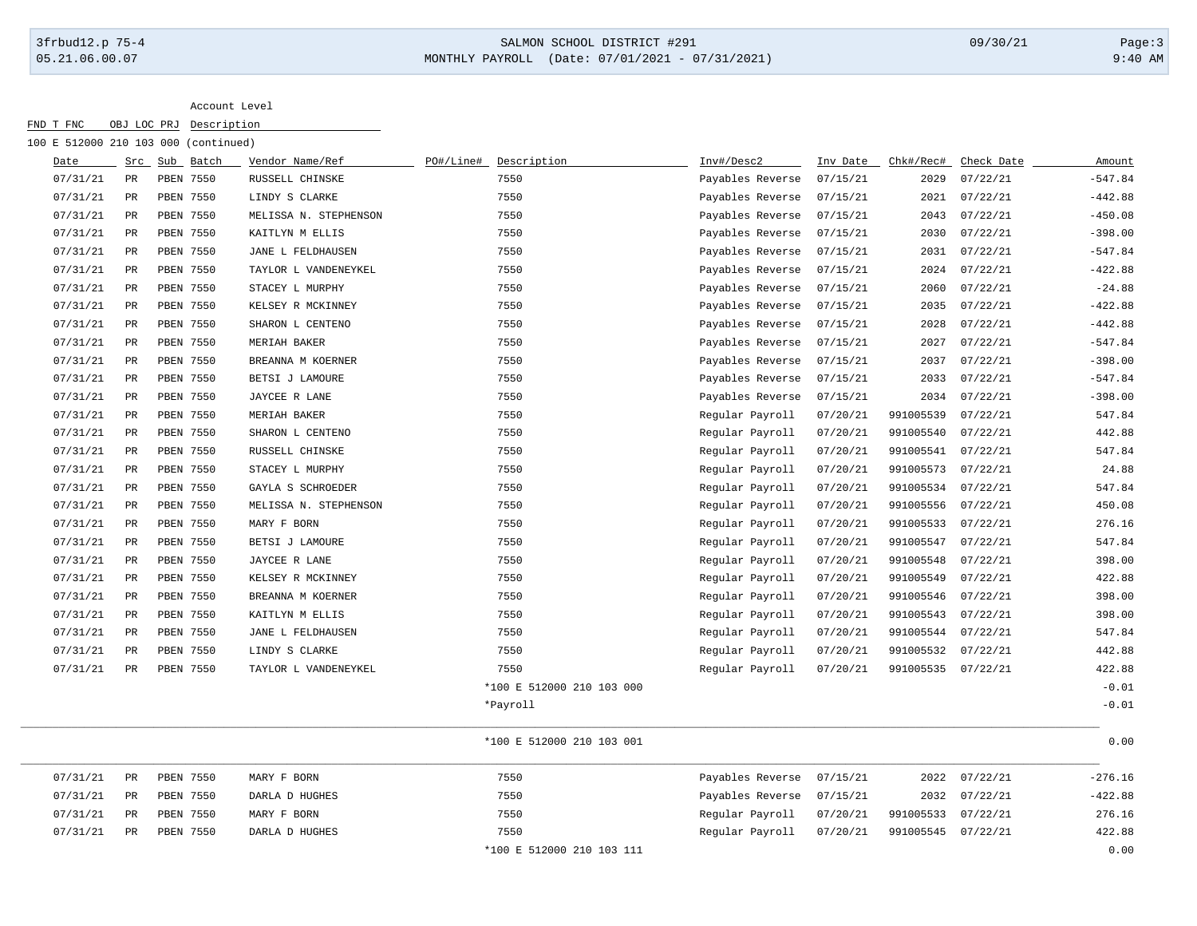Account Level

| FND T FNC | OBJ LOC PRJ | Description |
|---|---|---|
| 100 E 512000 210 103 000 (continued) | | |

| Date | Src | Sub | Batch | Vendor Name/Ref | PO#/Line# | Description | Inv#/Desc2 | Inv Date | Chk#/Rec# | Check Date | Amount |
|---|---|---|---|---|---|---|---|---|---|---|---|
| 07/31/21 | PR | PBEN | 7550 | RUSSELL CHINSKE | | 7550 | Payables Reverse | 07/15/21 | 2029 | 07/22/21 | -547.84 |
| 07/31/21 | PR | PBEN | 7550 | LINDY S CLARKE | | 7550 | Payables Reverse | 07/15/21 | 2021 | 07/22/21 | -442.88 |
| 07/31/21 | PR | PBEN | 7550 | MELISSA N. STEPHENSON | | 7550 | Payables Reverse | 07/15/21 | 2043 | 07/22/21 | -450.08 |
| 07/31/21 | PR | PBEN | 7550 | KAITLYN M ELLIS | | 7550 | Payables Reverse | 07/15/21 | 2030 | 07/22/21 | -398.00 |
| 07/31/21 | PR | PBEN | 7550 | JANE L FELDHAUSEN | | 7550 | Payables Reverse | 07/15/21 | 2031 | 07/22/21 | -547.84 |
| 07/31/21 | PR | PBEN | 7550 | TAYLOR L VANDENEYKEL | | 7550 | Payables Reverse | 07/15/21 | 2024 | 07/22/21 | -422.88 |
| 07/31/21 | PR | PBEN | 7550 | STACEY L MURPHY | | 7550 | Payables Reverse | 07/15/21 | 2060 | 07/22/21 | -24.88 |
| 07/31/21 | PR | PBEN | 7550 | KELSEY R MCKINNEY | | 7550 | Payables Reverse | 07/15/21 | 2035 | 07/22/21 | -422.88 |
| 07/31/21 | PR | PBEN | 7550 | SHARON L CENTENO | | 7550 | Payables Reverse | 07/15/21 | 2028 | 07/22/21 | -442.88 |
| 07/31/21 | PR | PBEN | 7550 | MERIAH BAKER | | 7550 | Payables Reverse | 07/15/21 | 2027 | 07/22/21 | -547.84 |
| 07/31/21 | PR | PBEN | 7550 | BREANNA M KOERNER | | 7550 | Payables Reverse | 07/15/21 | 2037 | 07/22/21 | -398.00 |
| 07/31/21 | PR | PBEN | 7550 | BETSI J LAMOURE | | 7550 | Payables Reverse | 07/15/21 | 2033 | 07/22/21 | -547.84 |
| 07/31/21 | PR | PBEN | 7550 | JAYCEE R LANE | | 7550 | Payables Reverse | 07/15/21 | 2034 | 07/22/21 | -398.00 |
| 07/31/21 | PR | PBEN | 7550 | MERIAH BAKER | | 7550 | Regular Payroll | 07/20/21 | 991005539 | 07/22/21 | 547.84 |
| 07/31/21 | PR | PBEN | 7550 | SHARON L CENTENO | | 7550 | Regular Payroll | 07/20/21 | 991005540 | 07/22/21 | 442.88 |
| 07/31/21 | PR | PBEN | 7550 | RUSSELL CHINSKE | | 7550 | Regular Payroll | 07/20/21 | 991005541 | 07/22/21 | 547.84 |
| 07/31/21 | PR | PBEN | 7550 | STACEY L MURPHY | | 7550 | Regular Payroll | 07/20/21 | 991005573 | 07/22/21 | 24.88 |
| 07/31/21 | PR | PBEN | 7550 | GAYLA S SCHROEDER | | 7550 | Regular Payroll | 07/20/21 | 991005534 | 07/22/21 | 547.84 |
| 07/31/21 | PR | PBEN | 7550 | MELISSA N. STEPHENSON | | 7550 | Regular Payroll | 07/20/21 | 991005556 | 07/22/21 | 450.08 |
| 07/31/21 | PR | PBEN | 7550 | MARY F BORN | | 7550 | Regular Payroll | 07/20/21 | 991005533 | 07/22/21 | 276.16 |
| 07/31/21 | PR | PBEN | 7550 | BETSI J LAMOURE | | 7550 | Regular Payroll | 07/20/21 | 991005547 | 07/22/21 | 547.84 |
| 07/31/21 | PR | PBEN | 7550 | JAYCEE R LANE | | 7550 | Regular Payroll | 07/20/21 | 991005548 | 07/22/21 | 398.00 |
| 07/31/21 | PR | PBEN | 7550 | KELSEY R MCKINNEY | | 7550 | Regular Payroll | 07/20/21 | 991005549 | 07/22/21 | 422.88 |
| 07/31/21 | PR | PBEN | 7550 | BREANNA M KOERNER | | 7550 | Regular Payroll | 07/20/21 | 991005546 | 07/22/21 | 398.00 |
| 07/31/21 | PR | PBEN | 7550 | KAITLYN M ELLIS | | 7550 | Regular Payroll | 07/20/21 | 991005543 | 07/22/21 | 398.00 |
| 07/31/21 | PR | PBEN | 7550 | JANE L FELDHAUSEN | | 7550 | Regular Payroll | 07/20/21 | 991005544 | 07/22/21 | 547.84 |
| 07/31/21 | PR | PBEN | 7550 | LINDY S CLARKE | | 7550 | Regular Payroll | 07/20/21 | 991005532 | 07/22/21 | 442.88 |
| 07/31/21 | PR | PBEN | 7550 | TAYLOR L VANDENEYKEL | | 7550 | Regular Payroll | 07/20/21 | 991005535 | 07/22/21 | 422.88 |
| | | | | | | *100 E 512000 210 103 000 | | | | | -0.01 |
| | | | | | | *Payroll | | | | | -0.01 |
| | | | | | | *100 E 512000 210 103 001 | | | | | 0.00 |
| 07/31/21 | PR | PBEN | 7550 | MARY F BORN | | 7550 | Payables Reverse | 07/15/21 | 2022 | 07/22/21 | -276.16 |
| 07/31/21 | PR | PBEN | 7550 | DARLA D HUGHES | | 7550 | Payables Reverse | 07/15/21 | 2032 | 07/22/21 | -422.88 |
| 07/31/21 | PR | PBEN | 7550 | MARY F BORN | | 7550 | Regular Payroll | 07/20/21 | 991005533 | 07/22/21 | 276.16 |
| 07/31/21 | PR | PBEN | 7550 | DARLA D HUGHES | | 7550 | Regular Payroll | 07/20/21 | 991005545 | 07/22/21 | 422.88 |
| | | | | | | *100 E 512000 210 103 111 | | | | | 0.00 |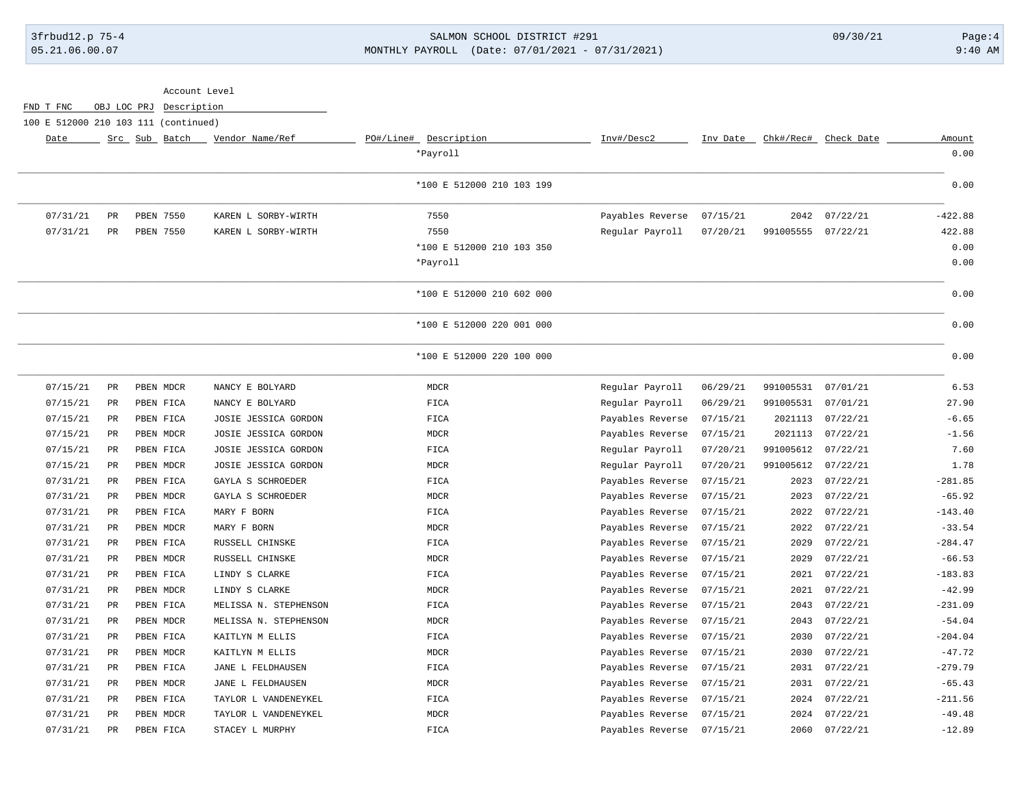Account Level

FND T FNC OBJ LOC PRJ Description

100 E 512000 210 103 111 (continued)

| Date | Src | Sub | Batch | Vendor Name/Ref | PO#/Line# | Description | Inv#/Desc2 | Inv Date | Chk#/Rec# | Check Date | Amount |
|---|---|---|---|---|---|---|---|---|---|---|---|
| | | | | | | *Payroll | | | | | 0.00 |
| | | | | | | *100 E 512000 210 103 199 | | | | | 0.00 |
| 07/31/21 | PR | PBEN | 7550 | KAREN L SORBY-WIRTH | | 7550 | Payables Reverse | 07/15/21 | 2042 | 07/22/21 | -422.88 |
| 07/31/21 | PR | PBEN | 7550 | KAREN L SORBY-WIRTH | | 7550 | Regular Payroll | 07/20/21 | 991005555 | 07/22/21 | 422.88 |
| | | | | | | *100 E 512000 210 103 350 | | | | | 0.00 |
| | | | | | | *Payroll | | | | | 0.00 |
| | | | | | | *100 E 512000 210 602 000 | | | | | 0.00 |
| | | | | | | *100 E 512000 220 001 000 | | | | | 0.00 |
| | | | | | | *100 E 512000 220 100 000 | | | | | 0.00 |
| 07/15/21 | PR | PBEN | MDCR | NANCY E BOLYARD | | MDCR | Regular Payroll | 06/29/21 | 991005531 | 07/01/21 | 6.53 |
| 07/15/21 | PR | PBEN | FICA | NANCY E BOLYARD | | FICA | Regular Payroll | 06/29/21 | 991005531 | 07/01/21 | 27.90 |
| 07/15/21 | PR | PBEN | FICA | JOSIE JESSICA GORDON | | FICA | Payables Reverse | 07/15/21 | 2021113 | 07/22/21 | -6.65 |
| 07/15/21 | PR | PBEN | MDCR | JOSIE JESSICA GORDON | | MDCR | Payables Reverse | 07/15/21 | 2021113 | 07/22/21 | -1.56 |
| 07/15/21 | PR | PBEN | FICA | JOSIE JESSICA GORDON | | FICA | Regular Payroll | 07/20/21 | 991005612 | 07/22/21 | 7.60 |
| 07/15/21 | PR | PBEN | MDCR | JOSIE JESSICA GORDON | | MDCR | Regular Payroll | 07/20/21 | 991005612 | 07/22/21 | 1.78 |
| 07/31/21 | PR | PBEN | FICA | GAYLA S SCHROEDER | | FICA | Payables Reverse | 07/15/21 | 2023 | 07/22/21 | -281.85 |
| 07/31/21 | PR | PBEN | MDCR | GAYLA S SCHROEDER | | MDCR | Payables Reverse | 07/15/21 | 2023 | 07/22/21 | -65.92 |
| 07/31/21 | PR | PBEN | FICA | MARY F BORN | | FICA | Payables Reverse | 07/15/21 | 2022 | 07/22/21 | -143.40 |
| 07/31/21 | PR | PBEN | MDCR | MARY F BORN | | MDCR | Payables Reverse | 07/15/21 | 2022 | 07/22/21 | -33.54 |
| 07/31/21 | PR | PBEN | FICA | RUSSELL CHINSKE | | FICA | Payables Reverse | 07/15/21 | 2029 | 07/22/21 | -284.47 |
| 07/31/21 | PR | PBEN | MDCR | RUSSELL CHINSKE | | MDCR | Payables Reverse | 07/15/21 | 2029 | 07/22/21 | -66.53 |
| 07/31/21 | PR | PBEN | FICA | LINDY S CLARKE | | FICA | Payables Reverse | 07/15/21 | 2021 | 07/22/21 | -183.83 |
| 07/31/21 | PR | PBEN | MDCR | LINDY S CLARKE | | MDCR | Payables Reverse | 07/15/21 | 2021 | 07/22/21 | -42.99 |
| 07/31/21 | PR | PBEN | FICA | MELISSA N. STEPHENSON | | FICA | Payables Reverse | 07/15/21 | 2043 | 07/22/21 | -231.09 |
| 07/31/21 | PR | PBEN | MDCR | MELISSA N. STEPHENSON | | MDCR | Payables Reverse | 07/15/21 | 2043 | 07/22/21 | -54.04 |
| 07/31/21 | PR | PBEN | FICA | KAITLYN M ELLIS | | FICA | Payables Reverse | 07/15/21 | 2030 | 07/22/21 | -204.04 |
| 07/31/21 | PR | PBEN | MDCR | KAITLYN M ELLIS | | MDCR | Payables Reverse | 07/15/21 | 2030 | 07/22/21 | -47.72 |
| 07/31/21 | PR | PBEN | FICA | JANE L FELDHAUSEN | | FICA | Payables Reverse | 07/15/21 | 2031 | 07/22/21 | -279.79 |
| 07/31/21 | PR | PBEN | MDCR | JANE L FELDHAUSEN | | MDCR | Payables Reverse | 07/15/21 | 2031 | 07/22/21 | -65.43 |
| 07/31/21 | PR | PBEN | FICA | TAYLOR L VANDENEYKEL | | FICA | Payables Reverse | 07/15/21 | 2024 | 07/22/21 | -211.56 |
| 07/31/21 | PR | PBEN | MDCR | TAYLOR L VANDENEYKEL | | MDCR | Payables Reverse | 07/15/21 | 2024 | 07/22/21 | -49.48 |
| 07/31/21 | PR | PBEN | FICA | STACEY L MURPHY | | FICA | Payables Reverse | 07/15/21 | 2060 | 07/22/21 | -12.89 |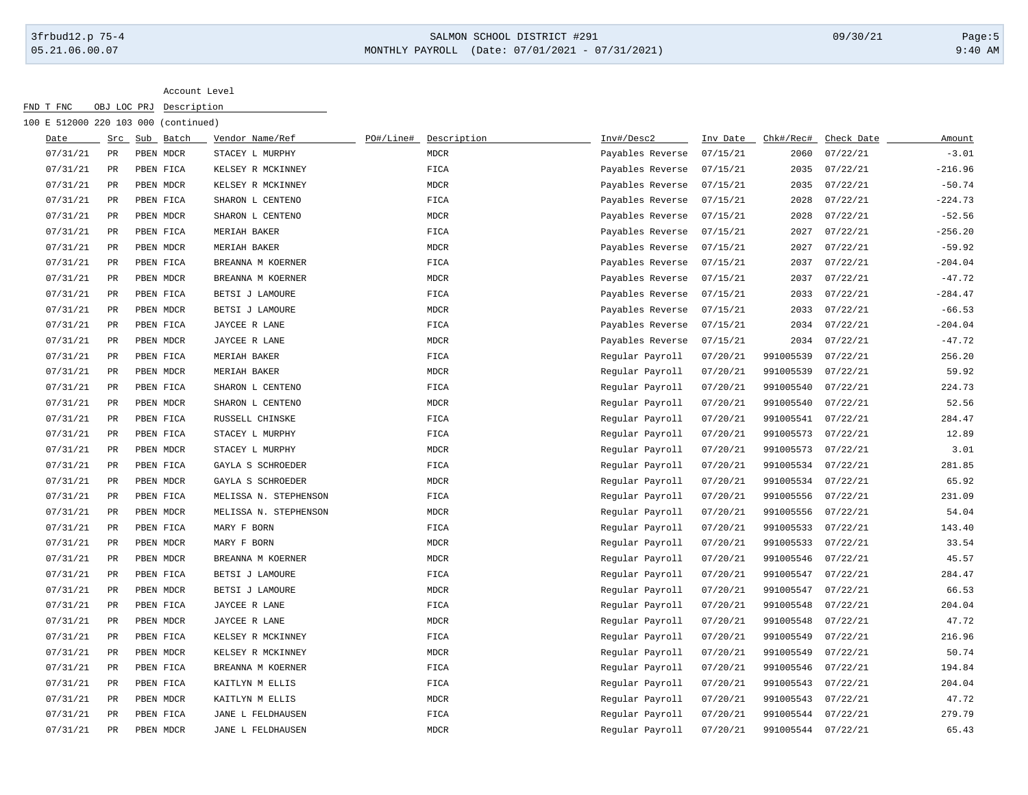Account Level

FND T FNC OBJ LOC PRJ Description

100 E 512000 220 103 000 (continued)

| Date | Src | Sub | Batch | Vendor Name/Ref | PO#/Line# | Description | Inv#/Desc2 | Inv Date | Chk#/Rec# | Check Date | Amount |
|---|---|---|---|---|---|---|---|---|---|---|---|
| 07/31/21 | PR | PBEN | MDCR | STACEY L MURPHY | | MDCR | Payables Reverse | 07/15/21 | 2060 | 07/22/21 | -3.01 |
| 07/31/21 | PR | PBEN | FICA | KELSEY R MCKINNEY | | FICA | Payables Reverse | 07/15/21 | 2035 | 07/22/21 | -216.96 |
| 07/31/21 | PR | PBEN | MDCR | KELSEY R MCKINNEY | | MDCR | Payables Reverse | 07/15/21 | 2035 | 07/22/21 | -50.74 |
| 07/31/21 | PR | PBEN | FICA | SHARON L CENTENO | | FICA | Payables Reverse | 07/15/21 | 2028 | 07/22/21 | -224.73 |
| 07/31/21 | PR | PBEN | MDCR | SHARON L CENTENO | | MDCR | Payables Reverse | 07/15/21 | 2028 | 07/22/21 | -52.56 |
| 07/31/21 | PR | PBEN | FICA | MERIAH BAKER | | FICA | Payables Reverse | 07/15/21 | 2027 | 07/22/21 | -256.20 |
| 07/31/21 | PR | PBEN | MDCR | MERIAH BAKER | | MDCR | Payables Reverse | 07/15/21 | 2027 | 07/22/21 | -59.92 |
| 07/31/21 | PR | PBEN | FICA | BREANNA M KOERNER | | FICA | Payables Reverse | 07/15/21 | 2037 | 07/22/21 | -204.04 |
| 07/31/21 | PR | PBEN | MDCR | BREANNA M KOERNER | | MDCR | Payables Reverse | 07/15/21 | 2037 | 07/22/21 | -47.72 |
| 07/31/21 | PR | PBEN | FICA | BETSI J LAMOURE | | FICA | Payables Reverse | 07/15/21 | 2033 | 07/22/21 | -284.47 |
| 07/31/21 | PR | PBEN | MDCR | BETSI J LAMOURE | | MDCR | Payables Reverse | 07/15/21 | 2033 | 07/22/21 | -66.53 |
| 07/31/21 | PR | PBEN | FICA | JAYCEE R LANE | | FICA | Payables Reverse | 07/15/21 | 2034 | 07/22/21 | -204.04 |
| 07/31/21 | PR | PBEN | MDCR | JAYCEE R LANE | | MDCR | Payables Reverse | 07/15/21 | 2034 | 07/22/21 | -47.72 |
| 07/31/21 | PR | PBEN | FICA | MERIAH BAKER | | FICA | Regular Payroll | 07/20/21 | 991005539 | 07/22/21 | 256.20 |
| 07/31/21 | PR | PBEN | MDCR | MERIAH BAKER | | MDCR | Regular Payroll | 07/20/21 | 991005539 | 07/22/21 | 59.92 |
| 07/31/21 | PR | PBEN | FICA | SHARON L CENTENO | | FICA | Regular Payroll | 07/20/21 | 991005540 | 07/22/21 | 224.73 |
| 07/31/21 | PR | PBEN | MDCR | SHARON L CENTENO | | MDCR | Regular Payroll | 07/20/21 | 991005540 | 07/22/21 | 52.56 |
| 07/31/21 | PR | PBEN | FICA | RUSSELL CHINSKE | | FICA | Regular Payroll | 07/20/21 | 991005541 | 07/22/21 | 284.47 |
| 07/31/21 | PR | PBEN | FICA | STACEY L MURPHY | | FICA | Regular Payroll | 07/20/21 | 991005573 | 07/22/21 | 12.89 |
| 07/31/21 | PR | PBEN | MDCR | STACEY L MURPHY | | MDCR | Regular Payroll | 07/20/21 | 991005573 | 07/22/21 | 3.01 |
| 07/31/21 | PR | PBEN | FICA | GAYLA S SCHROEDER | | FICA | Regular Payroll | 07/20/21 | 991005534 | 07/22/21 | 281.85 |
| 07/31/21 | PR | PBEN | MDCR | GAYLA S SCHROEDER | | MDCR | Regular Payroll | 07/20/21 | 991005534 | 07/22/21 | 65.92 |
| 07/31/21 | PR | PBEN | FICA | MELISSA N. STEPHENSON | | FICA | Regular Payroll | 07/20/21 | 991005556 | 07/22/21 | 231.09 |
| 07/31/21 | PR | PBEN | MDCR | MELISSA N. STEPHENSON | | MDCR | Regular Payroll | 07/20/21 | 991005556 | 07/22/21 | 54.04 |
| 07/31/21 | PR | PBEN | FICA | MARY F BORN | | FICA | Regular Payroll | 07/20/21 | 991005533 | 07/22/21 | 143.40 |
| 07/31/21 | PR | PBEN | MDCR | MARY F BORN | | MDCR | Regular Payroll | 07/20/21 | 991005533 | 07/22/21 | 33.54 |
| 07/31/21 | PR | PBEN | MDCR | BREANNA M KOERNER | | MDCR | Regular Payroll | 07/20/21 | 991005546 | 07/22/21 | 45.57 |
| 07/31/21 | PR | PBEN | FICA | BETSI J LAMOURE | | FICA | Regular Payroll | 07/20/21 | 991005547 | 07/22/21 | 284.47 |
| 07/31/21 | PR | PBEN | MDCR | BETSI J LAMOURE | | MDCR | Regular Payroll | 07/20/21 | 991005547 | 07/22/21 | 66.53 |
| 07/31/21 | PR | PBEN | FICA | JAYCEE R LANE | | FICA | Regular Payroll | 07/20/21 | 991005548 | 07/22/21 | 204.04 |
| 07/31/21 | PR | PBEN | MDCR | JAYCEE R LANE | | MDCR | Regular Payroll | 07/20/21 | 991005548 | 07/22/21 | 47.72 |
| 07/31/21 | PR | PBEN | FICA | KELSEY R MCKINNEY | | FICA | Regular Payroll | 07/20/21 | 991005549 | 07/22/21 | 216.96 |
| 07/31/21 | PR | PBEN | MDCR | KELSEY R MCKINNEY | | MDCR | Regular Payroll | 07/20/21 | 991005549 | 07/22/21 | 50.74 |
| 07/31/21 | PR | PBEN | FICA | BREANNA M KOERNER | | FICA | Regular Payroll | 07/20/21 | 991005546 | 07/22/21 | 194.84 |
| 07/31/21 | PR | PBEN | FICA | KAITLYN M ELLIS | | FICA | Regular Payroll | 07/20/21 | 991005543 | 07/22/21 | 204.04 |
| 07/31/21 | PR | PBEN | MDCR | KAITLYN M ELLIS | | MDCR | Regular Payroll | 07/20/21 | 991005543 | 07/22/21 | 47.72 |
| 07/31/21 | PR | PBEN | FICA | JANE L FELDHAUSEN | | FICA | Regular Payroll | 07/20/21 | 991005544 | 07/22/21 | 279.79 |
| 07/31/21 | PR | PBEN | MDCR | JANE L FELDHAUSEN | | MDCR | Regular Payroll | 07/20/21 | 991005544 | 07/22/21 | 65.43 |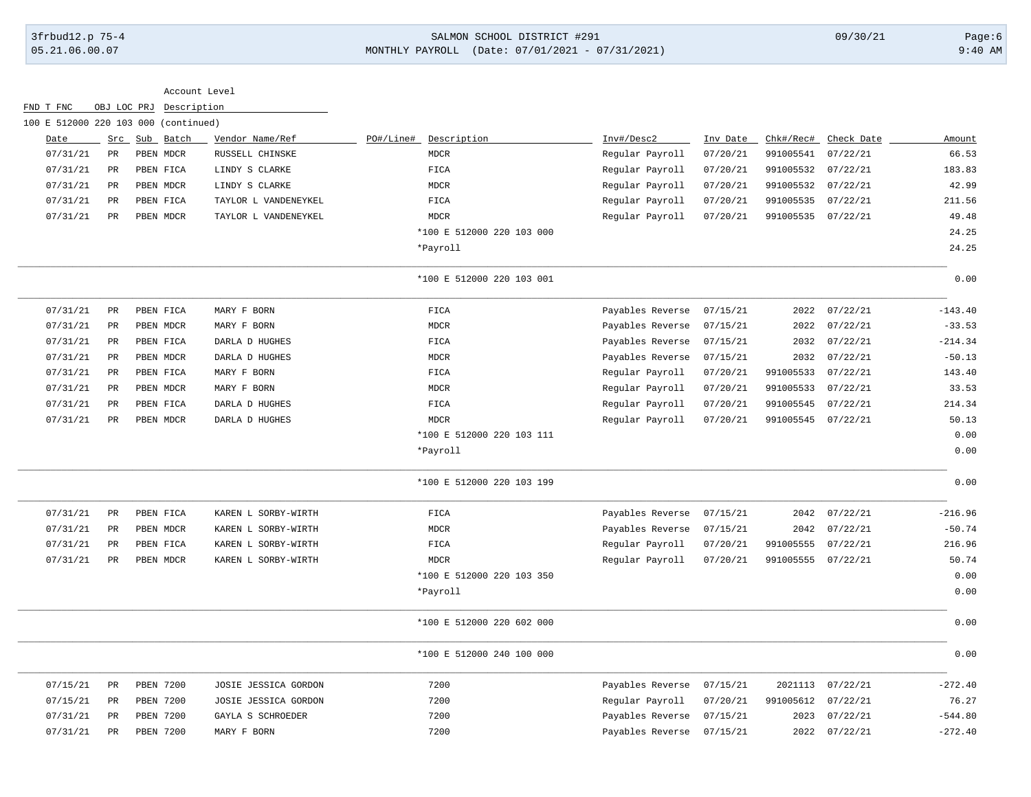Account Level

| FND T FNC | OBJ LOC PRJ | Description |
|---|---|---|

100 E 512000 220 103 000 (continued)

| Date | Src | Sub | Batch | Vendor Name/Ref | PO#/Line# | Description | Inv#/Desc2 | Inv Date | Chk#/Rec# | Check Date | Amount |
|---|---|---|---|---|---|---|---|---|---|---|---|
| 07/31/21 | PR | PBEN | MDCR | RUSSELL CHINSKE | | MDCR | Regular Payroll | 07/20/21 | 991005541 | 07/22/21 | 66.53 |
| 07/31/21 | PR | PBEN | FICA | LINDY S CLARKE | | FICA | Regular Payroll | 07/20/21 | 991005532 | 07/22/21 | 183.83 |
| 07/31/21 | PR | PBEN | MDCR | LINDY S CLARKE | | MDCR | Regular Payroll | 07/20/21 | 991005532 | 07/22/21 | 42.99 |
| 07/31/21 | PR | PBEN | FICA | TAYLOR L VANDENEYKEL | | FICA | Regular Payroll | 07/20/21 | 991005535 | 07/22/21 | 211.56 |
| 07/31/21 | PR | PBEN | MDCR | TAYLOR L VANDENEYKEL | | MDCR | Regular Payroll | 07/20/21 | 991005535 | 07/22/21 | 49.48 |
| | | | | | | *100 E 512000 220 103 000 | | | | | 24.25 |
| | | | | | | *Payroll | | | | | 24.25 |
| | | | | | | *100 E 512000 220 103 001 | | | | | 0.00 |
| 07/31/21 | PR | PBEN | FICA | MARY F BORN | | FICA | Payables Reverse | 07/15/21 | 2022 | 07/22/21 | -143.40 |
| 07/31/21 | PR | PBEN | MDCR | MARY F BORN | | MDCR | Payables Reverse | 07/15/21 | 2022 | 07/22/21 | -33.53 |
| 07/31/21 | PR | PBEN | FICA | DARLA D HUGHES | | FICA | Payables Reverse | 07/15/21 | 2032 | 07/22/21 | -214.34 |
| 07/31/21 | PR | PBEN | MDCR | DARLA D HUGHES | | MDCR | Payables Reverse | 07/15/21 | 2032 | 07/22/21 | -50.13 |
| 07/31/21 | PR | PBEN | FICA | MARY F BORN | | FICA | Regular Payroll | 07/20/21 | 991005533 | 07/22/21 | 143.40 |
| 07/31/21 | PR | PBEN | MDCR | MARY F BORN | | MDCR | Regular Payroll | 07/20/21 | 991005533 | 07/22/21 | 33.53 |
| 07/31/21 | PR | PBEN | FICA | DARLA D HUGHES | | FICA | Regular Payroll | 07/20/21 | 991005545 | 07/22/21 | 214.34 |
| 07/31/21 | PR | PBEN | MDCR | DARLA D HUGHES | | MDCR | Regular Payroll | 07/20/21 | 991005545 | 07/22/21 | 50.13 |
| | | | | | | *100 E 512000 220 103 111 | | | | | 0.00 |
| | | | | | | *Payroll | | | | | 0.00 |
| | | | | | | *100 E 512000 220 103 199 | | | | | 0.00 |
| 07/31/21 | PR | PBEN | FICA | KAREN L SORBY-WIRTH | | FICA | Payables Reverse | 07/15/21 | 2042 | 07/22/21 | -216.96 |
| 07/31/21 | PR | PBEN | MDCR | KAREN L SORBY-WIRTH | | MDCR | Payables Reverse | 07/15/21 | 2042 | 07/22/21 | -50.74 |
| 07/31/21 | PR | PBEN | FICA | KAREN L SORBY-WIRTH | | FICA | Regular Payroll | 07/20/21 | 991005555 | 07/22/21 | 216.96 |
| 07/31/21 | PR | PBEN | MDCR | KAREN L SORBY-WIRTH | | MDCR | Regular Payroll | 07/20/21 | 991005555 | 07/22/21 | 50.74 |
| | | | | | | *100 E 512000 220 103 350 | | | | | 0.00 |
| | | | | | | *Payroll | | | | | 0.00 |
| | | | | | | *100 E 512000 220 602 000 | | | | | 0.00 |
| | | | | | | *100 E 512000 240 100 000 | | | | | 0.00 |
| 07/15/21 | PR | PBEN | 7200 | JOSIE JESSICA GORDON | | 7200 | Payables Reverse | 07/15/21 | 2021113 | 07/22/21 | -272.40 |
| 07/15/21 | PR | PBEN | 7200 | JOSIE JESSICA GORDON | | 7200 | Regular Payroll | 07/20/21 | 991005612 | 07/22/21 | 76.27 |
| 07/31/21 | PR | PBEN | 7200 | GAYLA S SCHROEDER | | 7200 | Payables Reverse | 07/15/21 | 2023 | 07/22/21 | -544.80 |
| 07/31/21 | PR | PBEN | 7200 | MARY F BORN | | 7200 | Payables Reverse | 07/15/21 | 2022 | 07/22/21 | -272.40 |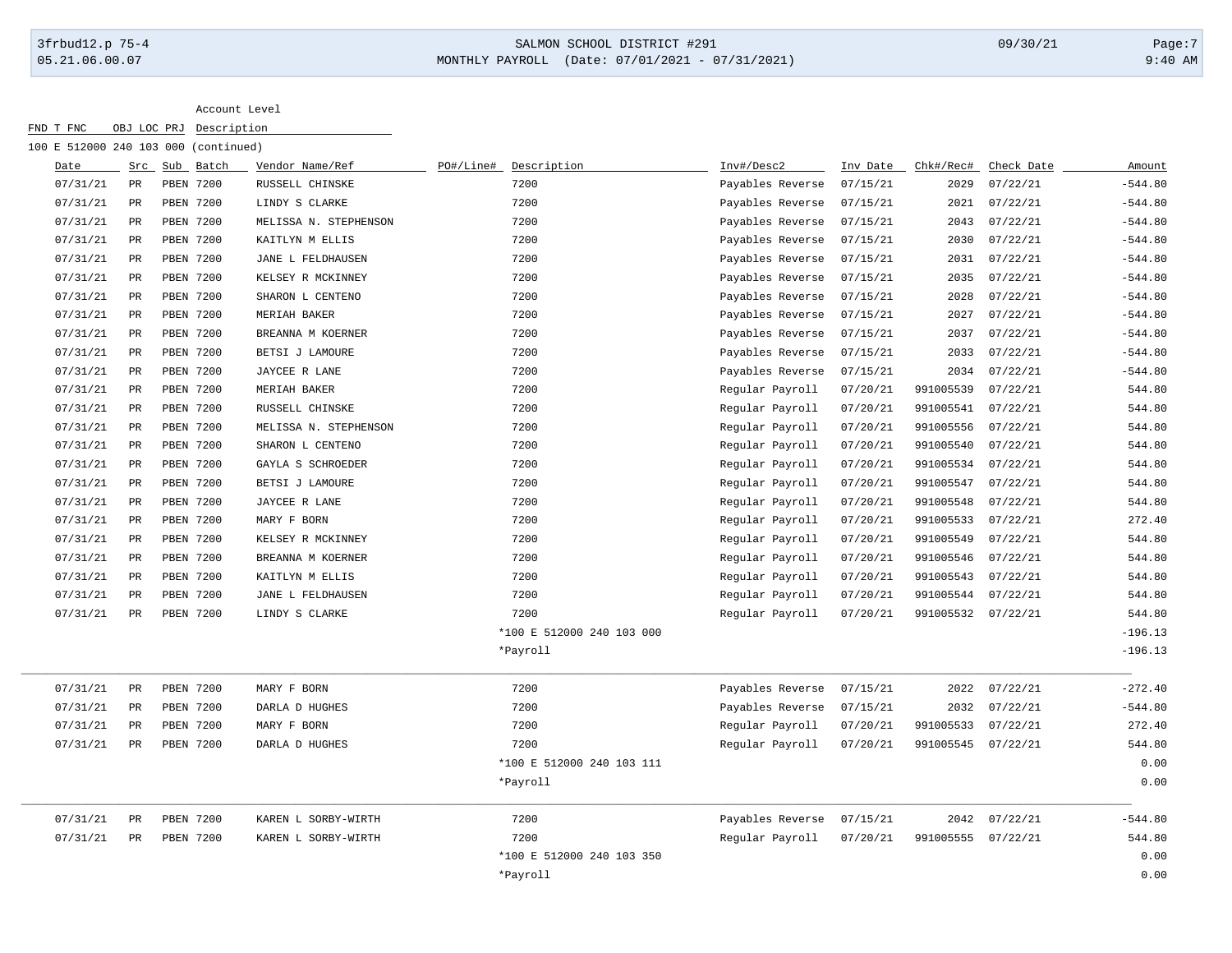Account Level

FND T FNC OBJ LOC PRJ Description

100 E 512000 240 103 000 (continued)

| Date | Src | Sub | Batch | Vendor Name/Ref | PO#/Line# | Description | Inv#/Desc2 | Inv Date | Chk#/Rec# | Check Date | Amount |
|---|---|---|---|---|---|---|---|---|---|---|---|
| 07/31/21 | PR | PBEN | 7200 | RUSSELL CHINSKE | | 7200 | Payables Reverse | 07/15/21 | 2029 | 07/22/21 | -544.80 |
| 07/31/21 | PR | PBEN | 7200 | LINDY S CLARKE | | 7200 | Payables Reverse | 07/15/21 | 2021 | 07/22/21 | -544.80 |
| 07/31/21 | PR | PBEN | 7200 | MELISSA N. STEPHENSON | | 7200 | Payables Reverse | 07/15/21 | 2043 | 07/22/21 | -544.80 |
| 07/31/21 | PR | PBEN | 7200 | KAITLYN M ELLIS | | 7200 | Payables Reverse | 07/15/21 | 2030 | 07/22/21 | -544.80 |
| 07/31/21 | PR | PBEN | 7200 | JANE L FELDHAUSEN | | 7200 | Payables Reverse | 07/15/21 | 2031 | 07/22/21 | -544.80 |
| 07/31/21 | PR | PBEN | 7200 | KELSEY R MCKINNEY | | 7200 | Payables Reverse | 07/15/21 | 2035 | 07/22/21 | -544.80 |
| 07/31/21 | PR | PBEN | 7200 | SHARON L CENTENO | | 7200 | Payables Reverse | 07/15/21 | 2028 | 07/22/21 | -544.80 |
| 07/31/21 | PR | PBEN | 7200 | MERIAH BAKER | | 7200 | Payables Reverse | 07/15/21 | 2027 | 07/22/21 | -544.80 |
| 07/31/21 | PR | PBEN | 7200 | BREANNA M KOERNER | | 7200 | Payables Reverse | 07/15/21 | 2037 | 07/22/21 | -544.80 |
| 07/31/21 | PR | PBEN | 7200 | BETSI J LAMOURE | | 7200 | Payables Reverse | 07/15/21 | 2033 | 07/22/21 | -544.80 |
| 07/31/21 | PR | PBEN | 7200 | JAYCEE R LANE | | 7200 | Payables Reverse | 07/15/21 | 2034 | 07/22/21 | -544.80 |
| 07/31/21 | PR | PBEN | 7200 | MERIAH BAKER | | 7200 | Regular Payroll | 07/20/21 | 991005539 | 07/22/21 | 544.80 |
| 07/31/21 | PR | PBEN | 7200 | RUSSELL CHINSKE | | 7200 | Regular Payroll | 07/20/21 | 991005541 | 07/22/21 | 544.80 |
| 07/31/21 | PR | PBEN | 7200 | MELISSA N. STEPHENSON | | 7200 | Regular Payroll | 07/20/21 | 991005556 | 07/22/21 | 544.80 |
| 07/31/21 | PR | PBEN | 7200 | SHARON L CENTENO | | 7200 | Regular Payroll | 07/20/21 | 991005540 | 07/22/21 | 544.80 |
| 07/31/21 | PR | PBEN | 7200 | GAYLA S SCHROEDER | | 7200 | Regular Payroll | 07/20/21 | 991005534 | 07/22/21 | 544.80 |
| 07/31/21 | PR | PBEN | 7200 | BETSI J LAMOURE | | 7200 | Regular Payroll | 07/20/21 | 991005547 | 07/22/21 | 544.80 |
| 07/31/21 | PR | PBEN | 7200 | JAYCEE R LANE | | 7200 | Regular Payroll | 07/20/21 | 991005548 | 07/22/21 | 544.80 |
| 07/31/21 | PR | PBEN | 7200 | MARY F BORN | | 7200 | Regular Payroll | 07/20/21 | 991005533 | 07/22/21 | 272.40 |
| 07/31/21 | PR | PBEN | 7200 | KELSEY R MCKINNEY | | 7200 | Regular Payroll | 07/20/21 | 991005549 | 07/22/21 | 544.80 |
| 07/31/21 | PR | PBEN | 7200 | BREANNA M KOERNER | | 7200 | Regular Payroll | 07/20/21 | 991005546 | 07/22/21 | 544.80 |
| 07/31/21 | PR | PBEN | 7200 | KAITLYN M ELLIS | | 7200 | Regular Payroll | 07/20/21 | 991005543 | 07/22/21 | 544.80 |
| 07/31/21 | PR | PBEN | 7200 | JANE L FELDHAUSEN | | 7200 | Regular Payroll | 07/20/21 | 991005544 | 07/22/21 | 544.80 |
| 07/31/21 | PR | PBEN | 7200 | LINDY S CLARKE | | 7200 | Regular Payroll | 07/20/21 | 991005532 | 07/22/21 | 544.80 |
| | | | | | | *100 E 512000 240 103 000 | | | | | -196.13 |
| | | | | | | *Payroll | | | | | -196.13 |
| 07/31/21 | PR | PBEN | 7200 | MARY F BORN | | 7200 | Payables Reverse | 07/15/21 | 2022 | 07/22/21 | -272.40 |
| 07/31/21 | PR | PBEN | 7200 | DARLA D HUGHES | | 7200 | Payables Reverse | 07/15/21 | 2032 | 07/22/21 | -544.80 |
| 07/31/21 | PR | PBEN | 7200 | MARY F BORN | | 7200 | Regular Payroll | 07/20/21 | 991005533 | 07/22/21 | 272.40 |
| 07/31/21 | PR | PBEN | 7200 | DARLA D HUGHES | | 7200 | Regular Payroll | 07/20/21 | 991005545 | 07/22/21 | 544.80 |
| | | | | | | *100 E 512000 240 103 111 | | | | | 0.00 |
| | | | | | | *Payroll | | | | | 0.00 |
| 07/31/21 | PR | PBEN | 7200 | KAREN L SORBY-WIRTH | | 7200 | Payables Reverse | 07/15/21 | 2042 | 07/22/21 | -544.80 |
| 07/31/21 | PR | PBEN | 7200 | KAREN L SORBY-WIRTH | | 7200 | Regular Payroll | 07/20/21 | 991005555 | 07/22/21 | 544.80 |
| | | | | | | *100 E 512000 240 103 350 | | | | | 0.00 |
| | | | | | | *Payroll | | | | | 0.00 |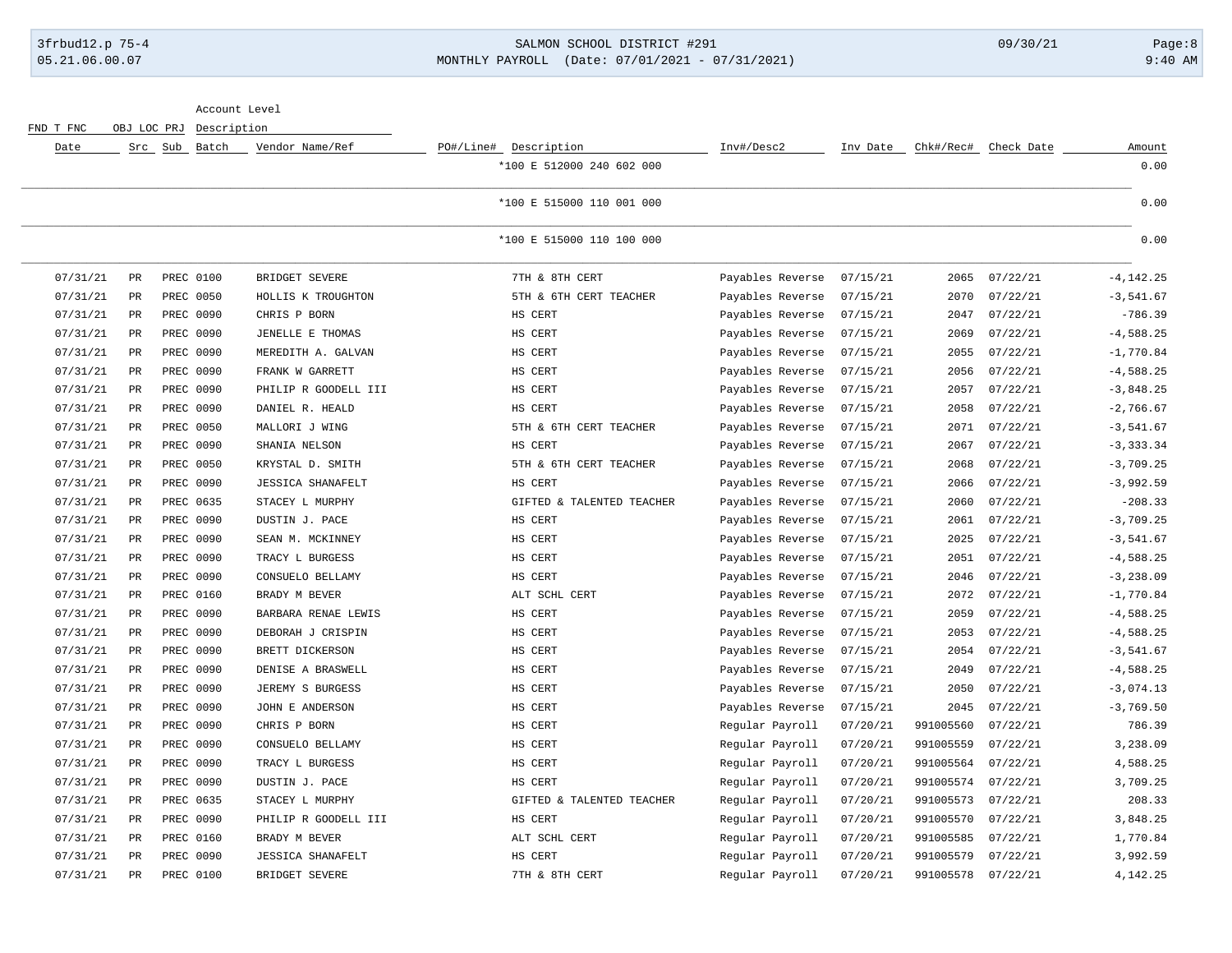| Date | Src | Sub | Batch | Vendor Name/Ref | PO#/Line# | Description | Inv#/Desc2 | Inv Date | Chk#/Rec# | Check Date | Amount |
|---|---|---|---|---|---|---|---|---|---|---|---|
| | | | | | | *100 E 512000 240 602 000 | | | | | 0.00 |
| | | | | | | *100 E 515000 110 001 000 | | | | | 0.00 |
| | | | | | | *100 E 515000 110 100 000 | | | | | 0.00 |
| 07/31/21 | PR | | PREC 0100 | BRIDGET SEVERE | | 7TH & 8TH CERT | Payables Reverse | 07/15/21 | 2065 | 07/22/21 | -4,142.25 |
| 07/31/21 | PR | | PREC 0050 | HOLLIS K TROUGHTON | | 5TH & 6TH CERT TEACHER | Payables Reverse | 07/15/21 | 2070 | 07/22/21 | -3,541.67 |
| 07/31/21 | PR | | PREC 0090 | CHRIS P BORN | | HS CERT | Payables Reverse | 07/15/21 | 2047 | 07/22/21 | -786.39 |
| 07/31/21 | PR | | PREC 0090 | JENELLE E THOMAS | | HS CERT | Payables Reverse | 07/15/21 | 2069 | 07/22/21 | -4,588.25 |
| 07/31/21 | PR | | PREC 0090 | MEREDITH A. GALVAN | | HS CERT | Payables Reverse | 07/15/21 | 2055 | 07/22/21 | -1,770.84 |
| 07/31/21 | PR | | PREC 0090 | FRANK W GARRETT | | HS CERT | Payables Reverse | 07/15/21 | 2056 | 07/22/21 | -4,588.25 |
| 07/31/21 | PR | | PREC 0090 | PHILIP R GOODELL III | | HS CERT | Payables Reverse | 07/15/21 | 2057 | 07/22/21 | -3,848.25 |
| 07/31/21 | PR | | PREC 0090 | DANIEL R. HEALD | | HS CERT | Payables Reverse | 07/15/21 | 2058 | 07/22/21 | -2,766.67 |
| 07/31/21 | PR | | PREC 0050 | MALLORI J WING | | 5TH & 6TH CERT TEACHER | Payables Reverse | 07/15/21 | 2071 | 07/22/21 | -3,541.67 |
| 07/31/21 | PR | | PREC 0090 | SHANIA NELSON | | HS CERT | Payables Reverse | 07/15/21 | 2067 | 07/22/21 | -3,333.34 |
| 07/31/21 | PR | | PREC 0050 | KRYSTAL D. SMITH | | 5TH & 6TH CERT TEACHER | Payables Reverse | 07/15/21 | 2068 | 07/22/21 | -3,709.25 |
| 07/31/21 | PR | | PREC 0090 | JESSICA SHANAFELT | | HS CERT | Payables Reverse | 07/15/21 | 2066 | 07/22/21 | -3,992.59 |
| 07/31/21 | PR | | PREC 0635 | STACEY L MURPHY | | GIFTED & TALENTED TEACHER | Payables Reverse | 07/15/21 | 2060 | 07/22/21 | -208.33 |
| 07/31/21 | PR | | PREC 0090 | DUSTIN J. PACE | | HS CERT | Payables Reverse | 07/15/21 | 2061 | 07/22/21 | -3,709.25 |
| 07/31/21 | PR | | PREC 0090 | SEAN M. MCKINNEY | | HS CERT | Payables Reverse | 07/15/21 | 2025 | 07/22/21 | -3,541.67 |
| 07/31/21 | PR | | PREC 0090 | TRACY L BURGESS | | HS CERT | Payables Reverse | 07/15/21 | 2051 | 07/22/21 | -4,588.25 |
| 07/31/21 | PR | | PREC 0090 | CONSUELO BELLAMY | | HS CERT | Payables Reverse | 07/15/21 | 2046 | 07/22/21 | -3,238.09 |
| 07/31/21 | PR | | PREC 0160 | BRADY M BEVER | | ALT SCHL CERT | Payables Reverse | 07/15/21 | 2072 | 07/22/21 | -1,770.84 |
| 07/31/21 | PR | | PREC 0090 | BARBARA RENAE LEWIS | | HS CERT | Payables Reverse | 07/15/21 | 2059 | 07/22/21 | -4,588.25 |
| 07/31/21 | PR | | PREC 0090 | DEBORAH J CRISPIN | | HS CERT | Payables Reverse | 07/15/21 | 2053 | 07/22/21 | -4,588.25 |
| 07/31/21 | PR | | PREC 0090 | BRETT DICKERSON | | HS CERT | Payables Reverse | 07/15/21 | 2054 | 07/22/21 | -3,541.67 |
| 07/31/21 | PR | | PREC 0090 | DENISE A BRASWELL | | HS CERT | Payables Reverse | 07/15/21 | 2049 | 07/22/21 | -4,588.25 |
| 07/31/21 | PR | | PREC 0090 | JEREMY S BURGESS | | HS CERT | Payables Reverse | 07/15/21 | 2050 | 07/22/21 | -3,074.13 |
| 07/31/21 | PR | | PREC 0090 | JOHN E ANDERSON | | HS CERT | Payables Reverse | 07/15/21 | 2045 | 07/22/21 | -3,769.50 |
| 07/31/21 | PR | | PREC 0090 | CHRIS P BORN | | HS CERT | Regular Payroll | 07/20/21 | 991005560 | 07/22/21 | 786.39 |
| 07/31/21 | PR | | PREC 0090 | CONSUELO BELLAMY | | HS CERT | Regular Payroll | 07/20/21 | 991005559 | 07/22/21 | 3,238.09 |
| 07/31/21 | PR | | PREC 0090 | TRACY L BURGESS | | HS CERT | Regular Payroll | 07/20/21 | 991005564 | 07/22/21 | 4,588.25 |
| 07/31/21 | PR | | PREC 0090 | DUSTIN J. PACE | | HS CERT | Regular Payroll | 07/20/21 | 991005574 | 07/22/21 | 3,709.25 |
| 07/31/21 | PR | | PREC 0635 | STACEY L MURPHY | | GIFTED & TALENTED TEACHER | Regular Payroll | 07/20/21 | 991005573 | 07/22/21 | 208.33 |
| 07/31/21 | PR | | PREC 0090 | PHILIP R GOODELL III | | HS CERT | Regular Payroll | 07/20/21 | 991005570 | 07/22/21 | 3,848.25 |
| 07/31/21 | PR | | PREC 0160 | BRADY M BEVER | | ALT SCHL CERT | Regular Payroll | 07/20/21 | 991005585 | 07/22/21 | 1,770.84 |
| 07/31/21 | PR | | PREC 0090 | JESSICA SHANAFELT | | HS CERT | Regular Payroll | 07/20/21 | 991005579 | 07/22/21 | 3,992.59 |
| 07/31/21 | PR | | PREC 0100 | BRIDGET SEVERE | | 7TH & 8TH CERT | Regular Payroll | 07/20/21 | 991005578 | 07/22/21 | 4,142.25 |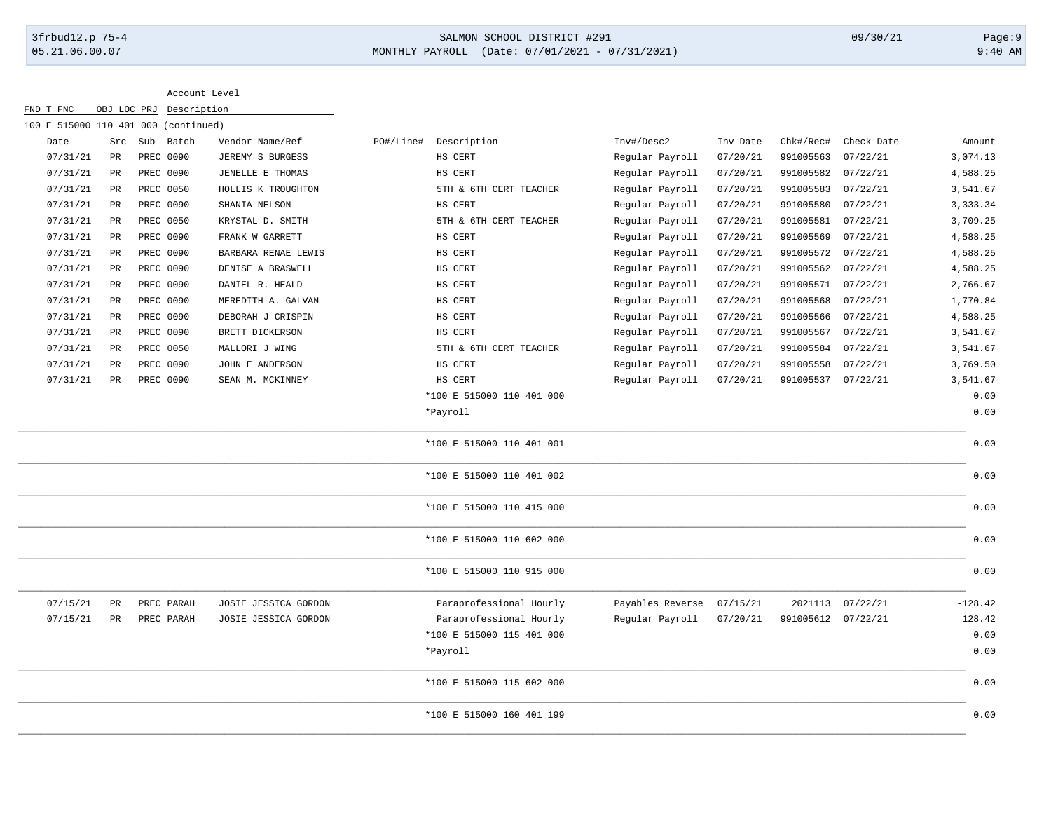Account Level

FND T FNC OBJ LOC PRJ Description

100 E 515000 110 401 000 (continued)

| Date | Src | Sub | Batch | Vendor Name/Ref | PO#/Line# | Description | Inv#/Desc2 | Inv Date | Chk#/Rec# | Check Date | Amount |
|---|---|---|---|---|---|---|---|---|---|---|---|
| 07/31/21 | PR | PREC | 0090 | JEREMY S BURGESS | | HS CERT | Regular Payroll | 07/20/21 | 991005563 | 07/22/21 | 3,074.13 |
| 07/31/21 | PR | PREC | 0090 | JENELLE E THOMAS | | HS CERT | Regular Payroll | 07/20/21 | 991005582 | 07/22/21 | 4,588.25 |
| 07/31/21 | PR | PREC | 0050 | HOLLIS K TROUGHTON | | 5TH & 6TH CERT TEACHER | Regular Payroll | 07/20/21 | 991005583 | 07/22/21 | 3,541.67 |
| 07/31/21 | PR | PREC | 0090 | SHANIA NELSON | | HS CERT | Regular Payroll | 07/20/21 | 991005580 | 07/22/21 | 3,333.34 |
| 07/31/21 | PR | PREC | 0050 | KRYSTAL D. SMITH | | 5TH & 6TH CERT TEACHER | Regular Payroll | 07/20/21 | 991005581 | 07/22/21 | 3,709.25 |
| 07/31/21 | PR | PREC | 0090 | FRANK W GARRETT | | HS CERT | Regular Payroll | 07/20/21 | 991005569 | 07/22/21 | 4,588.25 |
| 07/31/21 | PR | PREC | 0090 | BARBARA RENAE LEWIS | | HS CERT | Regular Payroll | 07/20/21 | 991005572 | 07/22/21 | 4,588.25 |
| 07/31/21 | PR | PREC | 0090 | DENISE A BRASWELL | | HS CERT | Regular Payroll | 07/20/21 | 991005562 | 07/22/21 | 4,588.25 |
| 07/31/21 | PR | PREC | 0090 | DANIEL R. HEALD | | HS CERT | Regular Payroll | 07/20/21 | 991005571 | 07/22/21 | 2,766.67 |
| 07/31/21 | PR | PREC | 0090 | MEREDITH A. GALVAN | | HS CERT | Regular Payroll | 07/20/21 | 991005568 | 07/22/21 | 1,770.84 |
| 07/31/21 | PR | PREC | 0090 | DEBORAH J CRISPIN | | HS CERT | Regular Payroll | 07/20/21 | 991005566 | 07/22/21 | 4,588.25 |
| 07/31/21 | PR | PREC | 0090 | BRETT DICKERSON | | HS CERT | Regular Payroll | 07/20/21 | 991005567 | 07/22/21 | 3,541.67 |
| 07/31/21 | PR | PREC | 0050 | MALLORI J WING | | 5TH & 6TH CERT TEACHER | Regular Payroll | 07/20/21 | 991005584 | 07/22/21 | 3,541.67 |
| 07/31/21 | PR | PREC | 0090 | JOHN E ANDERSON | | HS CERT | Regular Payroll | 07/20/21 | 991005558 | 07/22/21 | 3,769.50 |
| 07/31/21 | PR | PREC | 0090 | SEAN M. MCKINNEY | | HS CERT | Regular Payroll | 07/20/21 | 991005537 | 07/22/21 | 3,541.67 |
| | | | | | | *100 E 515000 110 401 000 | | | | | 0.00 |
| | | | | | | *Payroll | | | | | 0.00 |
| | | | | | | *100 E 515000 110 401 001 | | | | | 0.00 |
| | | | | | | *100 E 515000 110 401 002 | | | | | 0.00 |
| | | | | | | *100 E 515000 110 415 000 | | | | | 0.00 |
| | | | | | | *100 E 515000 110 602 000 | | | | | 0.00 |
| | | | | | | *100 E 515000 110 915 000 | | | | | 0.00 |
| 07/15/21 | PR | PREC | PARAH | JOSIE JESSICA GORDON | | Paraprofessional Hourly | Payables Reverse | 07/15/21 | 2021113 | 07/22/21 | -128.42 |
| 07/15/21 | PR | PREC | PARAH | JOSIE JESSICA GORDON | | Paraprofessional Hourly | Regular Payroll | 07/20/21 | 991005612 | 07/22/21 | 128.42 |
| | | | | | | *100 E 515000 115 401 000 | | | | | 0.00 |
| | | | | | | *Payroll | | | | | 0.00 |
| | | | | | | *100 E 515000 115 602 000 | | | | | 0.00 |
| | | | | | | *100 E 515000 160 401 199 | | | | | 0.00 |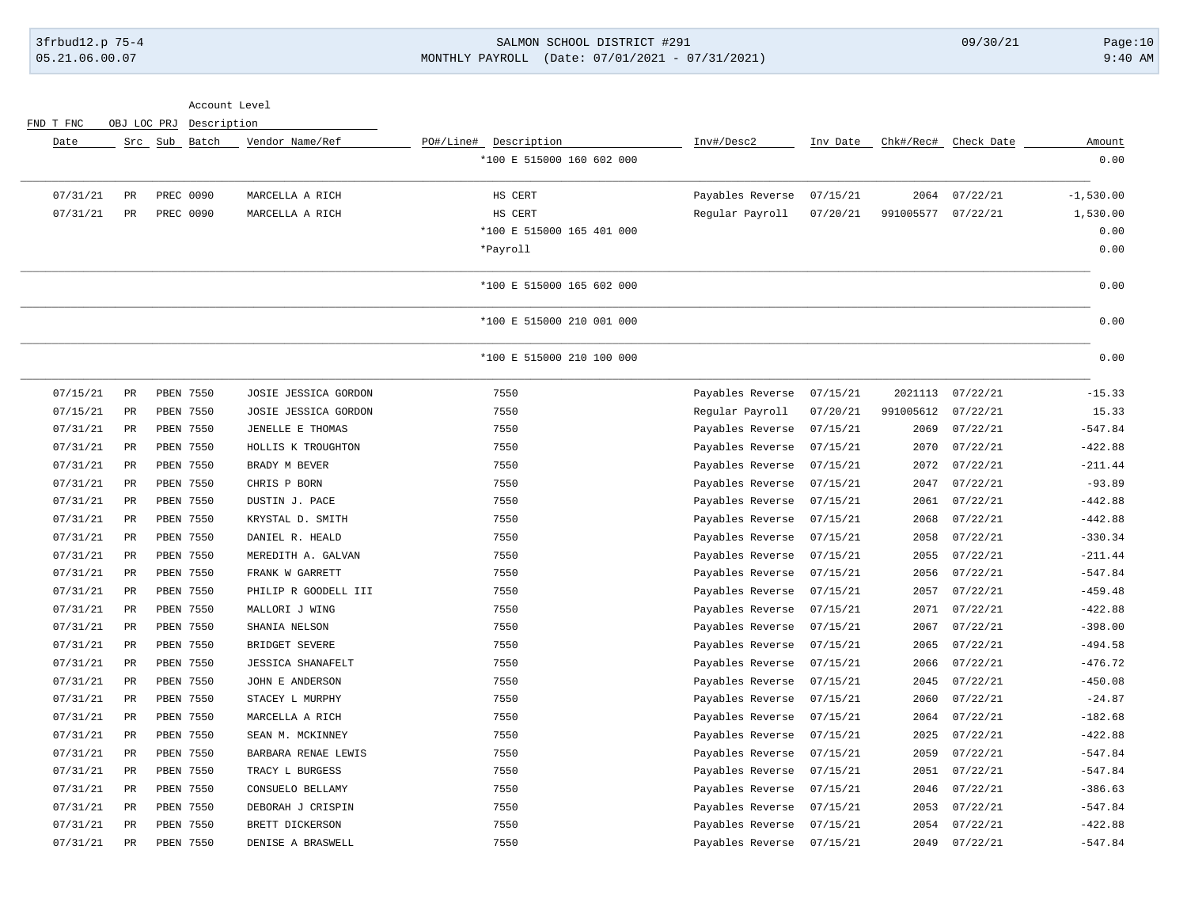| Date | Src | Sub | Batch | Vendor Name/Ref | PO#/Line# | Description | Inv#/Desc2 | Inv Date | Chk#/Rec# | Check Date | Amount |
|---|---|---|---|---|---|---|---|---|---|---|---|
| | | | | | | *100 E 515000 160 602 000 | | | | | 0.00 |
| 07/31/21 | PR | PREC | 0090 | MARCELLA A RICH | | HS CERT | Payables Reverse | 07/15/21 | 2064 | 07/22/21 | -1,530.00 |
| 07/31/21 | PR | PREC | 0090 | MARCELLA A RICH | | HS CERT | Regular Payroll | 07/20/21 | 991005577 | 07/22/21 | 1,530.00 |
| | | | | | | *100 E 515000 165 401 000 | | | | | 0.00 |
| | | | | | | *Payroll | | | | | 0.00 |
| | | | | | | *100 E 515000 165 602 000 | | | | | 0.00 |
| | | | | | | *100 E 515000 210 001 000 | | | | | 0.00 |
| | | | | | | *100 E 515000 210 100 000 | | | | | 0.00 |
| 07/15/21 | PR | PBEN | 7550 | JOSIE JESSICA GORDON | | 7550 | Payables Reverse | 07/15/21 | 2021113 | 07/22/21 | -15.33 |
| 07/15/21 | PR | PBEN | 7550 | JOSIE JESSICA GORDON | | 7550 | Regular Payroll | 07/20/21 | 991005612 | 07/22/21 | 15.33 |
| 07/31/21 | PR | PBEN | 7550 | JENELLE E THOMAS | | 7550 | Payables Reverse | 07/15/21 | 2069 | 07/22/21 | -547.84 |
| 07/31/21 | PR | PBEN | 7550 | HOLLIS K TROUGHTON | | 7550 | Payables Reverse | 07/15/21 | 2070 | 07/22/21 | -422.88 |
| 07/31/21 | PR | PBEN | 7550 | BRADY M BEVER | | 7550 | Payables Reverse | 07/15/21 | 2072 | 07/22/21 | -211.44 |
| 07/31/21 | PR | PBEN | 7550 | CHRIS P BORN | | 7550 | Payables Reverse | 07/15/21 | 2047 | 07/22/21 | -93.89 |
| 07/31/21 | PR | PBEN | 7550 | DUSTIN J. PACE | | 7550 | Payables Reverse | 07/15/21 | 2061 | 07/22/21 | -442.88 |
| 07/31/21 | PR | PBEN | 7550 | KRYSTAL D. SMITH | | 7550 | Payables Reverse | 07/15/21 | 2068 | 07/22/21 | -442.88 |
| 07/31/21 | PR | PBEN | 7550 | DANIEL R. HEALD | | 7550 | Payables Reverse | 07/15/21 | 2058 | 07/22/21 | -330.34 |
| 07/31/21 | PR | PBEN | 7550 | MEREDITH A. GALVAN | | 7550 | Payables Reverse | 07/15/21 | 2055 | 07/22/21 | -211.44 |
| 07/31/21 | PR | PBEN | 7550 | FRANK W GARRETT | | 7550 | Payables Reverse | 07/15/21 | 2056 | 07/22/21 | -547.84 |
| 07/31/21 | PR | PBEN | 7550 | PHILIP R GOODELL III | | 7550 | Payables Reverse | 07/15/21 | 2057 | 07/22/21 | -459.48 |
| 07/31/21 | PR | PBEN | 7550 | MALLORI J WING | | 7550 | Payables Reverse | 07/15/21 | 2071 | 07/22/21 | -422.88 |
| 07/31/21 | PR | PBEN | 7550 | SHANIA NELSON | | 7550 | Payables Reverse | 07/15/21 | 2067 | 07/22/21 | -398.00 |
| 07/31/21 | PR | PBEN | 7550 | BRIDGET SEVERE | | 7550 | Payables Reverse | 07/15/21 | 2065 | 07/22/21 | -494.58 |
| 07/31/21 | PR | PBEN | 7550 | JESSICA SHANAFELT | | 7550 | Payables Reverse | 07/15/21 | 2066 | 07/22/21 | -476.72 |
| 07/31/21 | PR | PBEN | 7550 | JOHN E ANDERSON | | 7550 | Payables Reverse | 07/15/21 | 2045 | 07/22/21 | -450.08 |
| 07/31/21 | PR | PBEN | 7550 | STACEY L MURPHY | | 7550 | Payables Reverse | 07/15/21 | 2060 | 07/22/21 | -24.87 |
| 07/31/21 | PR | PBEN | 7550 | MARCELLA A RICH | | 7550 | Payables Reverse | 07/15/21 | 2064 | 07/22/21 | -182.68 |
| 07/31/21 | PR | PBEN | 7550 | SEAN M. MCKINNEY | | 7550 | Payables Reverse | 07/15/21 | 2025 | 07/22/21 | -422.88 |
| 07/31/21 | PR | PBEN | 7550 | BARBARA RENAE LEWIS | | 7550 | Payables Reverse | 07/15/21 | 2059 | 07/22/21 | -547.84 |
| 07/31/21 | PR | PBEN | 7550 | TRACY L BURGESS | | 7550 | Payables Reverse | 07/15/21 | 2051 | 07/22/21 | -547.84 |
| 07/31/21 | PR | PBEN | 7550 | CONSUELO BELLAMY | | 7550 | Payables Reverse | 07/15/21 | 2046 | 07/22/21 | -386.63 |
| 07/31/21 | PR | PBEN | 7550 | DEBORAH J CRISPIN | | 7550 | Payables Reverse | 07/15/21 | 2053 | 07/22/21 | -547.84 |
| 07/31/21 | PR | PBEN | 7550 | BRETT DICKERSON | | 7550 | Payables Reverse | 07/15/21 | 2054 | 07/22/21 | -422.88 |
| 07/31/21 | PR | PBEN | 7550 | DENISE A BRASWELL | | 7550 | Payables Reverse | 07/15/21 | 2049 | 07/22/21 | -547.84 |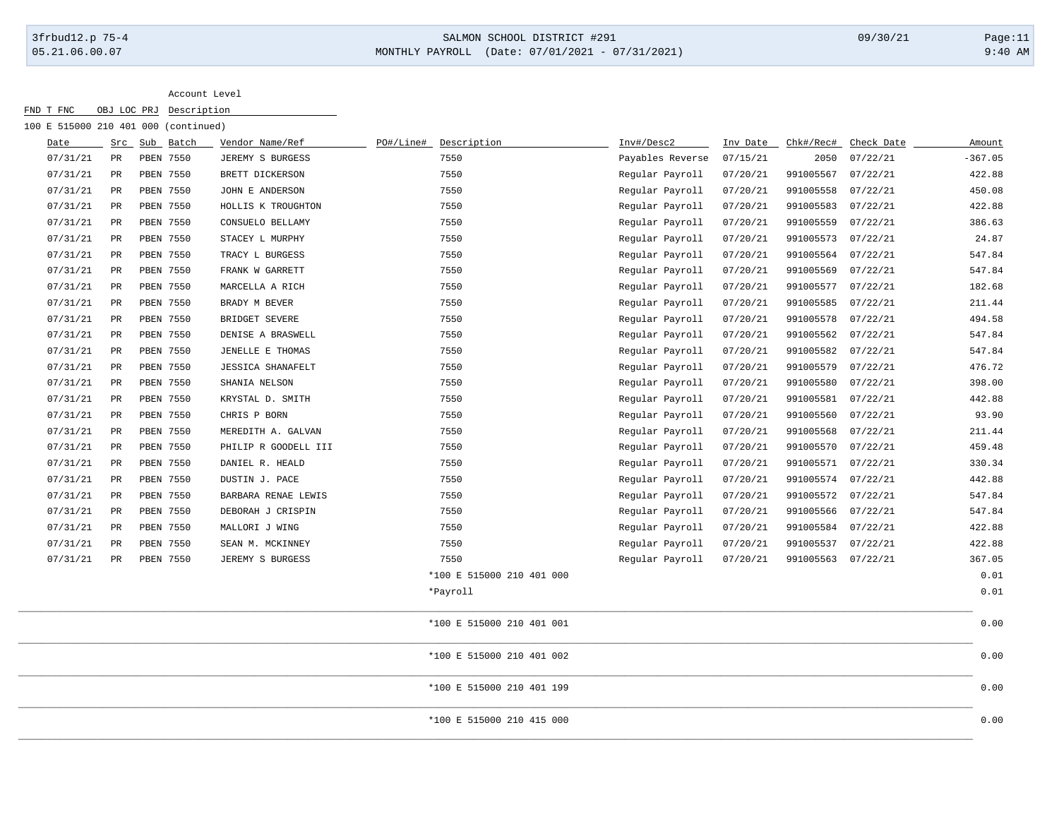| FND T FNC | OBJ LOC PRJ | Account Level Description |
|---|---|---|
| 100 E 515000 210 401 000 (continued) | | |

| Date | Src | Sub | Batch | Vendor Name/Ref | PO#/Line# | Description | Inv#/Desc2 | Inv Date | Chk#/Rec# | Check Date | Amount |
|---|---|---|---|---|---|---|---|---|---|---|---|
| 07/31/21 | PR | PBEN | 7550 | JEREMY S BURGESS | | 7550 | Payables Reverse | 07/15/21 | 2050 | 07/22/21 | -367.05 |
| 07/31/21 | PR | PBEN | 7550 | BRETT DICKERSON | | 7550 | Regular Payroll | 07/20/21 | 991005567 | 07/22/21 | 422.88 |
| 07/31/21 | PR | PBEN | 7550 | JOHN E ANDERSON | | 7550 | Regular Payroll | 07/20/21 | 991005558 | 07/22/21 | 450.08 |
| 07/31/21 | PR | PBEN | 7550 | HOLLIS K TROUGHTON | | 7550 | Regular Payroll | 07/20/21 | 991005583 | 07/22/21 | 422.88 |
| 07/31/21 | PR | PBEN | 7550 | CONSUELO BELLAMY | | 7550 | Regular Payroll | 07/20/21 | 991005559 | 07/22/21 | 386.63 |
| 07/31/21 | PR | PBEN | 7550 | STACEY L MURPHY | | 7550 | Regular Payroll | 07/20/21 | 991005573 | 07/22/21 | 24.87 |
| 07/31/21 | PR | PBEN | 7550 | TRACY L BURGESS | | 7550 | Regular Payroll | 07/20/21 | 991005564 | 07/22/21 | 547.84 |
| 07/31/21 | PR | PBEN | 7550 | FRANK W GARRETT | | 7550 | Regular Payroll | 07/20/21 | 991005569 | 07/22/21 | 547.84 |
| 07/31/21 | PR | PBEN | 7550 | MARCELLA A RICH | | 7550 | Regular Payroll | 07/20/21 | 991005577 | 07/22/21 | 182.68 |
| 07/31/21 | PR | PBEN | 7550 | BRADY M BEVER | | 7550 | Regular Payroll | 07/20/21 | 991005585 | 07/22/21 | 211.44 |
| 07/31/21 | PR | PBEN | 7550 | BRIDGET SEVERE | | 7550 | Regular Payroll | 07/20/21 | 991005578 | 07/22/21 | 494.58 |
| 07/31/21 | PR | PBEN | 7550 | DENISE A BRASWELL | | 7550 | Regular Payroll | 07/20/21 | 991005562 | 07/22/21 | 547.84 |
| 07/31/21 | PR | PBEN | 7550 | JENELLE E THOMAS | | 7550 | Regular Payroll | 07/20/21 | 991005582 | 07/22/21 | 547.84 |
| 07/31/21 | PR | PBEN | 7550 | JESSICA SHANAFELT | | 7550 | Regular Payroll | 07/20/21 | 991005579 | 07/22/21 | 476.72 |
| 07/31/21 | PR | PBEN | 7550 | SHANIA NELSON | | 7550 | Regular Payroll | 07/20/21 | 991005580 | 07/22/21 | 398.00 |
| 07/31/21 | PR | PBEN | 7550 | KRYSTAL D. SMITH | | 7550 | Regular Payroll | 07/20/21 | 991005581 | 07/22/21 | 442.88 |
| 07/31/21 | PR | PBEN | 7550 | CHRIS P BORN | | 7550 | Regular Payroll | 07/20/21 | 991005560 | 07/22/21 | 93.90 |
| 07/31/21 | PR | PBEN | 7550 | MEREDITH A. GALVAN | | 7550 | Regular Payroll | 07/20/21 | 991005568 | 07/22/21 | 211.44 |
| 07/31/21 | PR | PBEN | 7550 | PHILIP R GOODELL III | | 7550 | Regular Payroll | 07/20/21 | 991005570 | 07/22/21 | 459.48 |
| 07/31/21 | PR | PBEN | 7550 | DANIEL R. HEALD | | 7550 | Regular Payroll | 07/20/21 | 991005571 | 07/22/21 | 330.34 |
| 07/31/21 | PR | PBEN | 7550 | DUSTIN J. PACE | | 7550 | Regular Payroll | 07/20/21 | 991005574 | 07/22/21 | 442.88 |
| 07/31/21 | PR | PBEN | 7550 | BARBARA RENAE LEWIS | | 7550 | Regular Payroll | 07/20/21 | 991005572 | 07/22/21 | 547.84 |
| 07/31/21 | PR | PBEN | 7550 | DEBORAH J CRISPIN | | 7550 | Regular Payroll | 07/20/21 | 991005566 | 07/22/21 | 547.84 |
| 07/31/21 | PR | PBEN | 7550 | MALLORI J WING | | 7550 | Regular Payroll | 07/20/21 | 991005584 | 07/22/21 | 422.88 |
| 07/31/21 | PR | PBEN | 7550 | SEAN M. MCKINNEY | | 7550 | Regular Payroll | 07/20/21 | 991005537 | 07/22/21 | 422.88 |
| 07/31/21 | PR | PBEN | 7550 | JEREMY S BURGESS | | 7550 | Regular Payroll | 07/20/21 | 991005563 | 07/22/21 | 367.05 |
| | | | | | | *100 E 515000 210 401 000 | | | | | 0.01 |
| | | | | | | *Payroll | | | | | 0.01 |
| | | | | | | *100 E 515000 210 401 001 | | | | | 0.00 |
| | | | | | | *100 E 515000 210 401 002 | | | | | 0.00 |
| | | | | | | *100 E 515000 210 401 199 | | | | | 0.00 |
| | | | | | | *100 E 515000 210 415 000 | | | | | 0.00 |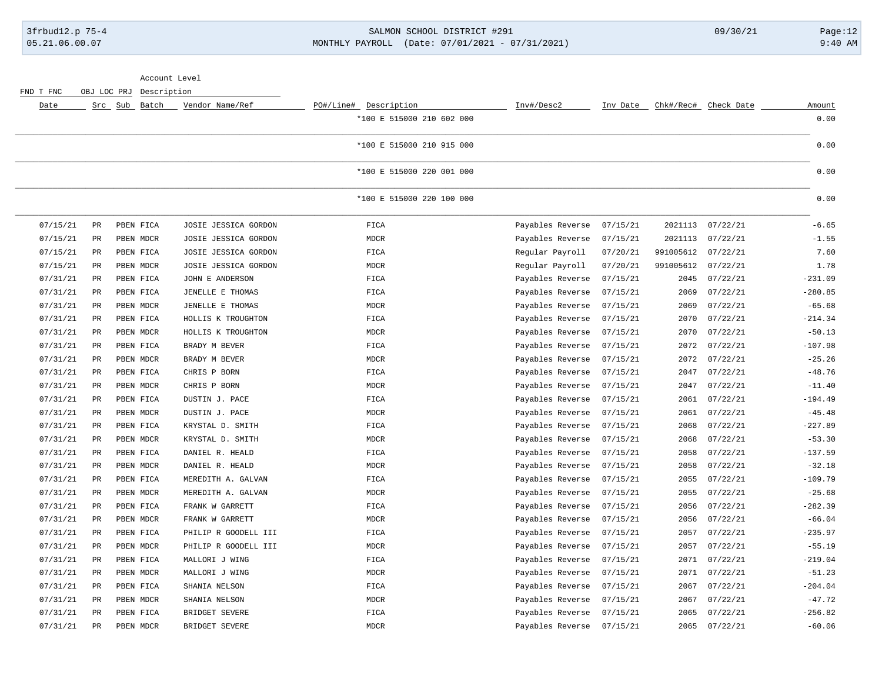| Date | Src | Sub | Batch | Vendor Name/Ref | PO#/Line# | Description | Inv#/Desc2 | Inv Date | Chk#/Rec# | Check Date | Amount |
|---|---|---|---|---|---|---|---|---|---|---|---|
| | | | | | | *100 E 515000 210 602 000 | | | | | 0.00 |
| | | | | | | *100 E 515000 210 915 000 | | | | | 0.00 |
| | | | | | | *100 E 515000 220 001 000 | | | | | 0.00 |
| | | | | | | *100 E 515000 220 100 000 | | | | | 0.00 |
| 07/15/21 | PR | PBEN | FICA | JOSIE JESSICA GORDON | | FICA | Payables Reverse | 07/15/21 | 2021113 | 07/22/21 | -6.65 |
| 07/15/21 | PR | PBEN | MDCR | JOSIE JESSICA GORDON | | MDCR | Payables Reverse | 07/15/21 | 2021113 | 07/22/21 | -1.55 |
| 07/15/21 | PR | PBEN | FICA | JOSIE JESSICA GORDON | | FICA | Regular Payroll | 07/20/21 | 991005612 | 07/22/21 | 7.60 |
| 07/15/21 | PR | PBEN | MDCR | JOSIE JESSICA GORDON | | MDCR | Regular Payroll | 07/20/21 | 991005612 | 07/22/21 | 1.78 |
| 07/31/21 | PR | PBEN | FICA | JOHN E ANDERSON | | FICA | Payables Reverse | 07/15/21 | 2045 | 07/22/21 | -231.09 |
| 07/31/21 | PR | PBEN | FICA | JENELLE E THOMAS | | FICA | Payables Reverse | 07/15/21 | 2069 | 07/22/21 | -280.85 |
| 07/31/21 | PR | PBEN | MDCR | JENELLE E THOMAS | | MDCR | Payables Reverse | 07/15/21 | 2069 | 07/22/21 | -65.68 |
| 07/31/21 | PR | PBEN | FICA | HOLLIS K TROUGHTON | | FICA | Payables Reverse | 07/15/21 | 2070 | 07/22/21 | -214.34 |
| 07/31/21 | PR | PBEN | MDCR | HOLLIS K TROUGHTON | | MDCR | Payables Reverse | 07/15/21 | 2070 | 07/22/21 | -50.13 |
| 07/31/21 | PR | PBEN | FICA | BRADY M BEVER | | FICA | Payables Reverse | 07/15/21 | 2072 | 07/22/21 | -107.98 |
| 07/31/21 | PR | PBEN | MDCR | BRADY M BEVER | | MDCR | Payables Reverse | 07/15/21 | 2072 | 07/22/21 | -25.26 |
| 07/31/21 | PR | PBEN | FICA | CHRIS P BORN | | FICA | Payables Reverse | 07/15/21 | 2047 | 07/22/21 | -48.76 |
| 07/31/21 | PR | PBEN | MDCR | CHRIS P BORN | | MDCR | Payables Reverse | 07/15/21 | 2047 | 07/22/21 | -11.40 |
| 07/31/21 | PR | PBEN | FICA | DUSTIN J. PACE | | FICA | Payables Reverse | 07/15/21 | 2061 | 07/22/21 | -194.49 |
| 07/31/21 | PR | PBEN | MDCR | DUSTIN J. PACE | | MDCR | Payables Reverse | 07/15/21 | 2061 | 07/22/21 | -45.48 |
| 07/31/21 | PR | PBEN | FICA | KRYSTAL D. SMITH | | FICA | Payables Reverse | 07/15/21 | 2068 | 07/22/21 | -227.89 |
| 07/31/21 | PR | PBEN | MDCR | KRYSTAL D. SMITH | | MDCR | Payables Reverse | 07/15/21 | 2068 | 07/22/21 | -53.30 |
| 07/31/21 | PR | PBEN | FICA | DANIEL R. HEALD | | FICA | Payables Reverse | 07/15/21 | 2058 | 07/22/21 | -137.59 |
| 07/31/21 | PR | PBEN | MDCR | DANIEL R. HEALD | | MDCR | Payables Reverse | 07/15/21 | 2058 | 07/22/21 | -32.18 |
| 07/31/21 | PR | PBEN | FICA | MEREDITH A. GALVAN | | FICA | Payables Reverse | 07/15/21 | 2055 | 07/22/21 | -109.79 |
| 07/31/21 | PR | PBEN | MDCR | MEREDITH A. GALVAN | | MDCR | Payables Reverse | 07/15/21 | 2055 | 07/22/21 | -25.68 |
| 07/31/21 | PR | PBEN | FICA | FRANK W GARRETT | | FICA | Payables Reverse | 07/15/21 | 2056 | 07/22/21 | -282.39 |
| 07/31/21 | PR | PBEN | MDCR | FRANK W GARRETT | | MDCR | Payables Reverse | 07/15/21 | 2056 | 07/22/21 | -66.04 |
| 07/31/21 | PR | PBEN | FICA | PHILIP R GOODELL III | | FICA | Payables Reverse | 07/15/21 | 2057 | 07/22/21 | -235.97 |
| 07/31/21 | PR | PBEN | MDCR | PHILIP R GOODELL III | | MDCR | Payables Reverse | 07/15/21 | 2057 | 07/22/21 | -55.19 |
| 07/31/21 | PR | PBEN | FICA | MALLORI J WING | | FICA | Payables Reverse | 07/15/21 | 2071 | 07/22/21 | -219.04 |
| 07/31/21 | PR | PBEN | MDCR | MALLORI J WING | | MDCR | Payables Reverse | 07/15/21 | 2071 | 07/22/21 | -51.23 |
| 07/31/21 | PR | PBEN | FICA | SHANIA NELSON | | FICA | Payables Reverse | 07/15/21 | 2067 | 07/22/21 | -204.04 |
| 07/31/21 | PR | PBEN | MDCR | SHANIA NELSON | | MDCR | Payables Reverse | 07/15/21 | 2067 | 07/22/21 | -47.72 |
| 07/31/21 | PR | PBEN | FICA | BRIDGET SEVERE | | FICA | Payables Reverse | 07/15/21 | 2065 | 07/22/21 | -256.82 |
| 07/31/21 | PR | PBEN | MDCR | BRIDGET SEVERE | | MDCR | Payables Reverse | 07/15/21 | 2065 | 07/22/21 | -60.06 |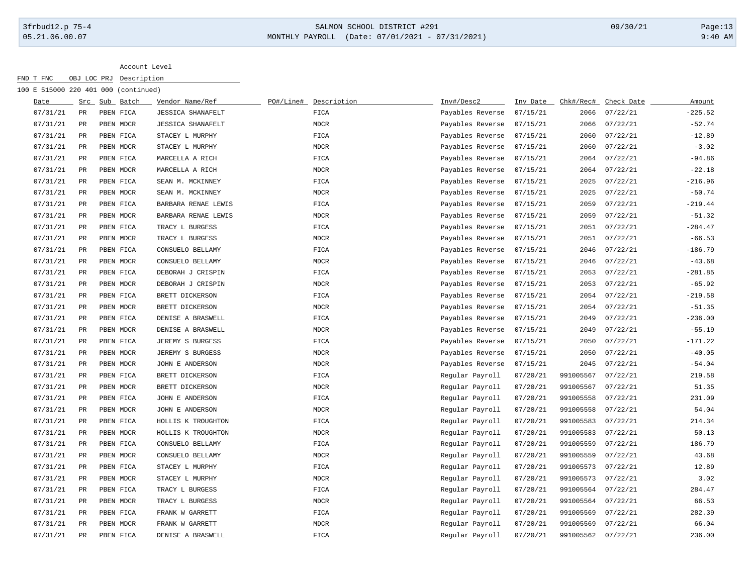Account Level

FND T FNC OBJ LOC PRJ Description

100 E 515000 220 401 000 (continued)

| Date | Src | Sub | Batch | Vendor Name/Ref | PO#/Line# | Description | Inv#/Desc2 | Inv Date | Chk#/Rec# | Check Date | Amount |
|---|---|---|---|---|---|---|---|---|---|---|---|
| 07/31/21 | PR | PBEN | FICA | JESSICA SHANAFELT | | FICA | Payables Reverse | 07/15/21 | 2066 | 07/22/21 | -225.52 |
| 07/31/21 | PR | PBEN | MDCR | JESSICA SHANAFELT | | MDCR | Payables Reverse | 07/15/21 | 2066 | 07/22/21 | -52.74 |
| 07/31/21 | PR | PBEN | FICA | STACEY L MURPHY | | FICA | Payables Reverse | 07/15/21 | 2060 | 07/22/21 | -12.89 |
| 07/31/21 | PR | PBEN | MDCR | STACEY L MURPHY | | MDCR | Payables Reverse | 07/15/21 | 2060 | 07/22/21 | -3.02 |
| 07/31/21 | PR | PBEN | FICA | MARCELLA A RICH | | FICA | Payables Reverse | 07/15/21 | 2064 | 07/22/21 | -94.86 |
| 07/31/21 | PR | PBEN | MDCR | MARCELLA A RICH | | MDCR | Payables Reverse | 07/15/21 | 2064 | 07/22/21 | -22.18 |
| 07/31/21 | PR | PBEN | FICA | SEAN M. MCKINNEY | | FICA | Payables Reverse | 07/15/21 | 2025 | 07/22/21 | -216.96 |
| 07/31/21 | PR | PBEN | MDCR | SEAN M. MCKINNEY | | MDCR | Payables Reverse | 07/15/21 | 2025 | 07/22/21 | -50.74 |
| 07/31/21 | PR | PBEN | FICA | BARBARA RENAE LEWIS | | FICA | Payables Reverse | 07/15/21 | 2059 | 07/22/21 | -219.44 |
| 07/31/21 | PR | PBEN | MDCR | BARBARA RENAE LEWIS | | MDCR | Payables Reverse | 07/15/21 | 2059 | 07/22/21 | -51.32 |
| 07/31/21 | PR | PBEN | FICA | TRACY L BURGESS | | FICA | Payables Reverse | 07/15/21 | 2051 | 07/22/21 | -284.47 |
| 07/31/21 | PR | PBEN | MDCR | TRACY L BURGESS | | MDCR | Payables Reverse | 07/15/21 | 2051 | 07/22/21 | -66.53 |
| 07/31/21 | PR | PBEN | FICA | CONSUELO BELLAMY | | FICA | Payables Reverse | 07/15/21 | 2046 | 07/22/21 | -186.79 |
| 07/31/21 | PR | PBEN | MDCR | CONSUELO BELLAMY | | MDCR | Payables Reverse | 07/15/21 | 2046 | 07/22/21 | -43.68 |
| 07/31/21 | PR | PBEN | FICA | DEBORAH J CRISPIN | | FICA | Payables Reverse | 07/15/21 | 2053 | 07/22/21 | -281.85 |
| 07/31/21 | PR | PBEN | MDCR | DEBORAH J CRISPIN | | MDCR | Payables Reverse | 07/15/21 | 2053 | 07/22/21 | -65.92 |
| 07/31/21 | PR | PBEN | FICA | BRETT DICKERSON | | FICA | Payables Reverse | 07/15/21 | 2054 | 07/22/21 | -219.58 |
| 07/31/21 | PR | PBEN | MDCR | BRETT DICKERSON | | MDCR | Payables Reverse | 07/15/21 | 2054 | 07/22/21 | -51.35 |
| 07/31/21 | PR | PBEN | FICA | DENISE A BRASWELL | | FICA | Payables Reverse | 07/15/21 | 2049 | 07/22/21 | -236.00 |
| 07/31/21 | PR | PBEN | MDCR | DENISE A BRASWELL | | MDCR | Payables Reverse | 07/15/21 | 2049 | 07/22/21 | -55.19 |
| 07/31/21 | PR | PBEN | FICA | JEREMY S BURGESS | | FICA | Payables Reverse | 07/15/21 | 2050 | 07/22/21 | -171.22 |
| 07/31/21 | PR | PBEN | MDCR | JEREMY S BURGESS | | MDCR | Payables Reverse | 07/15/21 | 2050 | 07/22/21 | -40.05 |
| 07/31/21 | PR | PBEN | MDCR | JOHN E ANDERSON | | MDCR | Payables Reverse | 07/15/21 | 2045 | 07/22/21 | -54.04 |
| 07/31/21 | PR | PBEN | FICA | BRETT DICKERSON | | FICA | Regular Payroll | 07/20/21 | 991005567 | 07/22/21 | 219.58 |
| 07/31/21 | PR | PBEN | MDCR | BRETT DICKERSON | | MDCR | Regular Payroll | 07/20/21 | 991005567 | 07/22/21 | 51.35 |
| 07/31/21 | PR | PBEN | FICA | JOHN E ANDERSON | | FICA | Regular Payroll | 07/20/21 | 991005558 | 07/22/21 | 231.09 |
| 07/31/21 | PR | PBEN | MDCR | JOHN E ANDERSON | | MDCR | Regular Payroll | 07/20/21 | 991005558 | 07/22/21 | 54.04 |
| 07/31/21 | PR | PBEN | FICA | HOLLIS K TROUGHTON | | FICA | Regular Payroll | 07/20/21 | 991005583 | 07/22/21 | 214.34 |
| 07/31/21 | PR | PBEN | MDCR | HOLLIS K TROUGHTON | | MDCR | Regular Payroll | 07/20/21 | 991005583 | 07/22/21 | 50.13 |
| 07/31/21 | PR | PBEN | FICA | CONSUELO BELLAMY | | FICA | Regular Payroll | 07/20/21 | 991005559 | 07/22/21 | 186.79 |
| 07/31/21 | PR | PBEN | MDCR | CONSUELO BELLAMY | | MDCR | Regular Payroll | 07/20/21 | 991005559 | 07/22/21 | 43.68 |
| 07/31/21 | PR | PBEN | FICA | STACEY L MURPHY | | FICA | Regular Payroll | 07/20/21 | 991005573 | 07/22/21 | 12.89 |
| 07/31/21 | PR | PBEN | MDCR | STACEY L MURPHY | | MDCR | Regular Payroll | 07/20/21 | 991005573 | 07/22/21 | 3.02 |
| 07/31/21 | PR | PBEN | FICA | TRACY L BURGESS | | FICA | Regular Payroll | 07/20/21 | 991005564 | 07/22/21 | 284.47 |
| 07/31/21 | PR | PBEN | MDCR | TRACY L BURGESS | | MDCR | Regular Payroll | 07/20/21 | 991005564 | 07/22/21 | 66.53 |
| 07/31/21 | PR | PBEN | FICA | FRANK W GARRETT | | FICA | Regular Payroll | 07/20/21 | 991005569 | 07/22/21 | 282.39 |
| 07/31/21 | PR | PBEN | MDCR | FRANK W GARRETT | | MDCR | Regular Payroll | 07/20/21 | 991005569 | 07/22/21 | 66.04 |
| 07/31/21 | PR | PBEN | FICA | DENISE A BRASWELL | | FICA | Regular Payroll | 07/20/21 | 991005562 | 07/22/21 | 236.00 |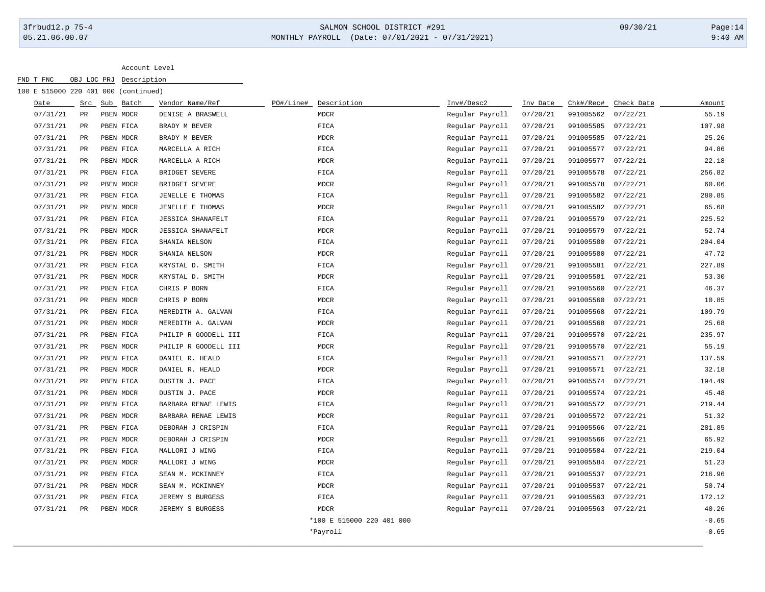Account Level

FND T FNC OBJ LOC PRJ Description

100 E 515000 220 401 000 (continued)

| Date | Src | Sub | Batch | Vendor Name/Ref | PO#/Line# | Description | Inv#/Desc2 | Inv Date | Chk#/Rec# | Check Date | Amount |
|---|---|---|---|---|---|---|---|---|---|---|---|
| 07/31/21 | PR | PBEN | MDCR | DENISE A BRASWELL | | MDCR | Regular Payroll | 07/20/21 | 991005562 | 07/22/21 | 55.19 |
| 07/31/21 | PR | PBEN | FICA | BRADY M BEVER | | FICA | Regular Payroll | 07/20/21 | 991005585 | 07/22/21 | 107.98 |
| 07/31/21 | PR | PBEN | MDCR | BRADY M BEVER | | MDCR | Regular Payroll | 07/20/21 | 991005585 | 07/22/21 | 25.26 |
| 07/31/21 | PR | PBEN | FICA | MARCELLA A RICH | | FICA | Regular Payroll | 07/20/21 | 991005577 | 07/22/21 | 94.86 |
| 07/31/21 | PR | PBEN | MDCR | MARCELLA A RICH | | MDCR | Regular Payroll | 07/20/21 | 991005577 | 07/22/21 | 22.18 |
| 07/31/21 | PR | PBEN | FICA | BRIDGET SEVERE | | FICA | Regular Payroll | 07/20/21 | 991005578 | 07/22/21 | 256.82 |
| 07/31/21 | PR | PBEN | MDCR | BRIDGET SEVERE | | MDCR | Regular Payroll | 07/20/21 | 991005578 | 07/22/21 | 60.06 |
| 07/31/21 | PR | PBEN | FICA | JENELLE E THOMAS | | FICA | Regular Payroll | 07/20/21 | 991005582 | 07/22/21 | 280.85 |
| 07/31/21 | PR | PBEN | MDCR | JENELLE E THOMAS | | MDCR | Regular Payroll | 07/20/21 | 991005582 | 07/22/21 | 65.68 |
| 07/31/21 | PR | PBEN | FICA | JESSICA SHANAFELT | | FICA | Regular Payroll | 07/20/21 | 991005579 | 07/22/21 | 225.52 |
| 07/31/21 | PR | PBEN | MDCR | JESSICA SHANAFELT | | MDCR | Regular Payroll | 07/20/21 | 991005579 | 07/22/21 | 52.74 |
| 07/31/21 | PR | PBEN | FICA | SHANIA NELSON | | FICA | Regular Payroll | 07/20/21 | 991005580 | 07/22/21 | 204.04 |
| 07/31/21 | PR | PBEN | MDCR | SHANIA NELSON | | MDCR | Regular Payroll | 07/20/21 | 991005580 | 07/22/21 | 47.72 |
| 07/31/21 | PR | PBEN | FICA | KRYSTAL D. SMITH | | FICA | Regular Payroll | 07/20/21 | 991005581 | 07/22/21 | 227.89 |
| 07/31/21 | PR | PBEN | MDCR | KRYSTAL D. SMITH | | MDCR | Regular Payroll | 07/20/21 | 991005581 | 07/22/21 | 53.30 |
| 07/31/21 | PR | PBEN | FICA | CHRIS P BORN | | FICA | Regular Payroll | 07/20/21 | 991005560 | 07/22/21 | 46.37 |
| 07/31/21 | PR | PBEN | MDCR | CHRIS P BORN | | MDCR | Regular Payroll | 07/20/21 | 991005560 | 07/22/21 | 10.85 |
| 07/31/21 | PR | PBEN | FICA | MEREDITH A. GALVAN | | FICA | Regular Payroll | 07/20/21 | 991005568 | 07/22/21 | 109.79 |
| 07/31/21 | PR | PBEN | MDCR | MEREDITH A. GALVAN | | MDCR | Regular Payroll | 07/20/21 | 991005568 | 07/22/21 | 25.68 |
| 07/31/21 | PR | PBEN | FICA | PHILIP R GOODELL III | | FICA | Regular Payroll | 07/20/21 | 991005570 | 07/22/21 | 235.97 |
| 07/31/21 | PR | PBEN | MDCR | PHILIP R GOODELL III | | MDCR | Regular Payroll | 07/20/21 | 991005570 | 07/22/21 | 55.19 |
| 07/31/21 | PR | PBEN | FICA | DANIEL R. HEALD | | FICA | Regular Payroll | 07/20/21 | 991005571 | 07/22/21 | 137.59 |
| 07/31/21 | PR | PBEN | MDCR | DANIEL R. HEALD | | MDCR | Regular Payroll | 07/20/21 | 991005571 | 07/22/21 | 32.18 |
| 07/31/21 | PR | PBEN | FICA | DUSTIN J. PACE | | FICA | Regular Payroll | 07/20/21 | 991005574 | 07/22/21 | 194.49 |
| 07/31/21 | PR | PBEN | MDCR | DUSTIN J. PACE | | MDCR | Regular Payroll | 07/20/21 | 991005574 | 07/22/21 | 45.48 |
| 07/31/21 | PR | PBEN | FICA | BARBARA RENAE LEWIS | | FICA | Regular Payroll | 07/20/21 | 991005572 | 07/22/21 | 219.44 |
| 07/31/21 | PR | PBEN | MDCR | BARBARA RENAE LEWIS | | MDCR | Regular Payroll | 07/20/21 | 991005572 | 07/22/21 | 51.32 |
| 07/31/21 | PR | PBEN | FICA | DEBORAH J CRISPIN | | FICA | Regular Payroll | 07/20/21 | 991005566 | 07/22/21 | 281.85 |
| 07/31/21 | PR | PBEN | MDCR | DEBORAH J CRISPIN | | MDCR | Regular Payroll | 07/20/21 | 991005566 | 07/22/21 | 65.92 |
| 07/31/21 | PR | PBEN | FICA | MALLORI J WING | | FICA | Regular Payroll | 07/20/21 | 991005584 | 07/22/21 | 219.04 |
| 07/31/21 | PR | PBEN | MDCR | MALLORI J WING | | MDCR | Regular Payroll | 07/20/21 | 991005584 | 07/22/21 | 51.23 |
| 07/31/21 | PR | PBEN | FICA | SEAN M. MCKINNEY | | FICA | Regular Payroll | 07/20/21 | 991005537 | 07/22/21 | 216.96 |
| 07/31/21 | PR | PBEN | MDCR | SEAN M. MCKINNEY | | MDCR | Regular Payroll | 07/20/21 | 991005537 | 07/22/21 | 50.74 |
| 07/31/21 | PR | PBEN | FICA | JEREMY S BURGESS | | FICA | Regular Payroll | 07/20/21 | 991005563 | 07/22/21 | 172.12 |
| 07/31/21 | PR | PBEN | MDCR | JEREMY S BURGESS | | MDCR | Regular Payroll | 07/20/21 | 991005563 | 07/22/21 | 40.26 |
| | | | | | | *100 E 515000 220 401 000 | | | | | -0.65 |
| | | | | | | *Payroll | | | | | -0.65 |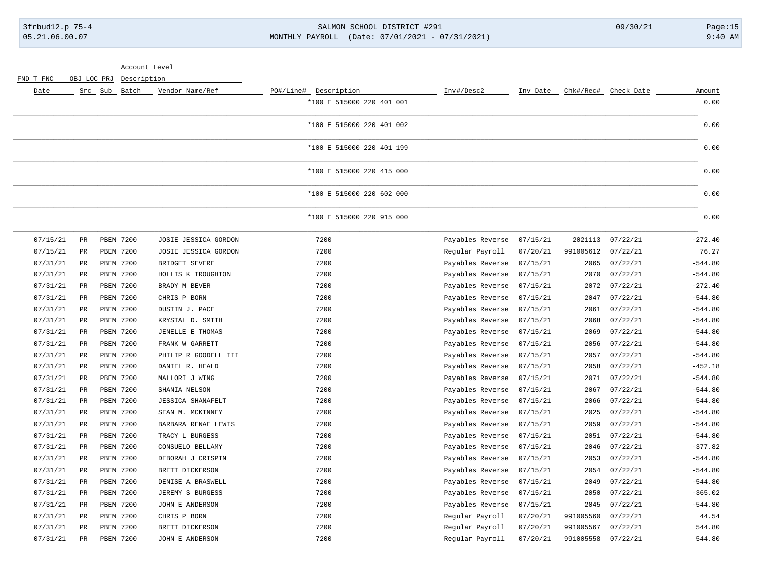| Date | Src | Sub | Batch | Vendor Name/Ref | PO#/Line# | Description | Inv#/Desc2 | Inv Date | Chk#/Rec# | Check Date | Amount |
|---|---|---|---|---|---|---|---|---|---|---|---|
| | | | | | | *100 E 515000 220 401 001 | | | | | 0.00 |
| | | | | | | *100 E 515000 220 401 002 | | | | | 0.00 |
| | | | | | | *100 E 515000 220 401 199 | | | | | 0.00 |
| | | | | | | *100 E 515000 220 415 000 | | | | | 0.00 |
| | | | | | | *100 E 515000 220 602 000 | | | | | 0.00 |
| | | | | | | *100 E 515000 220 915 000 | | | | | 0.00 |
| 07/15/21 | PR | PBEN | 7200 | JOSIE JESSICA GORDON | | 7200 | Payables Reverse | 07/15/21 | 2021113 | 07/22/21 | -272.40 |
| 07/15/21 | PR | PBEN | 7200 | JOSIE JESSICA GORDON | | 7200 | Regular Payroll | 07/20/21 | 991005612 | 07/22/21 | 76.27 |
| 07/31/21 | PR | PBEN | 7200 | BRIDGET SEVERE | | 7200 | Payables Reverse | 07/15/21 | 2065 | 07/22/21 | -544.80 |
| 07/31/21 | PR | PBEN | 7200 | HOLLIS K TROUGHTON | | 7200 | Payables Reverse | 07/15/21 | 2070 | 07/22/21 | -544.80 |
| 07/31/21 | PR | PBEN | 7200 | BRADY M BEVER | | 7200 | Payables Reverse | 07/15/21 | 2072 | 07/22/21 | -272.40 |
| 07/31/21 | PR | PBEN | 7200 | CHRIS P BORN | | 7200 | Payables Reverse | 07/15/21 | 2047 | 07/22/21 | -544.80 |
| 07/31/21 | PR | PBEN | 7200 | DUSTIN J. PACE | | 7200 | Payables Reverse | 07/15/21 | 2061 | 07/22/21 | -544.80 |
| 07/31/21 | PR | PBEN | 7200 | KRYSTAL D. SMITH | | 7200 | Payables Reverse | 07/15/21 | 2068 | 07/22/21 | -544.80 |
| 07/31/21 | PR | PBEN | 7200 | JENELLE E THOMAS | | 7200 | Payables Reverse | 07/15/21 | 2069 | 07/22/21 | -544.80 |
| 07/31/21 | PR | PBEN | 7200 | FRANK W GARRETT | | 7200 | Payables Reverse | 07/15/21 | 2056 | 07/22/21 | -544.80 |
| 07/31/21 | PR | PBEN | 7200 | PHILIP R GOODELL III | | 7200 | Payables Reverse | 07/15/21 | 2057 | 07/22/21 | -544.80 |
| 07/31/21 | PR | PBEN | 7200 | DANIEL R. HEALD | | 7200 | Payables Reverse | 07/15/21 | 2058 | 07/22/21 | -452.18 |
| 07/31/21 | PR | PBEN | 7200 | MALLORI J WING | | 7200 | Payables Reverse | 07/15/21 | 2071 | 07/22/21 | -544.80 |
| 07/31/21 | PR | PBEN | 7200 | SHANIA NELSON | | 7200 | Payables Reverse | 07/15/21 | 2067 | 07/22/21 | -544.80 |
| 07/31/21 | PR | PBEN | 7200 | JESSICA SHANAFELT | | 7200 | Payables Reverse | 07/15/21 | 2066 | 07/22/21 | -544.80 |
| 07/31/21 | PR | PBEN | 7200 | SEAN M. MCKINNEY | | 7200 | Payables Reverse | 07/15/21 | 2025 | 07/22/21 | -544.80 |
| 07/31/21 | PR | PBEN | 7200 | BARBARA RENAE LEWIS | | 7200 | Payables Reverse | 07/15/21 | 2059 | 07/22/21 | -544.80 |
| 07/31/21 | PR | PBEN | 7200 | TRACY L BURGESS | | 7200 | Payables Reverse | 07/15/21 | 2051 | 07/22/21 | -544.80 |
| 07/31/21 | PR | PBEN | 7200 | CONSUELO BELLAMY | | 7200 | Payables Reverse | 07/15/21 | 2046 | 07/22/21 | -377.82 |
| 07/31/21 | PR | PBEN | 7200 | DEBORAH J CRISPIN | | 7200 | Payables Reverse | 07/15/21 | 2053 | 07/22/21 | -544.80 |
| 07/31/21 | PR | PBEN | 7200 | BRETT DICKERSON | | 7200 | Payables Reverse | 07/15/21 | 2054 | 07/22/21 | -544.80 |
| 07/31/21 | PR | PBEN | 7200 | DENISE A BRASWELL | | 7200 | Payables Reverse | 07/15/21 | 2049 | 07/22/21 | -544.80 |
| 07/31/21 | PR | PBEN | 7200 | JEREMY S BURGESS | | 7200 | Payables Reverse | 07/15/21 | 2050 | 07/22/21 | -365.02 |
| 07/31/21 | PR | PBEN | 7200 | JOHN E ANDERSON | | 7200 | Payables Reverse | 07/15/21 | 2045 | 07/22/21 | -544.80 |
| 07/31/21 | PR | PBEN | 7200 | CHRIS P BORN | | 7200 | Regular Payroll | 07/20/21 | 991005560 | 07/22/21 | 44.54 |
| 07/31/21 | PR | PBEN | 7200 | BRETT DICKERSON | | 7200 | Regular Payroll | 07/20/21 | 991005567 | 07/22/21 | 544.80 |
| 07/31/21 | PR | PBEN | 7200 | JOHN E ANDERSON | | 7200 | Regular Payroll | 07/20/21 | 991005558 | 07/22/21 | 544.80 |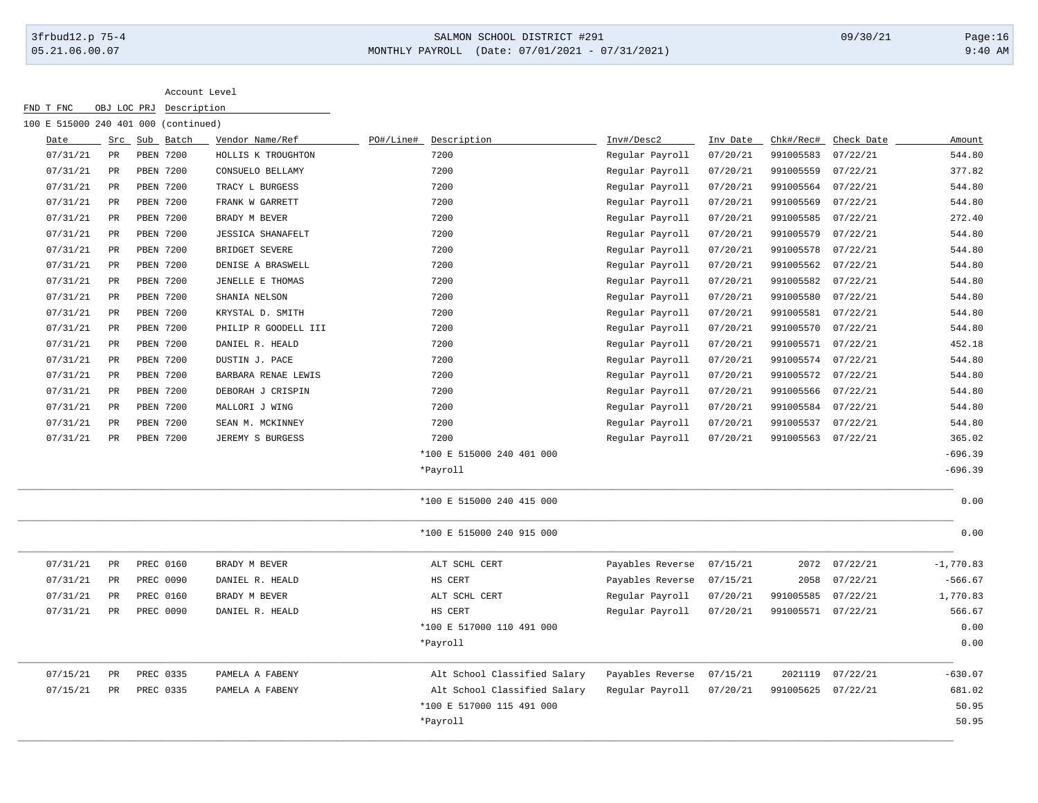| FND T FNC OBJ LOC PRJ | Account Level Description |
|---|---|
| 100 E 515000 240 401 000 (continued) | |

| Date | Src | Sub | Batch | Vendor Name/Ref | PO#/Line# | Description | Inv#/Desc2 | Inv Date | Chk#/Rec# | Check Date | Amount |
|---|---|---|---|---|---|---|---|---|---|---|---|
| 07/31/21 | PR | PBEN | 7200 | HOLLIS K TROUGHTON | | 7200 | Regular Payroll | 07/20/21 | 991005583 | 07/22/21 | 544.80 |
| 07/31/21 | PR | PBEN | 7200 | CONSUELO BELLAMY | | 7200 | Regular Payroll | 07/20/21 | 991005559 | 07/22/21 | 377.82 |
| 07/31/21 | PR | PBEN | 7200 | TRACY L BURGESS | | 7200 | Regular Payroll | 07/20/21 | 991005564 | 07/22/21 | 544.80 |
| 07/31/21 | PR | PBEN | 7200 | FRANK W GARRETT | | 7200 | Regular Payroll | 07/20/21 | 991005569 | 07/22/21 | 544.80 |
| 07/31/21 | PR | PBEN | 7200 | BRADY M BEVER | | 7200 | Regular Payroll | 07/20/21 | 991005585 | 07/22/21 | 272.40 |
| 07/31/21 | PR | PBEN | 7200 | JESSICA SHANAFELT | | 7200 | Regular Payroll | 07/20/21 | 991005579 | 07/22/21 | 544.80 |
| 07/31/21 | PR | PBEN | 7200 | BRIDGET SEVERE | | 7200 | Regular Payroll | 07/20/21 | 991005578 | 07/22/21 | 544.80 |
| 07/31/21 | PR | PBEN | 7200 | DENISE A BRASWELL | | 7200 | Regular Payroll | 07/20/21 | 991005562 | 07/22/21 | 544.80 |
| 07/31/21 | PR | PBEN | 7200 | JENELLE E THOMAS | | 7200 | Regular Payroll | 07/20/21 | 991005582 | 07/22/21 | 544.80 |
| 07/31/21 | PR | PBEN | 7200 | SHANIA NELSON | | 7200 | Regular Payroll | 07/20/21 | 991005580 | 07/22/21 | 544.80 |
| 07/31/21 | PR | PBEN | 7200 | KRYSTAL D. SMITH | | 7200 | Regular Payroll | 07/20/21 | 991005581 | 07/22/21 | 544.80 |
| 07/31/21 | PR | PBEN | 7200 | PHILIP R GOODELL III | | 7200 | Regular Payroll | 07/20/21 | 991005570 | 07/22/21 | 544.80 |
| 07/31/21 | PR | PBEN | 7200 | DANIEL R. HEALD | | 7200 | Regular Payroll | 07/20/21 | 991005571 | 07/22/21 | 452.18 |
| 07/31/21 | PR | PBEN | 7200 | DUSTIN J. PACE | | 7200 | Regular Payroll | 07/20/21 | 991005574 | 07/22/21 | 544.80 |
| 07/31/21 | PR | PBEN | 7200 | BARBARA RENAE LEWIS | | 7200 | Regular Payroll | 07/20/21 | 991005572 | 07/22/21 | 544.80 |
| 07/31/21 | PR | PBEN | 7200 | DEBORAH J CRISPIN | | 7200 | Regular Payroll | 07/20/21 | 991005566 | 07/22/21 | 544.80 |
| 07/31/21 | PR | PBEN | 7200 | MALLORI J WING | | 7200 | Regular Payroll | 07/20/21 | 991005584 | 07/22/21 | 544.80 |
| 07/31/21 | PR | PBEN | 7200 | SEAN M. MCKINNEY | | 7200 | Regular Payroll | 07/20/21 | 991005537 | 07/22/21 | 544.80 |
| 07/31/21 | PR | PBEN | 7200 | JEREMY S BURGESS | | 7200 | Regular Payroll | 07/20/21 | 991005563 | 07/22/21 | 365.02 |
| | | | | | | *100 E 515000 240 401 000 | | | | | -696.39 |
| | | | | | | *Payroll | | | | | -696.39 |
| | | | | | | *100 E 515000 240 415 000 | | | | | 0.00 |
| | | | | | | *100 E 515000 240 915 000 | | | | | 0.00 |
| 07/31/21 | PR | PREC | 0160 | BRADY M BEVER | | ALT SCHL CERT | Payables Reverse | 07/15/21 | 2072 | 07/22/21 | -1,770.83 |
| 07/31/21 | PR | PREC | 0090 | DANIEL R. HEALD | | HS CERT | Payables Reverse | 07/15/21 | 2058 | 07/22/21 | -566.67 |
| 07/31/21 | PR | PREC | 0160 | BRADY M BEVER | | ALT SCHL CERT | Regular Payroll | 07/20/21 | 991005585 | 07/22/21 | 1,770.83 |
| 07/31/21 | PR | PREC | 0090 | DANIEL R. HEALD | | HS CERT | Regular Payroll | 07/20/21 | 991005571 | 07/22/21 | 566.67 |
| | | | | | | *100 E 517000 110 491 000 | | | | | 0.00 |
| | | | | | | *Payroll | | | | | 0.00 |
| 07/15/21 | PR | PREC | 0335 | PAMELA A FABENY | | Alt School Classified Salary | Payables Reverse | 07/15/21 | 2021119 | 07/22/21 | -630.07 |
| 07/15/21 | PR | PREC | 0335 | PAMELA A FABENY | | Alt School Classified Salary | Regular Payroll | 07/20/21 | 991005625 | 07/22/21 | 681.02 |
| | | | | | | *100 E 517000 115 491 000 | | | | | 50.95 |
| | | | | | | *Payroll | | | | | 50.95 |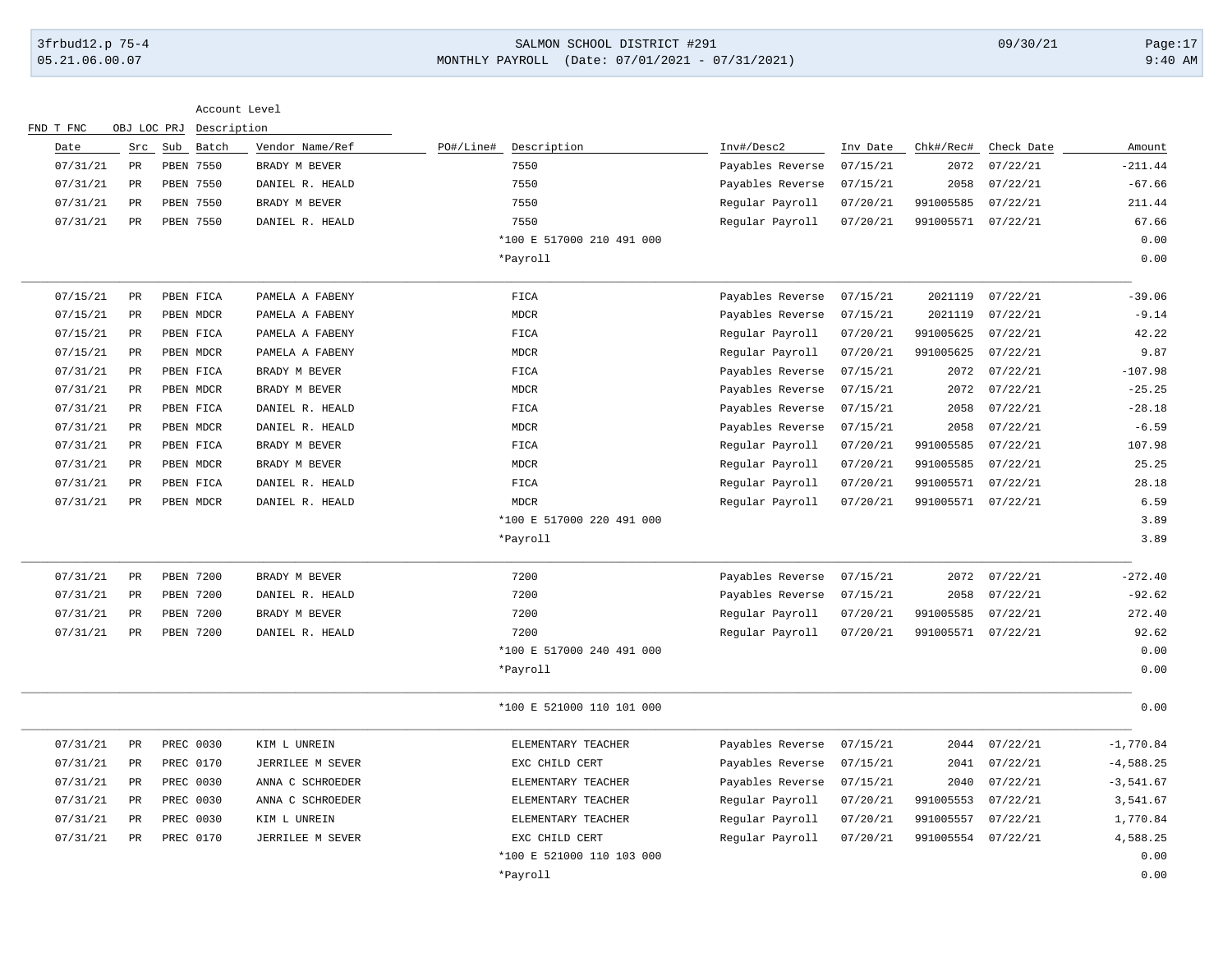| Date | Src | Sub | Batch | Vendor Name/Ref | PO#/Line# | Description | Inv#/Desc2 | Inv Date | Chk#/Rec# | Check Date | Amount |
|---|---|---|---|---|---|---|---|---|---|---|---|
| 07/31/21 | PR | PBEN | 7550 | BRADY M BEVER | | 7550 | Payables Reverse | 07/15/21 | 2072 | 07/22/21 | -211.44 |
| 07/31/21 | PR | PBEN | 7550 | DANIEL R. HEALD | | 7550 | Payables Reverse | 07/15/21 | 2058 | 07/22/21 | -67.66 |
| 07/31/21 | PR | PBEN | 7550 | BRADY M BEVER | | 7550 | Regular Payroll | 07/20/21 | 991005585 | 07/22/21 | 211.44 |
| 07/31/21 | PR | PBEN | 7550 | DANIEL R. HEALD | | 7550 | Regular Payroll | 07/20/21 | 991005571 | 07/22/21 | 67.66 |
| | | | | | | *100 E 517000 210 491 000 | | | | | 0.00 |
| | | | | | | *Payroll | | | | | 0.00 |
| 07/15/21 | PR | PBEN | FICA | PAMELA A FABENY | | FICA | Payables Reverse | 07/15/21 | 2021119 | 07/22/21 | -39.06 |
| 07/15/21 | PR | PBEN | MDCR | PAMELA A FABENY | | MDCR | Payables Reverse | 07/15/21 | 2021119 | 07/22/21 | -9.14 |
| 07/15/21 | PR | PBEN | FICA | PAMELA A FABENY | | FICA | Regular Payroll | 07/20/21 | 991005625 | 07/22/21 | 42.22 |
| 07/15/21 | PR | PBEN | MDCR | PAMELA A FABENY | | MDCR | Regular Payroll | 07/20/21 | 991005625 | 07/22/21 | 9.87 |
| 07/31/21 | PR | PBEN | FICA | BRADY M BEVER | | FICA | Payables Reverse | 07/15/21 | 2072 | 07/22/21 | -107.98 |
| 07/31/21 | PR | PBEN | MDCR | BRADY M BEVER | | MDCR | Payables Reverse | 07/15/21 | 2072 | 07/22/21 | -25.25 |
| 07/31/21 | PR | PBEN | FICA | DANIEL R. HEALD | | FICA | Payables Reverse | 07/15/21 | 2058 | 07/22/21 | -28.18 |
| 07/31/21 | PR | PBEN | MDCR | DANIEL R. HEALD | | MDCR | Payables Reverse | 07/15/21 | 2058 | 07/22/21 | -6.59 |
| 07/31/21 | PR | PBEN | FICA | BRADY M BEVER | | FICA | Regular Payroll | 07/20/21 | 991005585 | 07/22/21 | 107.98 |
| 07/31/21 | PR | PBEN | MDCR | BRADY M BEVER | | MDCR | Regular Payroll | 07/20/21 | 991005585 | 07/22/21 | 25.25 |
| 07/31/21 | PR | PBEN | FICA | DANIEL R. HEALD | | FICA | Regular Payroll | 07/20/21 | 991005571 | 07/22/21 | 28.18 |
| 07/31/21 | PR | PBEN | MDCR | DANIEL R. HEALD | | MDCR | Regular Payroll | 07/20/21 | 991005571 | 07/22/21 | 6.59 |
| | | | | | | *100 E 517000 220 491 000 | | | | | 3.89 |
| | | | | | | *Payroll | | | | | 3.89 |
| 07/31/21 | PR | PBEN | 7200 | BRADY M BEVER | | 7200 | Payables Reverse | 07/15/21 | 2072 | 07/22/21 | -272.40 |
| 07/31/21 | PR | PBEN | 7200 | DANIEL R. HEALD | | 7200 | Payables Reverse | 07/15/21 | 2058 | 07/22/21 | -92.62 |
| 07/31/21 | PR | PBEN | 7200 | BRADY M BEVER | | 7200 | Regular Payroll | 07/20/21 | 991005585 | 07/22/21 | 272.40 |
| 07/31/21 | PR | PBEN | 7200 | DANIEL R. HEALD | | 7200 | Regular Payroll | 07/20/21 | 991005571 | 07/22/21 | 92.62 |
| | | | | | | *100 E 517000 240 491 000 | | | | | 0.00 |
| | | | | | | *Payroll | | | | | 0.00 |
| | | | | | | *100 E 521000 110 101 000 | | | | | 0.00 |
| 07/31/21 | PR | PREC | 0030 | KIM L UNREIN | | ELEMENTARY TEACHER | Payables Reverse | 07/15/21 | 2044 | 07/22/21 | -1,770.84 |
| 07/31/21 | PR | PREC | 0170 | JERRILEE M SEVER | | EXC CHILD CERT | Payables Reverse | 07/15/21 | 2041 | 07/22/21 | -4,588.25 |
| 07/31/21 | PR | PREC | 0030 | ANNA C SCHROEDER | | ELEMENTARY TEACHER | Payables Reverse | 07/15/21 | 2040 | 07/22/21 | -3,541.67 |
| 07/31/21 | PR | PREC | 0030 | ANNA C SCHROEDER | | ELEMENTARY TEACHER | Regular Payroll | 07/20/21 | 991005553 | 07/22/21 | 3,541.67 |
| 07/31/21 | PR | PREC | 0030 | KIM L UNREIN | | ELEMENTARY TEACHER | Regular Payroll | 07/20/21 | 991005557 | 07/22/21 | 1,770.84 |
| 07/31/21 | PR | PREC | 0170 | JERRILEE M SEVER | | EXC CHILD CERT | Regular Payroll | 07/20/21 | 991005554 | 07/22/21 | 4,588.25 |
| | | | | | | *100 E 521000 110 103 000 | | | | | 0.00 |
| | | | | | | *Payroll | | | | | 0.00 |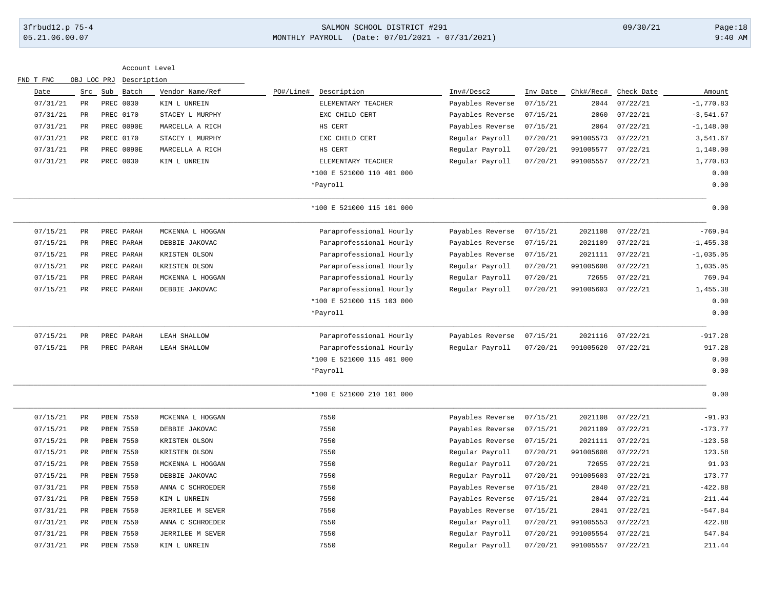| Date | Src | Sub | Batch | Vendor Name/Ref | PO#/Line# | Description | Inv#/Desc2 | Inv Date | Chk#/Rec# | Check Date | Amount |
|---|---|---|---|---|---|---|---|---|---|---|---|
| 07/31/21 | PR | PREC | 0030 | KIM L UNREIN | | ELEMENTARY TEACHER | Payables Reverse | 07/15/21 | 2044 | 07/22/21 | -1,770.83 |
| 07/31/21 | PR | PREC | 0170 | STACEY L MURPHY | | EXC CHILD CERT | Payables Reverse | 07/15/21 | 2060 | 07/22/21 | -3,541.67 |
| 07/31/21 | PR | PREC | 0090E | MARCELLA A RICH | | HS CERT | Payables Reverse | 07/15/21 | 2064 | 07/22/21 | -1,148.00 |
| 07/31/21 | PR | PREC | 0170 | STACEY L MURPHY | | EXC CHILD CERT | Regular Payroll | 07/20/21 | 991005573 | 07/22/21 | 3,541.67 |
| 07/31/21 | PR | PREC | 0090E | MARCELLA A RICH | | HS CERT | Regular Payroll | 07/20/21 | 991005577 | 07/22/21 | 1,148.00 |
| 07/31/21 | PR | PREC | 0030 | KIM L UNREIN | | ELEMENTARY TEACHER | Regular Payroll | 07/20/21 | 991005557 | 07/22/21 | 1,770.83 |
| | | | | | | *100 E 521000 110 401 000 | | | | | 0.00 |
| | | | | | | *Payroll | | | | | 0.00 |
| | | | | | | *100 E 521000 115 101 000 | | | | | 0.00 |
| 07/15/21 | PR | PREC | PARAH | MCKENNA L HOGGAN | | Paraprofessional Hourly | Payables Reverse | 07/15/21 | 2021108 | 07/22/21 | -769.94 |
| 07/15/21 | PR | PREC | PARAH | DEBBIE JAKOVAC | | Paraprofessional Hourly | Payables Reverse | 07/15/21 | 2021109 | 07/22/21 | -1,455.38 |
| 07/15/21 | PR | PREC | PARAH | KRISTEN OLSON | | Paraprofessional Hourly | Payables Reverse | 07/15/21 | 2021111 | 07/22/21 | -1,035.05 |
| 07/15/21 | PR | PREC | PARAH | KRISTEN OLSON | | Paraprofessional Hourly | Regular Payroll | 07/20/21 | 991005608 | 07/22/21 | 1,035.05 |
| 07/15/21 | PR | PREC | PARAH | MCKENNA L HOGGAN | | Paraprofessional Hourly | Regular Payroll | 07/20/21 | 72655 | 07/22/21 | 769.94 |
| 07/15/21 | PR | PREC | PARAH | DEBBIE JAKOVAC | | Paraprofessional Hourly | Regular Payroll | 07/20/21 | 991005603 | 07/22/21 | 1,455.38 |
| | | | | | | *100 E 521000 115 103 000 | | | | | 0.00 |
| | | | | | | *Payroll | | | | | 0.00 |
| 07/15/21 | PR | PREC | PARAH | LEAH SHALLOW | | Paraprofessional Hourly | Payables Reverse | 07/15/21 | 2021116 | 07/22/21 | -917.28 |
| 07/15/21 | PR | PREC | PARAH | LEAH SHALLOW | | Paraprofessional Hourly | Regular Payroll | 07/20/21 | 991005620 | 07/22/21 | 917.28 |
| | | | | | | *100 E 521000 115 401 000 | | | | | 0.00 |
| | | | | | | *Payroll | | | | | 0.00 |
| | | | | | | *100 E 521000 210 101 000 | | | | | 0.00 |
| 07/15/21 | PR | PBEN | 7550 | MCKENNA L HOGGAN | | 7550 | Payables Reverse | 07/15/21 | 2021108 | 07/22/21 | -91.93 |
| 07/15/21 | PR | PBEN | 7550 | DEBBIE JAKOVAC | | 7550 | Payables Reverse | 07/15/21 | 2021109 | 07/22/21 | -173.77 |
| 07/15/21 | PR | PBEN | 7550 | KRISTEN OLSON | | 7550 | Payables Reverse | 07/15/21 | 2021111 | 07/22/21 | -123.58 |
| 07/15/21 | PR | PBEN | 7550 | KRISTEN OLSON | | 7550 | Regular Payroll | 07/20/21 | 991005608 | 07/22/21 | 123.58 |
| 07/15/21 | PR | PBEN | 7550 | MCKENNA L HOGGAN | | 7550 | Regular Payroll | 07/20/21 | 72655 | 07/22/21 | 91.93 |
| 07/15/21 | PR | PBEN | 7550 | DEBBIE JAKOVAC | | 7550 | Regular Payroll | 07/20/21 | 991005603 | 07/22/21 | 173.77 |
| 07/31/21 | PR | PBEN | 7550 | ANNA C SCHROEDER | | 7550 | Payables Reverse | 07/15/21 | 2040 | 07/22/21 | -422.88 |
| 07/31/21 | PR | PBEN | 7550 | KIM L UNREIN | | 7550 | Payables Reverse | 07/15/21 | 2044 | 07/22/21 | -211.44 |
| 07/31/21 | PR | PBEN | 7550 | JERRILEE M SEVER | | 7550 | Payables Reverse | 07/15/21 | 2041 | 07/22/21 | -547.84 |
| 07/31/21 | PR | PBEN | 7550 | ANNA C SCHROEDER | | 7550 | Regular Payroll | 07/20/21 | 991005553 | 07/22/21 | 422.88 |
| 07/31/21 | PR | PBEN | 7550 | JERRILEE M SEVER | | 7550 | Regular Payroll | 07/20/21 | 991005554 | 07/22/21 | 547.84 |
| 07/31/21 | PR | PBEN | 7550 | KIM L UNREIN | | 7550 | Regular Payroll | 07/20/21 | 991005557 | 07/22/21 | 211.44 |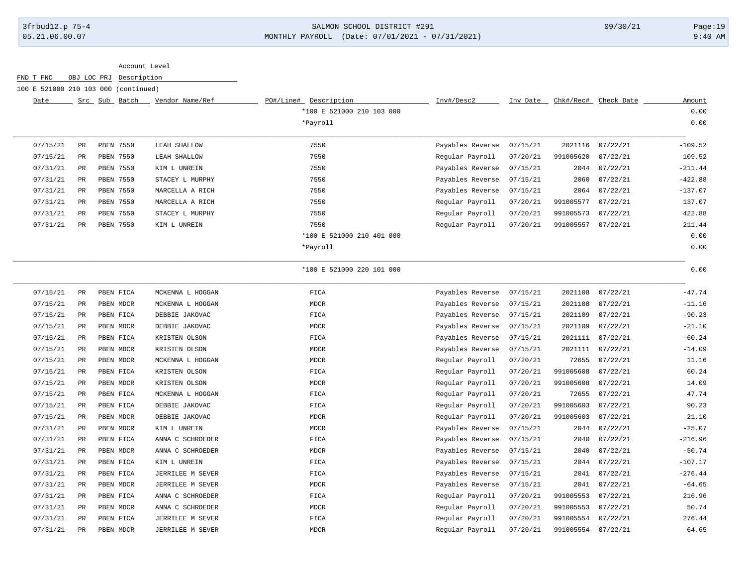Account Level

FND T FNC OBJ LOC PRJ Description

100 E 521000 210 103 000 (continued)

| Date | Src | Sub | Batch | Vendor Name/Ref | PO#/Line# | Description | Inv#/Desc2 | Inv Date | Chk#/Rec# | Check Date | Amount |
|---|---|---|---|---|---|---|---|---|---|---|---|
| | | | | | | *100 E 521000 210 103 000 | | | | | 0.00 |
| | | | | | | *Payroll | | | | | 0.00 |
| 07/15/21 | PR | PBEN | 7550 | LEAH SHALLOW | | 7550 | Payables Reverse | 07/15/21 | 2021116 | 07/22/21 | -109.52 |
| 07/15/21 | PR | PBEN | 7550 | LEAH SHALLOW | | 7550 | Regular Payroll | 07/20/21 | 991005620 | 07/22/21 | 109.52 |
| 07/31/21 | PR | PBEN | 7550 | KIM L UNREIN | | 7550 | Payables Reverse | 07/15/21 | 2044 | 07/22/21 | -211.44 |
| 07/31/21 | PR | PBEN | 7550 | STACEY L MURPHY | | 7550 | Payables Reverse | 07/15/21 | 2060 | 07/22/21 | -422.88 |
| 07/31/21 | PR | PBEN | 7550 | MARCELLA A RICH | | 7550 | Payables Reverse | 07/15/21 | 2064 | 07/22/21 | -137.07 |
| 07/31/21 | PR | PBEN | 7550 | MARCELLA A RICH | | 7550 | Regular Payroll | 07/20/21 | 991005577 | 07/22/21 | 137.07 |
| 07/31/21 | PR | PBEN | 7550 | STACEY L MURPHY | | 7550 | Regular Payroll | 07/20/21 | 991005573 | 07/22/21 | 422.88 |
| 07/31/21 | PR | PBEN | 7550 | KIM L UNREIN | | 7550 | Regular Payroll | 07/20/21 | 991005557 | 07/22/21 | 211.44 |
| | | | | | | *100 E 521000 210 401 000 | | | | | 0.00 |
| | | | | | | *Payroll | | | | | 0.00 |
| | | | | | | *100 E 521000 220 101 000 | | | | | 0.00 |
| 07/15/21 | PR | PBEN | FICA | MCKENNA L HOGGAN | | FICA | Payables Reverse | 07/15/21 | 2021108 | 07/22/21 | -47.74 |
| 07/15/21 | PR | PBEN | MDCR | MCKENNA L HOGGAN | | MDCR | Payables Reverse | 07/15/21 | 2021108 | 07/22/21 | -11.16 |
| 07/15/21 | PR | PBEN | FICA | DEBBIE JAKOVAC | | FICA | Payables Reverse | 07/15/21 | 2021109 | 07/22/21 | -90.23 |
| 07/15/21 | PR | PBEN | MDCR | DEBBIE JAKOVAC | | MDCR | Payables Reverse | 07/15/21 | 2021109 | 07/22/21 | -21.10 |
| 07/15/21 | PR | PBEN | FICA | KRISTEN OLSON | | FICA | Payables Reverse | 07/15/21 | 2021111 | 07/22/21 | -60.24 |
| 07/15/21 | PR | PBEN | MDCR | KRISTEN OLSON | | MDCR | Payables Reverse | 07/15/21 | 2021111 | 07/22/21 | -14.09 |
| 07/15/21 | PR | PBEN | MDCR | MCKENNA L HOGGAN | | MDCR | Regular Payroll | 07/20/21 | 72655 | 07/22/21 | 11.16 |
| 07/15/21 | PR | PBEN | FICA | KRISTEN OLSON | | FICA | Regular Payroll | 07/20/21 | 991005608 | 07/22/21 | 60.24 |
| 07/15/21 | PR | PBEN | MDCR | KRISTEN OLSON | | MDCR | Regular Payroll | 07/20/21 | 991005608 | 07/22/21 | 14.09 |
| 07/15/21 | PR | PBEN | FICA | MCKENNA L HOGGAN | | FICA | Regular Payroll | 07/20/21 | 72655 | 07/22/21 | 47.74 |
| 07/15/21 | PR | PBEN | FICA | DEBBIE JAKOVAC | | FICA | Regular Payroll | 07/20/21 | 991005603 | 07/22/21 | 90.23 |
| 07/15/21 | PR | PBEN | MDCR | DEBBIE JAKOVAC | | MDCR | Regular Payroll | 07/20/21 | 991005603 | 07/22/21 | 21.10 |
| 07/31/21 | PR | PBEN | MDCR | KIM L UNREIN | | MDCR | Payables Reverse | 07/15/21 | 2044 | 07/22/21 | -25.07 |
| 07/31/21 | PR | PBEN | FICA | ANNA C SCHROEDER | | FICA | Payables Reverse | 07/15/21 | 2040 | 07/22/21 | -216.96 |
| 07/31/21 | PR | PBEN | MDCR | ANNA C SCHROEDER | | MDCR | Payables Reverse | 07/15/21 | 2040 | 07/22/21 | -50.74 |
| 07/31/21 | PR | PBEN | FICA | KIM L UNREIN | | FICA | Payables Reverse | 07/15/21 | 2044 | 07/22/21 | -107.17 |
| 07/31/21 | PR | PBEN | FICA | JERRILEE M SEVER | | FICA | Payables Reverse | 07/15/21 | 2041 | 07/22/21 | -276.44 |
| 07/31/21 | PR | PBEN | MDCR | JERRILEE M SEVER | | MDCR | Payables Reverse | 07/15/21 | 2041 | 07/22/21 | -64.65 |
| 07/31/21 | PR | PBEN | FICA | ANNA C SCHROEDER | | FICA | Regular Payroll | 07/20/21 | 991005553 | 07/22/21 | 216.96 |
| 07/31/21 | PR | PBEN | MDCR | ANNA C SCHROEDER | | MDCR | Regular Payroll | 07/20/21 | 991005553 | 07/22/21 | 50.74 |
| 07/31/21 | PR | PBEN | FICA | JERRILEE M SEVER | | FICA | Regular Payroll | 07/20/21 | 991005554 | 07/22/21 | 276.44 |
| 07/31/21 | PR | PBEN | MDCR | JERRILEE M SEVER | | MDCR | Regular Payroll | 07/20/21 | 991005554 | 07/22/21 | 64.65 |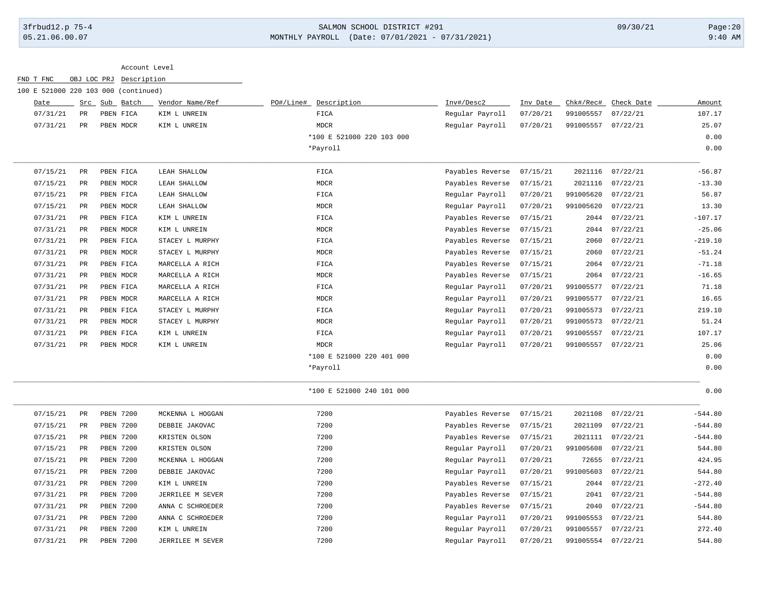Account Level

FND T FNC OBJ LOC PRJ Description

100 E 521000 220 103 000 (continued)

| Date | Src | Sub | Batch | Vendor Name/Ref | PO#/Line# | Description | Inv#/Desc2 | Inv Date | Chk#/Rec# | Check Date | Amount |
|---|---|---|---|---|---|---|---|---|---|---|---|
| 07/31/21 | PR | PBEN | FICA | KIM L UNREIN | | FICA | Regular Payroll | 07/20/21 | 991005557 | 07/22/21 | 107.17 |
| 07/31/21 | PR | PBEN | MDCR | KIM L UNREIN | | MDCR | Regular Payroll | 07/20/21 | 991005557 | 07/22/21 | 25.07 |
| | | | | | | *100 E 521000 220 103 000 | | | | | 0.00 |
| | | | | | | *Payroll | | | | | 0.00 |
| 07/15/21 | PR | PBEN | FICA | LEAH SHALLOW | | FICA | Payables Reverse | 07/15/21 | 2021116 | 07/22/21 | -56.87 |
| 07/15/21 | PR | PBEN | MDCR | LEAH SHALLOW | | MDCR | Payables Reverse | 07/15/21 | 2021116 | 07/22/21 | -13.30 |
| 07/15/21 | PR | PBEN | FICA | LEAH SHALLOW | | FICA | Regular Payroll | 07/20/21 | 991005620 | 07/22/21 | 56.87 |
| 07/15/21 | PR | PBEN | MDCR | LEAH SHALLOW | | MDCR | Regular Payroll | 07/20/21 | 991005620 | 07/22/21 | 13.30 |
| 07/31/21 | PR | PBEN | FICA | KIM L UNREIN | | FICA | Payables Reverse | 07/15/21 | 2044 | 07/22/21 | -107.17 |
| 07/31/21 | PR | PBEN | MDCR | KIM L UNREIN | | MDCR | Payables Reverse | 07/15/21 | 2044 | 07/22/21 | -25.06 |
| 07/31/21 | PR | PBEN | FICA | STACEY L MURPHY | | FICA | Payables Reverse | 07/15/21 | 2060 | 07/22/21 | -219.10 |
| 07/31/21 | PR | PBEN | MDCR | STACEY L MURPHY | | MDCR | Payables Reverse | 07/15/21 | 2060 | 07/22/21 | -51.24 |
| 07/31/21 | PR | PBEN | FICA | MARCELLA A RICH | | FICA | Payables Reverse | 07/15/21 | 2064 | 07/22/21 | -71.18 |
| 07/31/21 | PR | PBEN | MDCR | MARCELLA A RICH | | MDCR | Payables Reverse | 07/15/21 | 2064 | 07/22/21 | -16.65 |
| 07/31/21 | PR | PBEN | FICA | MARCELLA A RICH | | FICA | Regular Payroll | 07/20/21 | 991005577 | 07/22/21 | 71.18 |
| 07/31/21 | PR | PBEN | MDCR | MARCELLA A RICH | | MDCR | Regular Payroll | 07/20/21 | 991005577 | 07/22/21 | 16.65 |
| 07/31/21 | PR | PBEN | FICA | STACEY L MURPHY | | FICA | Regular Payroll | 07/20/21 | 991005573 | 07/22/21 | 219.10 |
| 07/31/21 | PR | PBEN | MDCR | STACEY L MURPHY | | MDCR | Regular Payroll | 07/20/21 | 991005573 | 07/22/21 | 51.24 |
| 07/31/21 | PR | PBEN | FICA | KIM L UNREIN | | FICA | Regular Payroll | 07/20/21 | 991005557 | 07/22/21 | 107.17 |
| 07/31/21 | PR | PBEN | MDCR | KIM L UNREIN | | MDCR | Regular Payroll | 07/20/21 | 991005557 | 07/22/21 | 25.06 |
| | | | | | | *100 E 521000 220 401 000 | | | | | 0.00 |
| | | | | | | *Payroll | | | | | 0.00 |
| | | | | | | *100 E 521000 240 101 000 | | | | | 0.00 |
| 07/15/21 | PR | PBEN | 7200 | MCKENNA L HOGGAN | | 7200 | Payables Reverse | 07/15/21 | 2021108 | 07/22/21 | -544.80 |
| 07/15/21 | PR | PBEN | 7200 | DEBBIE JAKOVAC | | 7200 | Payables Reverse | 07/15/21 | 2021109 | 07/22/21 | -544.80 |
| 07/15/21 | PR | PBEN | 7200 | KRISTEN OLSON | | 7200 | Payables Reverse | 07/15/21 | 2021111 | 07/22/21 | -544.80 |
| 07/15/21 | PR | PBEN | 7200 | KRISTEN OLSON | | 7200 | Regular Payroll | 07/20/21 | 991005608 | 07/22/21 | 544.80 |
| 07/15/21 | PR | PBEN | 7200 | MCKENNA L HOGGAN | | 7200 | Regular Payroll | 07/20/21 | 72655 | 07/22/21 | 424.95 |
| 07/15/21 | PR | PBEN | 7200 | DEBBIE JAKOVAC | | 7200 | Regular Payroll | 07/20/21 | 991005603 | 07/22/21 | 544.80 |
| 07/31/21 | PR | PBEN | 7200 | KIM L UNREIN | | 7200 | Payables Reverse | 07/15/21 | 2044 | 07/22/21 | -272.40 |
| 07/31/21 | PR | PBEN | 7200 | JERRILEE M SEVER | | 7200 | Payables Reverse | 07/15/21 | 2041 | 07/22/21 | -544.80 |
| 07/31/21 | PR | PBEN | 7200 | ANNA C SCHROEDER | | 7200 | Payables Reverse | 07/15/21 | 2040 | 07/22/21 | -544.80 |
| 07/31/21 | PR | PBEN | 7200 | ANNA C SCHROEDER | | 7200 | Regular Payroll | 07/20/21 | 991005553 | 07/22/21 | 544.80 |
| 07/31/21 | PR | PBEN | 7200 | KIM L UNREIN | | 7200 | Regular Payroll | 07/20/21 | 991005557 | 07/22/21 | 272.40 |
| 07/31/21 | PR | PBEN | 7200 | JERRILEE M SEVER | | 7200 | Regular Payroll | 07/20/21 | 991005554 | 07/22/21 | 544.80 |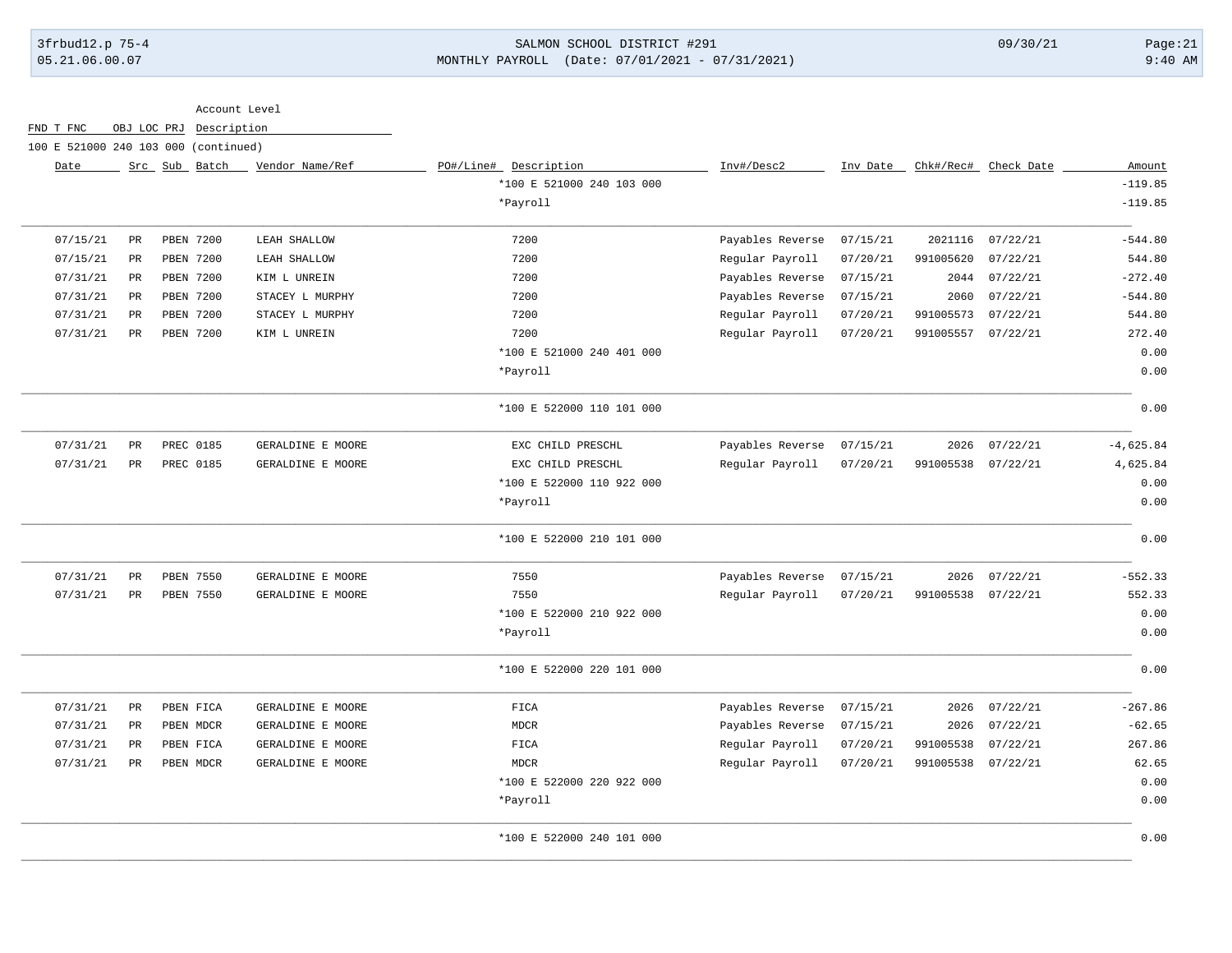Account Level

| FND | T | FNC | OBJ | LOC | PRJ | Description |
|---|---|---|---|---|---|---|
| 100 | E | 521000 | 240 | 103 | 000 | (continued) |

| Date | Src | Sub | Batch | Vendor Name/Ref | PO#/Line# | Description | Inv#/Desc2 | Inv Date | Chk#/Rec# | Check Date | Amount |
|---|---|---|---|---|---|---|---|---|---|---|---|
| | | | | | | *100 E 521000 240 103 000 | | | | | -119.85 |
| | | | | | | *Payroll | | | | | -119.85 |
| 07/15/21 | PR | PBEN | 7200 | LEAH SHALLOW | | 7200 | Payables Reverse | 07/15/21 | 2021116 | 07/22/21 | -544.80 |
| 07/15/21 | PR | PBEN | 7200 | LEAH SHALLOW | | 7200 | Regular Payroll | 07/20/21 | 991005620 | 07/22/21 | 544.80 |
| 07/31/21 | PR | PBEN | 7200 | KIM L UNREIN | | 7200 | Payables Reverse | 07/15/21 | 2044 | 07/22/21 | -272.40 |
| 07/31/21 | PR | PBEN | 7200 | STACEY L MURPHY | | 7200 | Payables Reverse | 07/15/21 | 2060 | 07/22/21 | -544.80 |
| 07/31/21 | PR | PBEN | 7200 | STACEY L MURPHY | | 7200 | Regular Payroll | 07/20/21 | 991005573 | 07/22/21 | 544.80 |
| 07/31/21 | PR | PBEN | 7200 | KIM L UNREIN | | 7200 | Regular Payroll | 07/20/21 | 991005557 | 07/22/21 | 272.40 |
| | | | | | | *100 E 521000 240 401 000 | | | | | 0.00 |
| | | | | | | *Payroll | | | | | 0.00 |
| | | | | | | *100 E 522000 110 101 000 | | | | | 0.00 |
| 07/31/21 | PR | PREC | 0185 | GERALDINE E MOORE | | EXC CHILD PRESCHL | Payables Reverse | 07/15/21 | 2026 | 07/22/21 | -4,625.84 |
| 07/31/21 | PR | PREC | 0185 | GERALDINE E MOORE | | EXC CHILD PRESCHL | Regular Payroll | 07/20/21 | 991005538 | 07/22/21 | 4,625.84 |
| | | | | | | *100 E 522000 110 922 000 | | | | | 0.00 |
| | | | | | | *Payroll | | | | | 0.00 |
| | | | | | | *100 E 522000 210 101 000 | | | | | 0.00 |
| 07/31/21 | PR | PBEN | 7550 | GERALDINE E MOORE | | 7550 | Payables Reverse | 07/15/21 | 2026 | 07/22/21 | -552.33 |
| 07/31/21 | PR | PBEN | 7550 | GERALDINE E MOORE | | 7550 | Regular Payroll | 07/20/21 | 991005538 | 07/22/21 | 552.33 |
| | | | | | | *100 E 522000 210 922 000 | | | | | 0.00 |
| | | | | | | *Payroll | | | | | 0.00 |
| | | | | | | *100 E 522000 220 101 000 | | | | | 0.00 |
| 07/31/21 | PR | PBEN | FICA | GERALDINE E MOORE | | FICA | Payables Reverse | 07/15/21 | 2026 | 07/22/21 | -267.86 |
| 07/31/21 | PR | PBEN | MDCR | GERALDINE E MOORE | | MDCR | Payables Reverse | 07/15/21 | 2026 | 07/22/21 | -62.65 |
| 07/31/21 | PR | PBEN | FICA | GERALDINE E MOORE | | FICA | Regular Payroll | 07/20/21 | 991005538 | 07/22/21 | 267.86 |
| 07/31/21 | PR | PBEN | MDCR | GERALDINE E MOORE | | MDCR | Regular Payroll | 07/20/21 | 991005538 | 07/22/21 | 62.65 |
| | | | | | | *100 E 522000 220 922 000 | | | | | 0.00 |
| | | | | | | *Payroll | | | | | 0.00 |
| | | | | | | *100 E 522000 240 101 000 | | | | | 0.00 |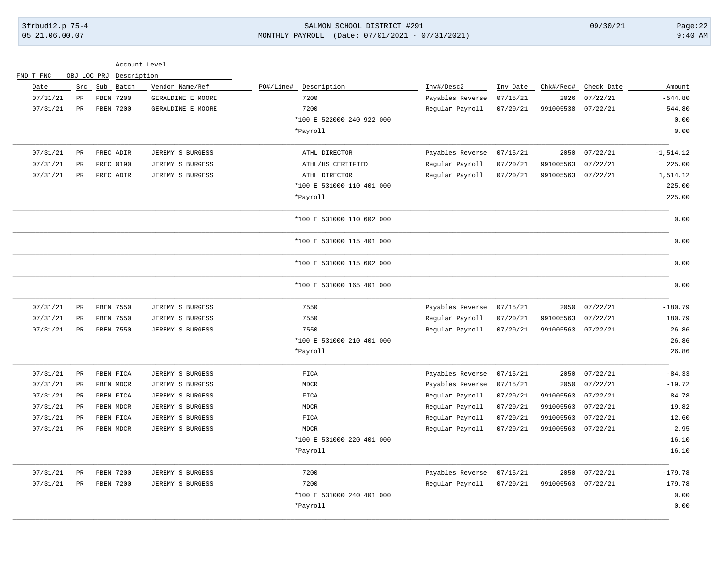| Date | Src | Sub | Batch | Vendor Name/Ref | PO#/Line# | Description | Inv#/Desc2 | Inv Date | Chk#/Rec# | Check Date | Amount |
|---|---|---|---|---|---|---|---|---|---|---|---|
| 07/31/21 | PR | PBEN | 7200 | GERALDINE E MOORE | | 7200 | Payables Reverse | 07/15/21 | 2026 | 07/22/21 | -544.80 |
| 07/31/21 | PR | PBEN | 7200 | GERALDINE E MOORE | | 7200 | Regular Payroll | 07/20/21 | 991005538 | 07/22/21 | 544.80 |
| | | | | | | *100 E 522000 240 922 000 | | | | | 0.00 |
| | | | | | | *Payroll | | | | | 0.00 |
| 07/31/21 | PR | PREC | ADIR | JEREMY S BURGESS | | ATHL DIRECTOR | Payables Reverse | 07/15/21 | 2050 | 07/22/21 | -1,514.12 |
| 07/31/21 | PR | PREC | 0190 | JEREMY S BURGESS | | ATHL/HS CERTIFIED | Regular Payroll | 07/20/21 | 991005563 | 07/22/21 | 225.00 |
| 07/31/21 | PR | PREC | ADIR | JEREMY S BURGESS | | ATHL DIRECTOR | Regular Payroll | 07/20/21 | 991005563 | 07/22/21 | 1,514.12 |
| | | | | | | *100 E 531000 110 401 000 | | | | | 225.00 |
| | | | | | | *Payroll | | | | | 225.00 |
| | | | | | | *100 E 531000 110 602 000 | | | | | 0.00 |
| | | | | | | *100 E 531000 115 401 000 | | | | | 0.00 |
| | | | | | | *100 E 531000 115 602 000 | | | | | 0.00 |
| | | | | | | *100 E 531000 165 401 000 | | | | | 0.00 |
| 07/31/21 | PR | PBEN | 7550 | JEREMY S BURGESS | | 7550 | Payables Reverse | 07/15/21 | 2050 | 07/22/21 | -180.79 |
| 07/31/21 | PR | PBEN | 7550 | JEREMY S BURGESS | | 7550 | Regular Payroll | 07/20/21 | 991005563 | 07/22/21 | 180.79 |
| 07/31/21 | PR | PBEN | 7550 | JEREMY S BURGESS | | 7550 | Regular Payroll | 07/20/21 | 991005563 | 07/22/21 | 26.86 |
| | | | | | | *100 E 531000 210 401 000 | | | | | 26.86 |
| | | | | | | *Payroll | | | | | 26.86 |
| 07/31/21 | PR | PBEN | FICA | JEREMY S BURGESS | | FICA | Payables Reverse | 07/15/21 | 2050 | 07/22/21 | -84.33 |
| 07/31/21 | PR | PBEN | MDCR | JEREMY S BURGESS | | MDCR | Payables Reverse | 07/15/21 | 2050 | 07/22/21 | -19.72 |
| 07/31/21 | PR | PBEN | FICA | JEREMY S BURGESS | | FICA | Regular Payroll | 07/20/21 | 991005563 | 07/22/21 | 84.78 |
| 07/31/21 | PR | PBEN | MDCR | JEREMY S BURGESS | | MDCR | Regular Payroll | 07/20/21 | 991005563 | 07/22/21 | 19.82 |
| 07/31/21 | PR | PBEN | FICA | JEREMY S BURGESS | | FICA | Regular Payroll | 07/20/21 | 991005563 | 07/22/21 | 12.60 |
| 07/31/21 | PR | PBEN | MDCR | JEREMY S BURGESS | | MDCR | Regular Payroll | 07/20/21 | 991005563 | 07/22/21 | 2.95 |
| | | | | | | *100 E 531000 220 401 000 | | | | | 16.10 |
| | | | | | | *Payroll | | | | | 16.10 |
| 07/31/21 | PR | PBEN | 7200 | JEREMY S BURGESS | | 7200 | Payables Reverse | 07/15/21 | 2050 | 07/22/21 | -179.78 |
| 07/31/21 | PR | PBEN | 7200 | JEREMY S BURGESS | | 7200 | Regular Payroll | 07/20/21 | 991005563 | 07/22/21 | 179.78 |
| | | | | | | *100 E 531000 240 401 000 | | | | | 0.00 |
| | | | | | | *Payroll | | | | | 0.00 |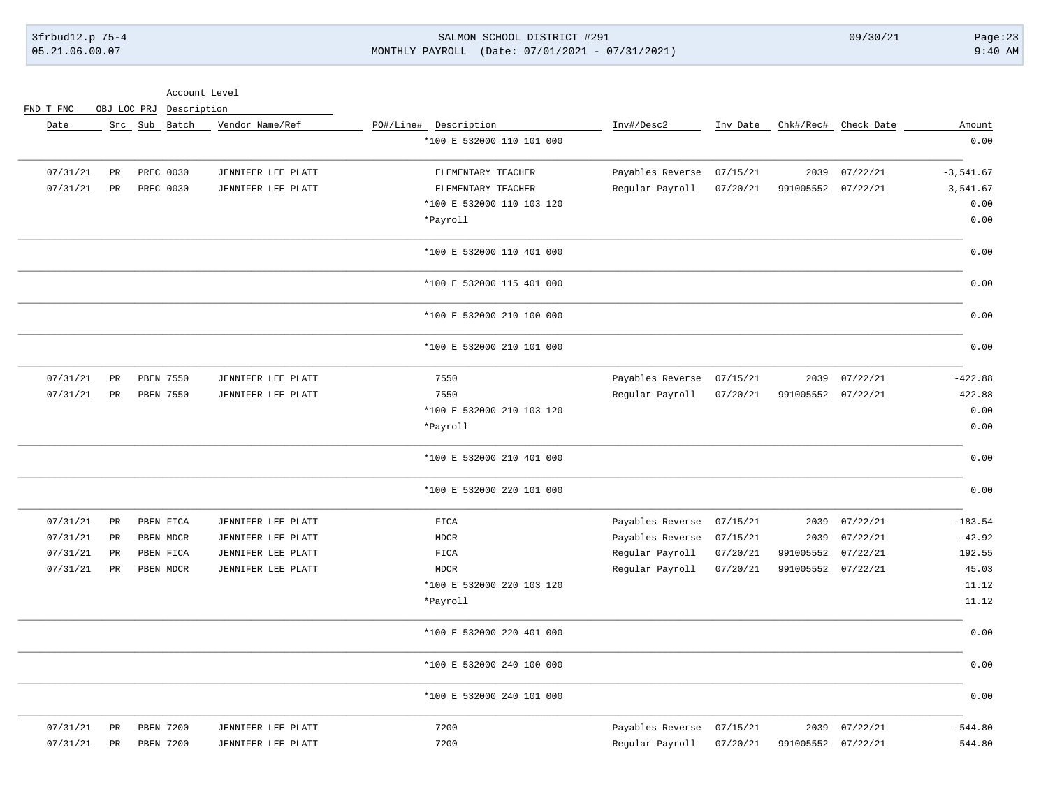| Date | Src | Sub | Batch | Vendor Name/Ref | PO#/Line# | Description | Inv#/Desc2 | Inv Date | Chk#/Rec# | Check Date | Amount |
|---|---|---|---|---|---|---|---|---|---|---|---|
| | | | | | | *100 E 532000 110 101 000 | | | | | 0.00 |
| 07/31/21 | PR | PREC | 0030 | JENNIFER LEE PLATT | | ELEMENTARY TEACHER | Payables Reverse | 07/15/21 | 2039 | 07/22/21 | -3,541.67 |
| 07/31/21 | PR | PREC | 0030 | JENNIFER LEE PLATT | | ELEMENTARY TEACHER | Regular Payroll | 07/20/21 | 991005552 | 07/22/21 | 3,541.67 |
| | | | | | | *100 E 532000 110 103 120 | | | | | 0.00 |
| | | | | | | *Payroll | | | | | 0.00 |
| | | | | | | *100 E 532000 110 401 000 | | | | | 0.00 |
| | | | | | | *100 E 532000 115 401 000 | | | | | 0.00 |
| | | | | | | *100 E 532000 210 100 000 | | | | | 0.00 |
| | | | | | | *100 E 532000 210 101 000 | | | | | 0.00 |
| 07/31/21 | PR | PBEN | 7550 | JENNIFER LEE PLATT | | 7550 | Payables Reverse | 07/15/21 | 2039 | 07/22/21 | -422.88 |
| 07/31/21 | PR | PBEN | 7550 | JENNIFER LEE PLATT | | 7550 | Regular Payroll | 07/20/21 | 991005552 | 07/22/21 | 422.88 |
| | | | | | | *100 E 532000 210 103 120 | | | | | 0.00 |
| | | | | | | *Payroll | | | | | 0.00 |
| | | | | | | *100 E 532000 210 401 000 | | | | | 0.00 |
| | | | | | | *100 E 532000 220 101 000 | | | | | 0.00 |
| 07/31/21 | PR | PBEN | FICA | JENNIFER LEE PLATT | | FICA | Payables Reverse | 07/15/21 | 2039 | 07/22/21 | -183.54 |
| 07/31/21 | PR | PBEN | MDCR | JENNIFER LEE PLATT | | MDCR | Payables Reverse | 07/15/21 | 2039 | 07/22/21 | -42.92 |
| 07/31/21 | PR | PBEN | FICA | JENNIFER LEE PLATT | | FICA | Regular Payroll | 07/20/21 | 991005552 | 07/22/21 | 192.55 |
| 07/31/21 | PR | PBEN | MDCR | JENNIFER LEE PLATT | | MDCR | Regular Payroll | 07/20/21 | 991005552 | 07/22/21 | 45.03 |
| | | | | | | *100 E 532000 220 103 120 | | | | | 11.12 |
| | | | | | | *Payroll | | | | | 11.12 |
| | | | | | | *100 E 532000 220 401 000 | | | | | 0.00 |
| | | | | | | *100 E 532000 240 100 000 | | | | | 0.00 |
| | | | | | | *100 E 532000 240 101 000 | | | | | 0.00 |
| 07/31/21 | PR | PBEN | 7200 | JENNIFER LEE PLATT | | 7200 | Payables Reverse | 07/15/21 | 2039 | 07/22/21 | -544.80 |
| 07/31/21 | PR | PBEN | 7200 | JENNIFER LEE PLATT | | 7200 | Regular Payroll | 07/20/21 | 991005552 | 07/22/21 | 544.80 |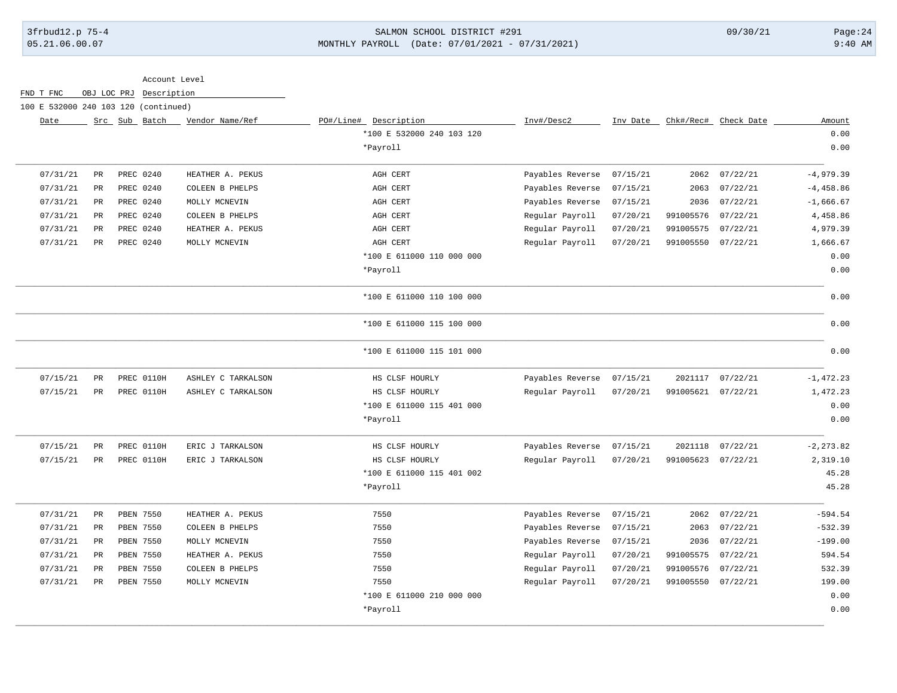Account Level

FND T FNC OBJ LOC PRJ Description

100 E 532000 240 103 120 (continued)

| Date | Src | Sub | Batch | Vendor Name/Ref | PO#/Line# | Description | Inv#/Desc2 | Inv Date | Chk#/Rec# | Check Date | Amount |
|---|---|---|---|---|---|---|---|---|---|---|---|
| | | | | | | *100 E 532000 240 103 120 | | | | | 0.00 |
| | | | | | | *Payroll | | | | | 0.00 |
| 07/31/21 | PR | PREC | 0240 | HEATHER A. PEKUS | | AGH CERT | Payables Reverse | 07/15/21 | 2062 | 07/22/21 | -4,979.39 |
| 07/31/21 | PR | PREC | 0240 | COLEEN B PHELPS | | AGH CERT | Payables Reverse | 07/15/21 | 2063 | 07/22/21 | -4,458.86 |
| 07/31/21 | PR | PREC | 0240 | MOLLY MCNEVIN | | AGH CERT | Payables Reverse | 07/15/21 | 2036 | 07/22/21 | -1,666.67 |
| 07/31/21 | PR | PREC | 0240 | COLEEN B PHELPS | | AGH CERT | Regular Payroll | 07/20/21 | 991005576 | 07/22/21 | 4,458.86 |
| 07/31/21 | PR | PREC | 0240 | HEATHER A. PEKUS | | AGH CERT | Regular Payroll | 07/20/21 | 991005575 | 07/22/21 | 4,979.39 |
| 07/31/21 | PR | PREC | 0240 | MOLLY MCNEVIN | | AGH CERT | Regular Payroll | 07/20/21 | 991005550 | 07/22/21 | 1,666.67 |
| | | | | | | *100 E 611000 110 000 000 | | | | | 0.00 |
| | | | | | | *Payroll | | | | | 0.00 |
| | | | | | | *100 E 611000 110 100 000 | | | | | 0.00 |
| | | | | | | *100 E 611000 115 100 000 | | | | | 0.00 |
| | | | | | | *100 E 611000 115 101 000 | | | | | 0.00 |
| 07/15/21 | PR | PREC | 0110H | ASHLEY C TARKALSON | | HS CLSF HOURLY | Payables Reverse | 07/15/21 | 2021117 | 07/22/21 | -1,472.23 |
| 07/15/21 | PR | PREC | 0110H | ASHLEY C TARKALSON | | HS CLSF HOURLY | Regular Payroll | 07/20/21 | 991005621 | 07/22/21 | 1,472.23 |
| | | | | | | *100 E 611000 115 401 000 | | | | | 0.00 |
| | | | | | | *Payroll | | | | | 0.00 |
| 07/15/21 | PR | PREC | 0110H | ERIC J TARKALSON | | HS CLSF HOURLY | Payables Reverse | 07/15/21 | 2021118 | 07/22/21 | -2,273.82 |
| 07/15/21 | PR | PREC | 0110H | ERIC J TARKALSON | | HS CLSF HOURLY | Regular Payroll | 07/20/21 | 991005623 | 07/22/21 | 2,319.10 |
| | | | | | | *100 E 611000 115 401 002 | | | | | 45.28 |
| | | | | | | *Payroll | | | | | 45.28 |
| 07/31/21 | PR | PBEN | 7550 | HEATHER A. PEKUS | | 7550 | Payables Reverse | 07/15/21 | 2062 | 07/22/21 | -594.54 |
| 07/31/21 | PR | PBEN | 7550 | COLEEN B PHELPS | | 7550 | Payables Reverse | 07/15/21 | 2063 | 07/22/21 | -532.39 |
| 07/31/21 | PR | PBEN | 7550 | MOLLY MCNEVIN | | 7550 | Payables Reverse | 07/15/21 | 2036 | 07/22/21 | -199.00 |
| 07/31/21 | PR | PBEN | 7550 | HEATHER A. PEKUS | | 7550 | Regular Payroll | 07/20/21 | 991005575 | 07/22/21 | 594.54 |
| 07/31/21 | PR | PBEN | 7550 | COLEEN B PHELPS | | 7550 | Regular Payroll | 07/20/21 | 991005576 | 07/22/21 | 532.39 |
| 07/31/21 | PR | PBEN | 7550 | MOLLY MCNEVIN | | 7550 | Regular Payroll | 07/20/21 | 991005550 | 07/22/21 | 199.00 |
| | | | | | | *100 E 611000 210 000 000 | | | | | 0.00 |
| | | | | | | *Payroll | | | | | 0.00 |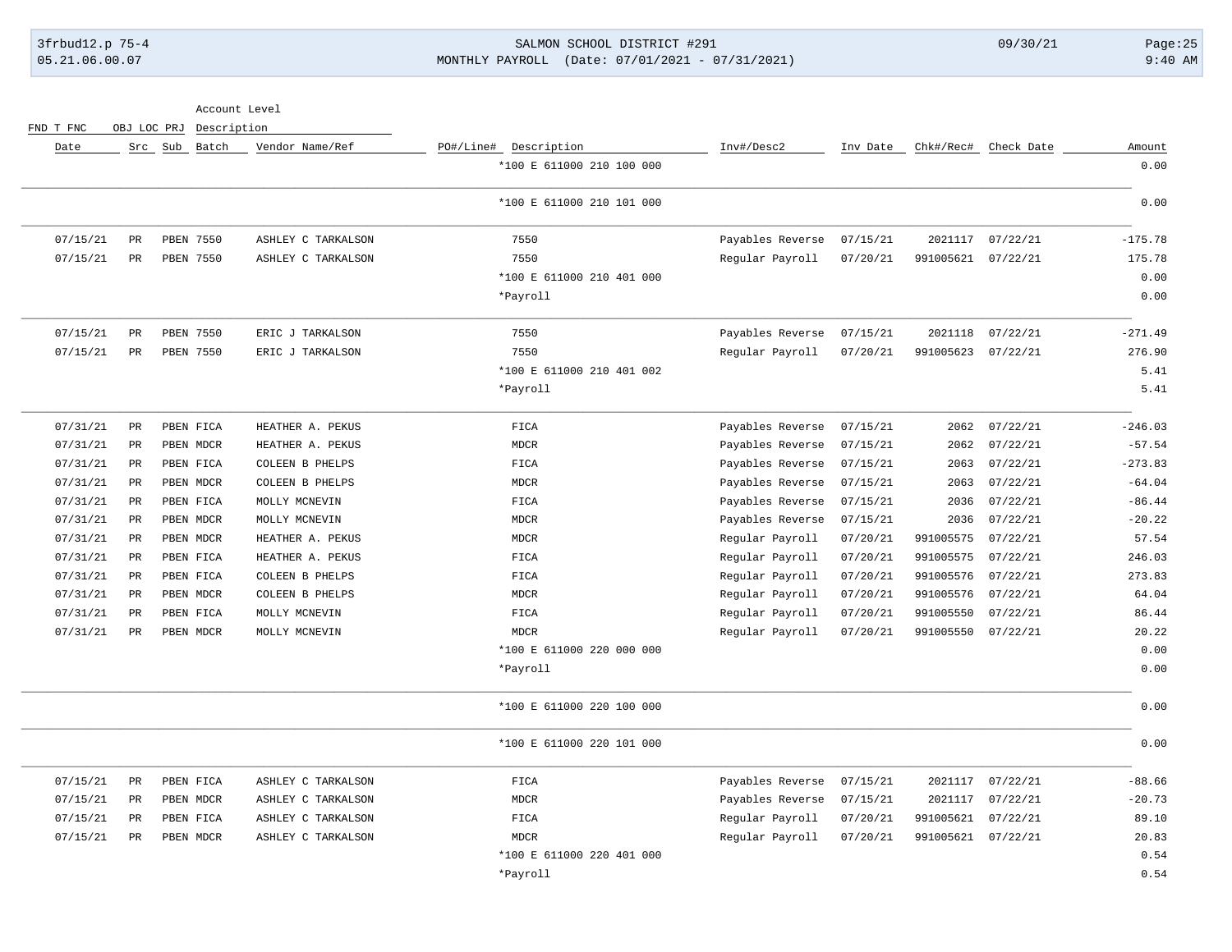| FND T FNC | OBJ LOC PRJ | Account Level Description | | | | | | | |
|---|---|---|---|---|---|---|---|---|---|
| Date | Src | Sub Batch | Vendor Name/Ref | PO#/Line# Description | Inv#/Desc2 | Inv Date | Chk#/Rec# | Check Date | Amount |
| | | | | *100 E 611000 210 100 000 | | | | | 0.00 |
| | | | | *100 E 611000 210 101 000 | | | | | 0.00 |
| 07/15/21 | PR | PBEN 7550 | ASHLEY C TARKALSON | 7550 | Payables Reverse | 07/15/21 | 2021117 | 07/22/21 | -175.78 |
| 07/15/21 | PR | PBEN 7550 | ASHLEY C TARKALSON | 7550 | Regular Payroll | 07/20/21 | 991005621 | 07/22/21 | 175.78 |
| | | | | *100 E 611000 210 401 000 | | | | | 0.00 |
| | | | | *Payroll | | | | | 0.00 |
| 07/15/21 | PR | PBEN 7550 | ERIC J TARKALSON | 7550 | Payables Reverse | 07/15/21 | 2021118 | 07/22/21 | -271.49 |
| 07/15/21 | PR | PBEN 7550 | ERIC J TARKALSON | 7550 | Regular Payroll | 07/20/21 | 991005623 | 07/22/21 | 276.90 |
| | | | | *100 E 611000 210 401 002 | | | | | 5.41 |
| | | | | *Payroll | | | | | 5.41 |
| 07/31/21 | PR | PBEN FICA | HEATHER A. PEKUS | FICA | Payables Reverse | 07/15/21 | 2062 | 07/22/21 | -246.03 |
| 07/31/21 | PR | PBEN MDCR | HEATHER A. PEKUS | MDCR | Payables Reverse | 07/15/21 | 2062 | 07/22/21 | -57.54 |
| 07/31/21 | PR | PBEN FICA | COLEEN B PHELPS | FICA | Payables Reverse | 07/15/21 | 2063 | 07/22/21 | -273.83 |
| 07/31/21 | PR | PBEN MDCR | COLEEN B PHELPS | MDCR | Payables Reverse | 07/15/21 | 2063 | 07/22/21 | -64.04 |
| 07/31/21 | PR | PBEN FICA | MOLLY MCNEVIN | FICA | Payables Reverse | 07/15/21 | 2036 | 07/22/21 | -86.44 |
| 07/31/21 | PR | PBEN MDCR | MOLLY MCNEVIN | MDCR | Payables Reverse | 07/15/21 | 2036 | 07/22/21 | -20.22 |
| 07/31/21 | PR | PBEN MDCR | HEATHER A. PEKUS | MDCR | Regular Payroll | 07/20/21 | 991005575 | 07/22/21 | 57.54 |
| 07/31/21 | PR | PBEN FICA | HEATHER A. PEKUS | FICA | Regular Payroll | 07/20/21 | 991005575 | 07/22/21 | 246.03 |
| 07/31/21 | PR | PBEN FICA | COLEEN B PHELPS | FICA | Regular Payroll | 07/20/21 | 991005576 | 07/22/21 | 273.83 |
| 07/31/21 | PR | PBEN MDCR | COLEEN B PHELPS | MDCR | Regular Payroll | 07/20/21 | 991005576 | 07/22/21 | 64.04 |
| 07/31/21 | PR | PBEN FICA | MOLLY MCNEVIN | FICA | Regular Payroll | 07/20/21 | 991005550 | 07/22/21 | 86.44 |
| 07/31/21 | PR | PBEN MDCR | MOLLY MCNEVIN | MDCR | Regular Payroll | 07/20/21 | 991005550 | 07/22/21 | 20.22 |
| | | | | *100 E 611000 220 000 000 | | | | | 0.00 |
| | | | | *Payroll | | | | | 0.00 |
| | | | | *100 E 611000 220 100 000 | | | | | 0.00 |
| | | | | *100 E 611000 220 101 000 | | | | | 0.00 |
| 07/15/21 | PR | PBEN FICA | ASHLEY C TARKALSON | FICA | Payables Reverse | 07/15/21 | 2021117 | 07/22/21 | -88.66 |
| 07/15/21 | PR | PBEN MDCR | ASHLEY C TARKALSON | MDCR | Payables Reverse | 07/15/21 | 2021117 | 07/22/21 | -20.73 |
| 07/15/21 | PR | PBEN FICA | ASHLEY C TARKALSON | FICA | Regular Payroll | 07/20/21 | 991005621 | 07/22/21 | 89.10 |
| 07/15/21 | PR | PBEN MDCR | ASHLEY C TARKALSON | MDCR | Regular Payroll | 07/20/21 | 991005621 | 07/22/21 | 20.83 |
| | | | | *100 E 611000 220 401 000 | | | | | 0.54 |
| | | | | *Payroll | | | | | 0.54 |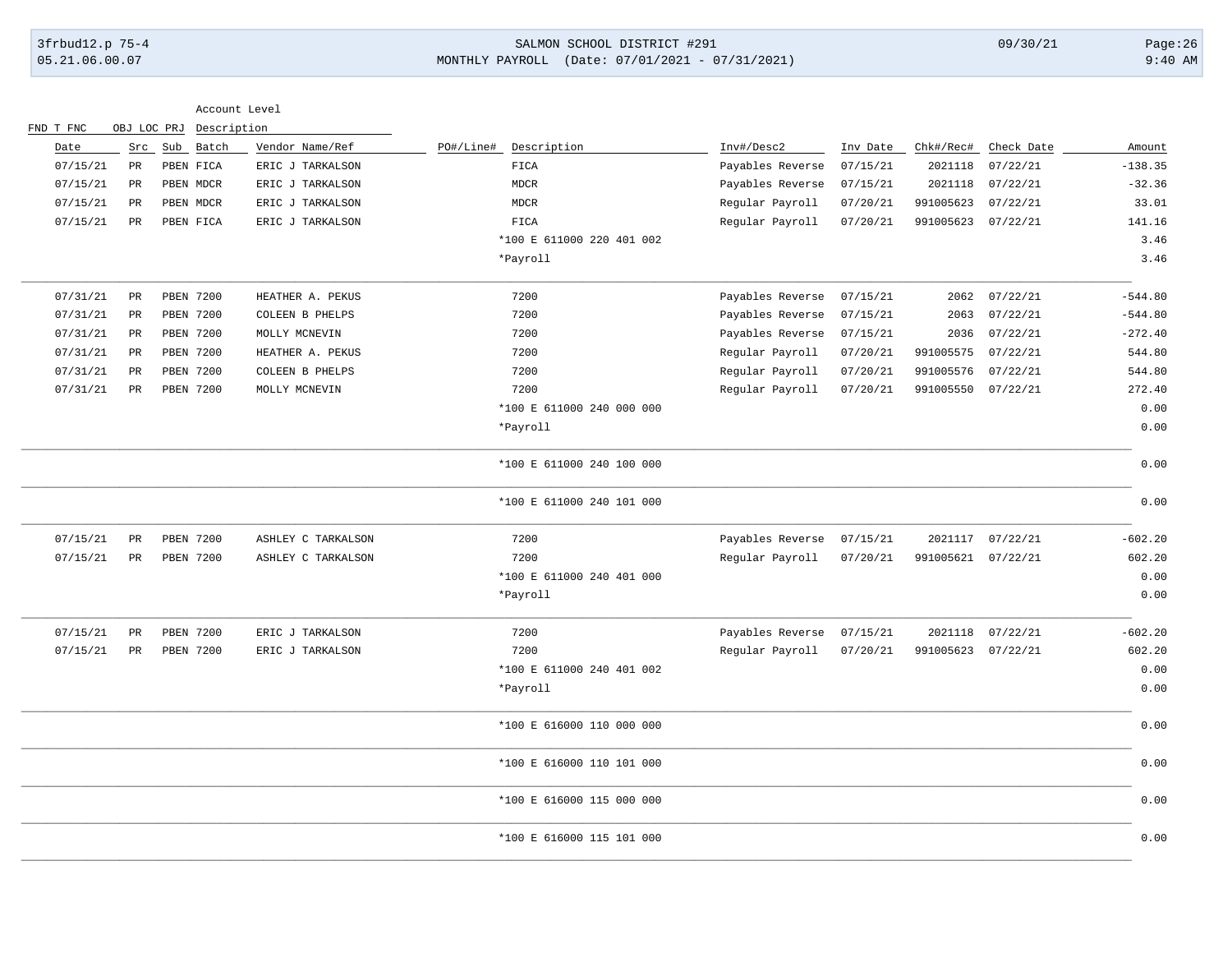| Date | Src | Sub | Batch | Vendor Name/Ref | PO#/Line# | Description | Inv#/Desc2 | Inv Date | Chk#/Rec# | Check Date | Amount |
|---|---|---|---|---|---|---|---|---|---|---|---|
| 07/15/21 | PR | PBEN | FICA | ERIC J TARKALSON | | FICA | Payables Reverse | 07/15/21 | 2021118 | 07/22/21 | -138.35 |
| 07/15/21 | PR | PBEN | MDCR | ERIC J TARKALSON | | MDCR | Payables Reverse | 07/15/21 | 2021118 | 07/22/21 | -32.36 |
| 07/15/21 | PR | PBEN | MDCR | ERIC J TARKALSON | | MDCR | Regular Payroll | 07/20/21 | 991005623 | 07/22/21 | 33.01 |
| 07/15/21 | PR | PBEN | FICA | ERIC J TARKALSON | | FICA | Regular Payroll | 07/20/21 | 991005623 | 07/22/21 | 141.16 |
| | | | | | | *100 E 611000 220 401 002 | | | | | 3.46 |
| | | | | | | *Payroll | | | | | 3.46 |
| 07/31/21 | PR | PBEN | 7200 | HEATHER A. PEKUS | | 7200 | Payables Reverse | 07/15/21 | 2062 | 07/22/21 | -544.80 |
| 07/31/21 | PR | PBEN | 7200 | COLEEN B PHELPS | | 7200 | Payables Reverse | 07/15/21 | 2063 | 07/22/21 | -544.80 |
| 07/31/21 | PR | PBEN | 7200 | MOLLY MCNEVIN | | 7200 | Payables Reverse | 07/15/21 | 2036 | 07/22/21 | -272.40 |
| 07/31/21 | PR | PBEN | 7200 | HEATHER A. PEKUS | | 7200 | Regular Payroll | 07/20/21 | 991005575 | 07/22/21 | 544.80 |
| 07/31/21 | PR | PBEN | 7200 | COLEEN B PHELPS | | 7200 | Regular Payroll | 07/20/21 | 991005576 | 07/22/21 | 544.80 |
| 07/31/21 | PR | PBEN | 7200 | MOLLY MCNEVIN | | 7200 | Regular Payroll | 07/20/21 | 991005550 | 07/22/21 | 272.40 |
| | | | | | | *100 E 611000 240 000 000 | | | | | 0.00 |
| | | | | | | *Payroll | | | | | 0.00 |
| | | | | | | *100 E 611000 240 100 000 | | | | | 0.00 |
| | | | | | | *100 E 611000 240 101 000 | | | | | 0.00 |
| 07/15/21 | PR | PBEN | 7200 | ASHLEY C TARKALSON | | 7200 | Payables Reverse | 07/15/21 | 2021117 | 07/22/21 | -602.20 |
| 07/15/21 | PR | PBEN | 7200 | ASHLEY C TARKALSON | | 7200 | Regular Payroll | 07/20/21 | 991005621 | 07/22/21 | 602.20 |
| | | | | | | *100 E 611000 240 401 000 | | | | | 0.00 |
| | | | | | | *Payroll | | | | | 0.00 |
| 07/15/21 | PR | PBEN | 7200 | ERIC J TARKALSON | | 7200 | Payables Reverse | 07/15/21 | 2021118 | 07/22/21 | -602.20 |
| 07/15/21 | PR | PBEN | 7200 | ERIC J TARKALSON | | 7200 | Regular Payroll | 07/20/21 | 991005623 | 07/22/21 | 602.20 |
| | | | | | | *100 E 611000 240 401 002 | | | | | 0.00 |
| | | | | | | *Payroll | | | | | 0.00 |
| | | | | | | *100 E 616000 110 000 000 | | | | | 0.00 |
| | | | | | | *100 E 616000 110 101 000 | | | | | 0.00 |
| | | | | | | *100 E 616000 115 000 000 | | | | | 0.00 |
| | | | | | | *100 E 616000 115 101 000 | | | | | 0.00 |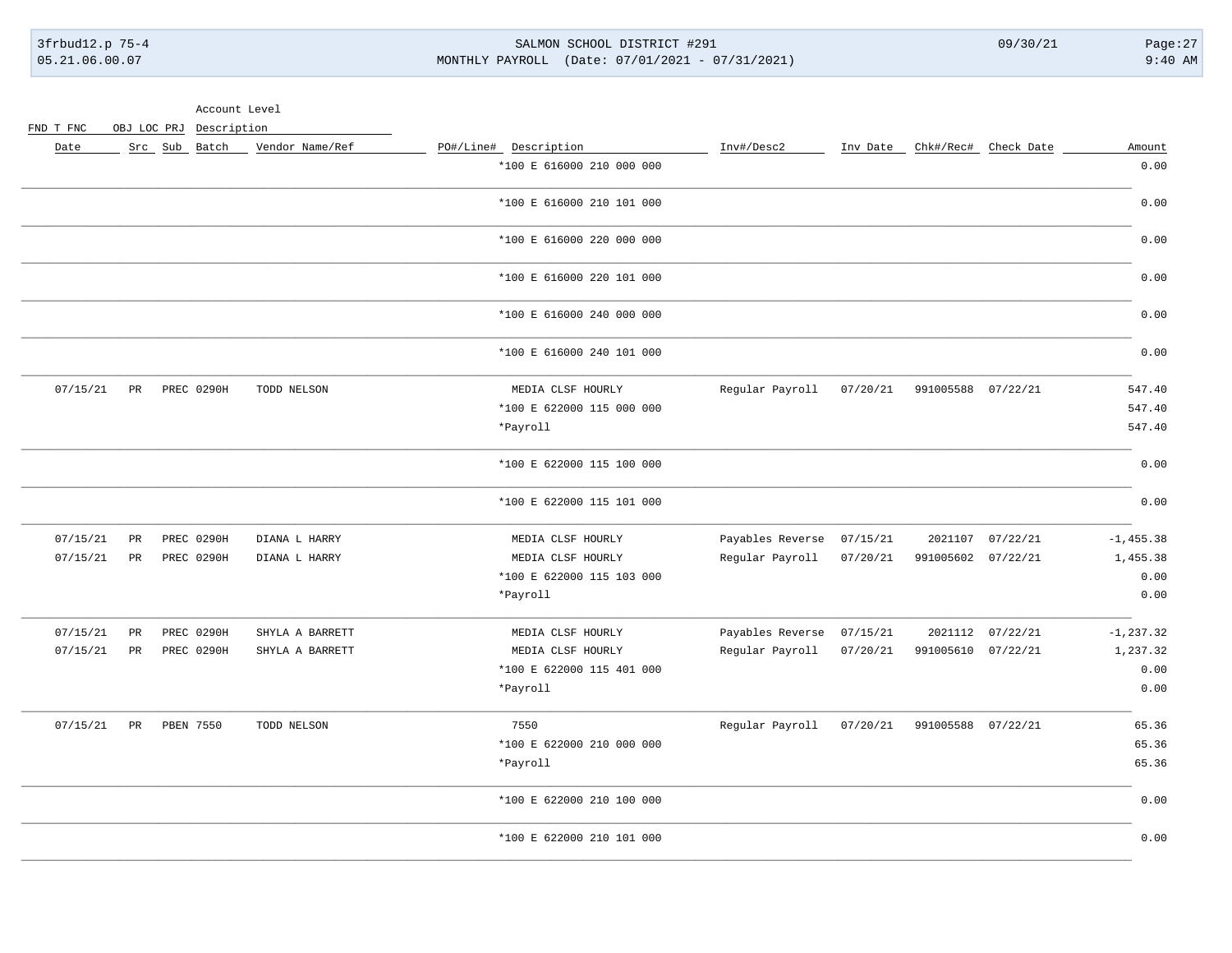| Date | Src | Sub | Batch | Vendor Name/Ref | PO#/Line# | Description | Inv#/Desc2 | Inv Date | Chk#/Rec# | Check Date | Amount |
|---|---|---|---|---|---|---|---|---|---|---|---|
| | | | | | | *100 E 616000 210 000 000 | | | | | 0.00 |
| | | | | | | *100 E 616000 210 101 000 | | | | | 0.00 |
| | | | | | | *100 E 616000 220 000 000 | | | | | 0.00 |
| | | | | | | *100 E 616000 220 101 000 | | | | | 0.00 |
| | | | | | | *100 E 616000 240 000 000 | | | | | 0.00 |
| | | | | | | *100 E 616000 240 101 000 | | | | | 0.00 |
| 07/15/21 | PR | PREC | 0290H | TODD NELSON | | MEDIA CLSF HOURLY | Regular Payroll | 07/20/21 | 991005588 | 07/22/21 | 547.40 |
| | | | | | | *100 E 622000 115 000 000 | | | | | 547.40 |
| | | | | | | *Payroll | | | | | 547.40 |
| | | | | | | *100 E 622000 115 100 000 | | | | | 0.00 |
| | | | | | | *100 E 622000 115 101 000 | | | | | 0.00 |
| 07/15/21 | PR | PREC | 0290H | DIANA L HARRY | | MEDIA CLSF HOURLY | Payables Reverse | 07/15/21 | 2021107 | 07/22/21 | -1,455.38 |
| 07/15/21 | PR | PREC | 0290H | DIANA L HARRY | | MEDIA CLSF HOURLY | Regular Payroll | 07/20/21 | 991005602 | 07/22/21 | 1,455.38 |
| | | | | | | *100 E 622000 115 103 000 | | | | | 0.00 |
| | | | | | | *Payroll | | | | | 0.00 |
| 07/15/21 | PR | PREC | 0290H | SHYLA A BARRETT | | MEDIA CLSF HOURLY | Payables Reverse | 07/15/21 | 2021112 | 07/22/21 | -1,237.32 |
| 07/15/21 | PR | PREC | 0290H | SHYLA A BARRETT | | MEDIA CLSF HOURLY | Regular Payroll | 07/20/21 | 991005610 | 07/22/21 | 1,237.32 |
| | | | | | | *100 E 622000 115 401 000 | | | | | 0.00 |
| | | | | | | *Payroll | | | | | 0.00 |
| 07/15/21 | PR | PBEN | 7550 | TODD NELSON | | 7550 | Regular Payroll | 07/20/21 | 991005588 | 07/22/21 | 65.36 |
| | | | | | | *100 E 622000 210 000 000 | | | | | 65.36 |
| | | | | | | *Payroll | | | | | 65.36 |
| | | | | | | *100 E 622000 210 100 000 | | | | | 0.00 |
| | | | | | | *100 E 622000 210 101 000 | | | | | 0.00 |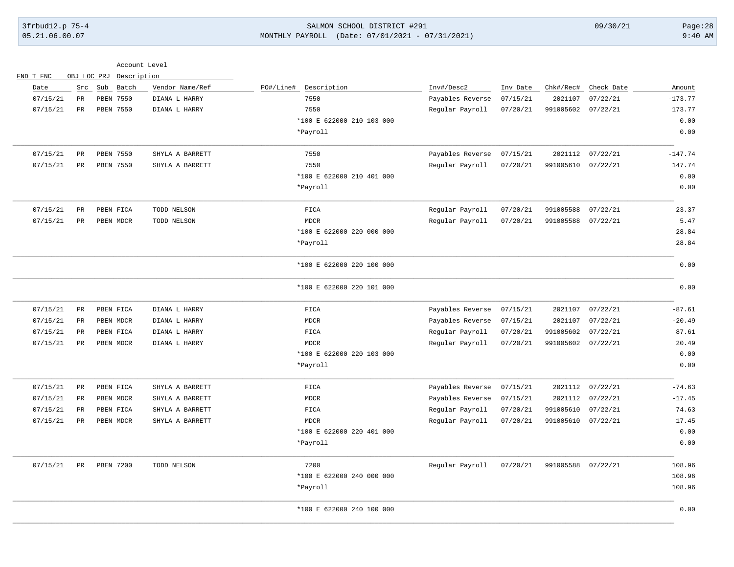| Date | Src | Sub | Batch | Vendor Name/Ref | PO#/Line# | Description | Inv#/Desc2 | Inv Date | Chk#/Rec# | Check Date | Amount |
|---|---|---|---|---|---|---|---|---|---|---|---|
| 07/15/21 | PR | PBEN | 7550 | DIANA L HARRY | | 7550 | Payables Reverse | 07/15/21 | 2021107 | 07/22/21 | -173.77 |
| 07/15/21 | PR | PBEN | 7550 | DIANA L HARRY | | 7550 | Regular Payroll | 07/20/21 | 991005602 | 07/22/21 | 173.77 |
| | | | | | | *100 E 622000 210 103 000 | | | | | 0.00 |
| | | | | | | *Payroll | | | | | 0.00 |
| 07/15/21 | PR | PBEN | 7550 | SHYLA A BARRETT | | 7550 | Payables Reverse | 07/15/21 | 2021112 | 07/22/21 | -147.74 |
| 07/15/21 | PR | PBEN | 7550 | SHYLA A BARRETT | | 7550 | Regular Payroll | 07/20/21 | 991005610 | 07/22/21 | 147.74 |
| | | | | | | *100 E 622000 210 401 000 | | | | | 0.00 |
| | | | | | | *Payroll | | | | | 0.00 |
| 07/15/21 | PR | PBEN | FICA | TODD NELSON | | FICA | Regular Payroll | 07/20/21 | 991005588 | 07/22/21 | 23.37 |
| 07/15/21 | PR | PBEN | MDCR | TODD NELSON | | MDCR | Regular Payroll | 07/20/21 | 991005588 | 07/22/21 | 5.47 |
| | | | | | | *100 E 622000 220 000 000 | | | | | 28.84 |
| | | | | | | *Payroll | | | | | 28.84 |
| | | | | | | *100 E 622000 220 100 000 | | | | | 0.00 |
| | | | | | | *100 E 622000 220 101 000 | | | | | 0.00 |
| 07/15/21 | PR | PBEN | FICA | DIANA L HARRY | | FICA | Payables Reverse | 07/15/21 | 2021107 | 07/22/21 | -87.61 |
| 07/15/21 | PR | PBEN | MDCR | DIANA L HARRY | | MDCR | Payables Reverse | 07/15/21 | 2021107 | 07/22/21 | -20.49 |
| 07/15/21 | PR | PBEN | FICA | DIANA L HARRY | | FICA | Regular Payroll | 07/20/21 | 991005602 | 07/22/21 | 87.61 |
| 07/15/21 | PR | PBEN | MDCR | DIANA L HARRY | | MDCR | Regular Payroll | 07/20/21 | 991005602 | 07/22/21 | 20.49 |
| | | | | | | *100 E 622000 220 103 000 | | | | | 0.00 |
| | | | | | | *Payroll | | | | | 0.00 |
| 07/15/21 | PR | PBEN | FICA | SHYLA A BARRETT | | FICA | Payables Reverse | 07/15/21 | 2021112 | 07/22/21 | -74.63 |
| 07/15/21 | PR | PBEN | MDCR | SHYLA A BARRETT | | MDCR | Payables Reverse | 07/15/21 | 2021112 | 07/22/21 | -17.45 |
| 07/15/21 | PR | PBEN | FICA | SHYLA A BARRETT | | FICA | Regular Payroll | 07/20/21 | 991005610 | 07/22/21 | 74.63 |
| 07/15/21 | PR | PBEN | MDCR | SHYLA A BARRETT | | MDCR | Regular Payroll | 07/20/21 | 991005610 | 07/22/21 | 17.45 |
| | | | | | | *100 E 622000 220 401 000 | | | | | 0.00 |
| | | | | | | *Payroll | | | | | 0.00 |
| 07/15/21 | PR | PBEN | 7200 | TODD NELSON | | 7200 | Regular Payroll | 07/20/21 | 991005588 | 07/22/21 | 108.96 |
| | | | | | | *100 E 622000 240 000 000 | | | | | 108.96 |
| | | | | | | *Payroll | | | | | 108.96 |
| | | | | | | *100 E 622000 240 100 000 | | | | | 0.00 |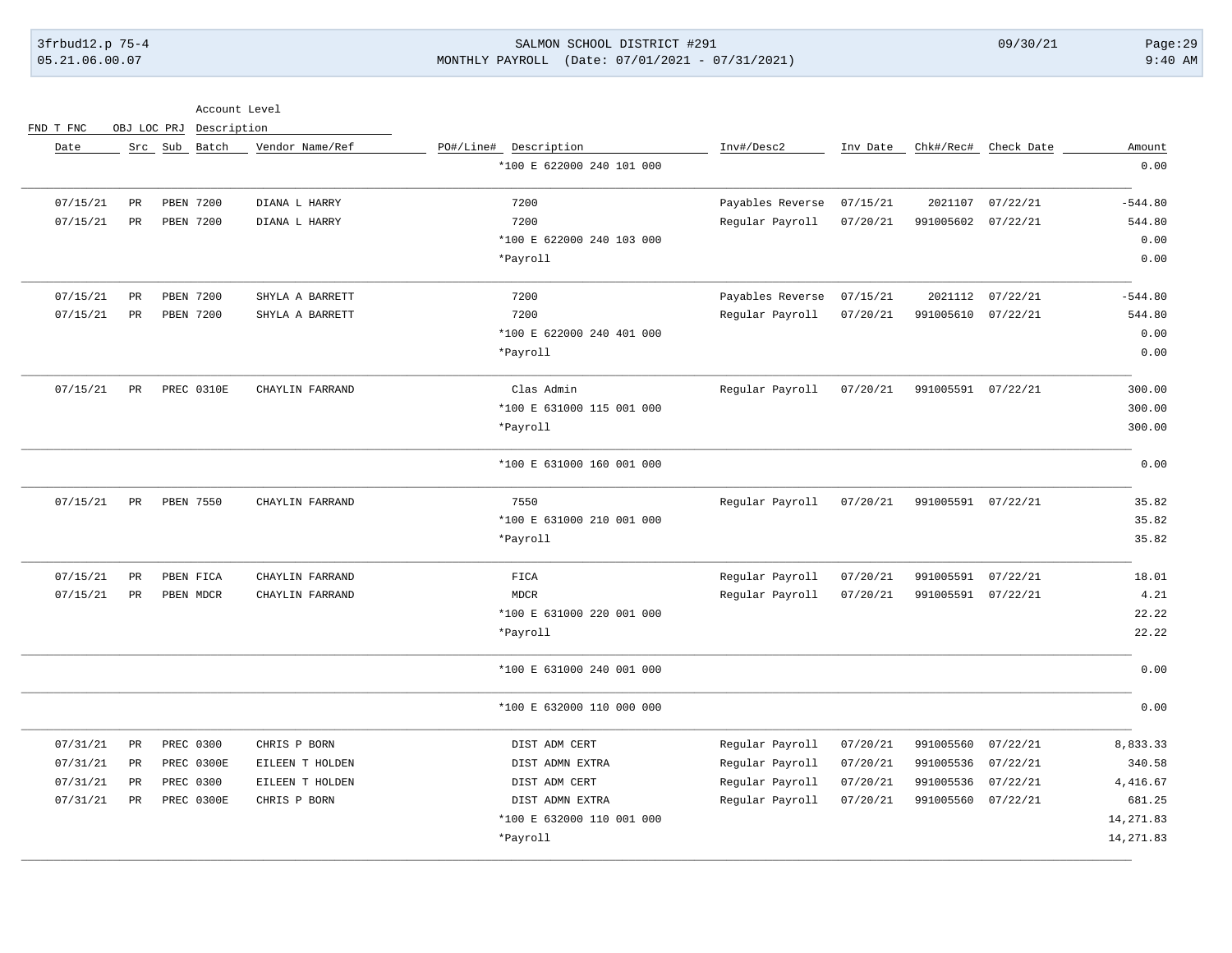| Date | Src | Sub | Batch | Vendor Name/Ref | PO#/Line# | Description | Inv#/Desc2 | Inv Date | Chk#/Rec# | Check Date | Amount |
|---|---|---|---|---|---|---|---|---|---|---|---|
| | | | | | | *100 E 622000 240 101 000 | | | | | 0.00 |
| 07/15/21 | PR | PBEN | 7200 | DIANA L HARRY | | 7200 | Payables Reverse | 07/15/21 | 2021107 | 07/22/21 | -544.80 |
| 07/15/21 | PR | PBEN | 7200 | DIANA L HARRY | | 7200 | Regular Payroll | 07/20/21 | 991005602 | 07/22/21 | 544.80 |
| | | | | | | *100 E 622000 240 103 000 | | | | | 0.00 |
| | | | | | | *Payroll | | | | | 0.00 |
| 07/15/21 | PR | PBEN | 7200 | SHYLA A BARRETT | | 7200 | Payables Reverse | 07/15/21 | 2021112 | 07/22/21 | -544.80 |
| 07/15/21 | PR | PBEN | 7200 | SHYLA A BARRETT | | 7200 | Regular Payroll | 07/20/21 | 991005610 | 07/22/21 | 544.80 |
| | | | | | | *100 E 622000 240 401 000 | | | | | 0.00 |
| | | | | | | *Payroll | | | | | 0.00 |
| 07/15/21 | PR | PREC | 0310E | CHAYLIN FARRAND | | Clas Admin | Regular Payroll | 07/20/21 | 991005591 | 07/22/21 | 300.00 |
| | | | | | | *100 E 631000 115 001 000 | | | | | 300.00 |
| | | | | | | *Payroll | | | | | 300.00 |
| | | | | | | *100 E 631000 160 001 000 | | | | | 0.00 |
| 07/15/21 | PR | PBEN | 7550 | CHAYLIN FARRAND | | 7550 | Regular Payroll | 07/20/21 | 991005591 | 07/22/21 | 35.82 |
| | | | | | | *100 E 631000 210 001 000 | | | | | 35.82 |
| | | | | | | *Payroll | | | | | 35.82 |
| 07/15/21 | PR | PBEN | FICA | CHAYLIN FARRAND | | FICA | Regular Payroll | 07/20/21 | 991005591 | 07/22/21 | 18.01 |
| 07/15/21 | PR | PBEN | MDCR | CHAYLIN FARRAND | | MDCR | Regular Payroll | 07/20/21 | 991005591 | 07/22/21 | 4.21 |
| | | | | | | *100 E 631000 220 001 000 | | | | | 22.22 |
| | | | | | | *Payroll | | | | | 22.22 |
| | | | | | | *100 E 631000 240 001 000 | | | | | 0.00 |
| | | | | | | *100 E 632000 110 000 000 | | | | | 0.00 |
| 07/31/21 | PR | PREC | 0300 | CHRIS P BORN | | DIST ADM CERT | Regular Payroll | 07/20/21 | 991005560 | 07/22/21 | 8,833.33 |
| 07/31/21 | PR | PREC | 0300E | EILEEN T HOLDEN | | DIST ADMN EXTRA | Regular Payroll | 07/20/21 | 991005536 | 07/22/21 | 340.58 |
| 07/31/21 | PR | PREC | 0300 | EILEEN T HOLDEN | | DIST ADM CERT | Regular Payroll | 07/20/21 | 991005536 | 07/22/21 | 4,416.67 |
| 07/31/21 | PR | PREC | 0300E | CHRIS P BORN | | DIST ADMN EXTRA | Regular Payroll | 07/20/21 | 991005560 | 07/22/21 | 681.25 |
| | | | | | | *100 E 632000 110 001 000 | | | | | 14,271.83 |
| | | | | | | *Payroll | | | | | 14,271.83 |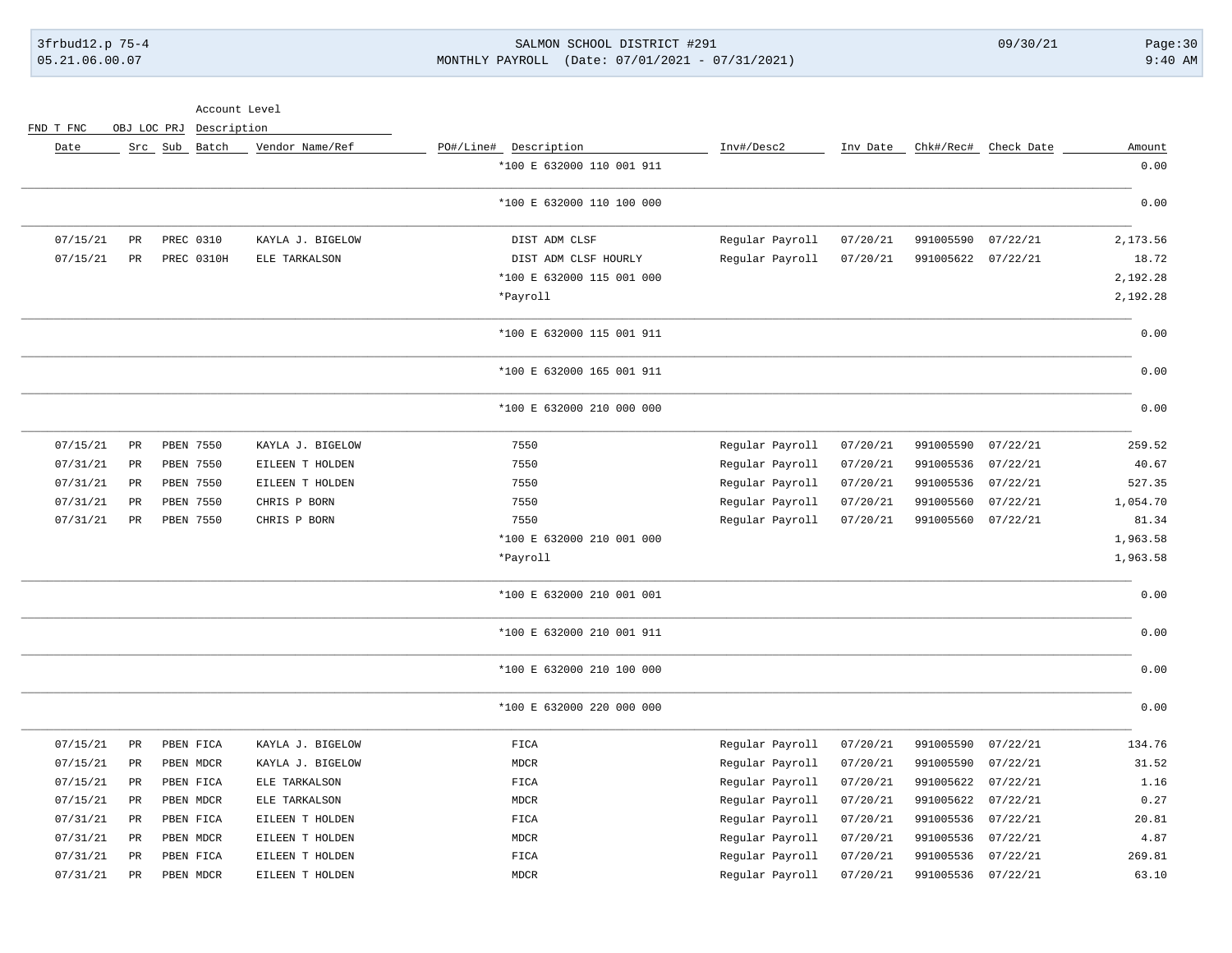| Date | Src | Sub | Batch | Vendor Name/Ref | PO#/Line# | Description | Inv#/Desc2 | Inv Date | Chk#/Rec# | Check Date | Amount |
|---|---|---|---|---|---|---|---|---|---|---|---|
| | | | | | | *100 E 632000 110 001 911 | | | | | 0.00 |
| | | | | | | *100 E 632000 110 100 000 | | | | | 0.00 |
| 07/15/21 | PR | PREC | 0310 | KAYLA J. BIGELOW | | DIST ADM CLSF | Regular Payroll | 07/20/21 | 991005590 | 07/22/21 | 2,173.56 |
| 07/15/21 | PR | PREC | 0310H | ELE TARKALSON | | DIST ADM CLSF HOURLY | Regular Payroll | 07/20/21 | 991005622 | 07/22/21 | 18.72 |
| | | | | | | *100 E 632000 115 001 000 | | | | | 2,192.28 |
| | | | | | | *Payroll | | | | | 2,192.28 |
| | | | | | | *100 E 632000 115 001 911 | | | | | 0.00 |
| | | | | | | *100 E 632000 165 001 911 | | | | | 0.00 |
| | | | | | | *100 E 632000 210 000 000 | | | | | 0.00 |
| 07/15/21 | PR | PBEN | 7550 | KAYLA J. BIGELOW | | 7550 | Regular Payroll | 07/20/21 | 991005590 | 07/22/21 | 259.52 |
| 07/31/21 | PR | PBEN | 7550 | EILEEN T HOLDEN | | 7550 | Regular Payroll | 07/20/21 | 991005536 | 07/22/21 | 40.67 |
| 07/31/21 | PR | PBEN | 7550 | EILEEN T HOLDEN | | 7550 | Regular Payroll | 07/20/21 | 991005536 | 07/22/21 | 527.35 |
| 07/31/21 | PR | PBEN | 7550 | CHRIS P BORN | | 7550 | Regular Payroll | 07/20/21 | 991005560 | 07/22/21 | 1,054.70 |
| 07/31/21 | PR | PBEN | 7550 | CHRIS P BORN | | 7550 | Regular Payroll | 07/20/21 | 991005560 | 07/22/21 | 81.34 |
| | | | | | | *100 E 632000 210 001 000 | | | | | 1,963.58 |
| | | | | | | *Payroll | | | | | 1,963.58 |
| | | | | | | *100 E 632000 210 001 001 | | | | | 0.00 |
| | | | | | | *100 E 632000 210 001 911 | | | | | 0.00 |
| | | | | | | *100 E 632000 210 100 000 | | | | | 0.00 |
| | | | | | | *100 E 632000 220 000 000 | | | | | 0.00 |
| 07/15/21 | PR | PBEN | FICA | KAYLA J. BIGELOW | | FICA | Regular Payroll | 07/20/21 | 991005590 | 07/22/21 | 134.76 |
| 07/15/21 | PR | PBEN | MDCR | KAYLA J. BIGELOW | | MDCR | Regular Payroll | 07/20/21 | 991005590 | 07/22/21 | 31.52 |
| 07/15/21 | PR | PBEN | FICA | ELE TARKALSON | | FICA | Regular Payroll | 07/20/21 | 991005622 | 07/22/21 | 1.16 |
| 07/15/21 | PR | PBEN | MDCR | ELE TARKALSON | | MDCR | Regular Payroll | 07/20/21 | 991005622 | 07/22/21 | 0.27 |
| 07/31/21 | PR | PBEN | FICA | EILEEN T HOLDEN | | FICA | Regular Payroll | 07/20/21 | 991005536 | 07/22/21 | 20.81 |
| 07/31/21 | PR | PBEN | MDCR | EILEEN T HOLDEN | | MDCR | Regular Payroll | 07/20/21 | 991005536 | 07/22/21 | 4.87 |
| 07/31/21 | PR | PBEN | FICA | EILEEN T HOLDEN | | FICA | Regular Payroll | 07/20/21 | 991005536 | 07/22/21 | 269.81 |
| 07/31/21 | PR | PBEN | MDCR | EILEEN T HOLDEN | | MDCR | Regular Payroll | 07/20/21 | 991005536 | 07/22/21 | 63.10 |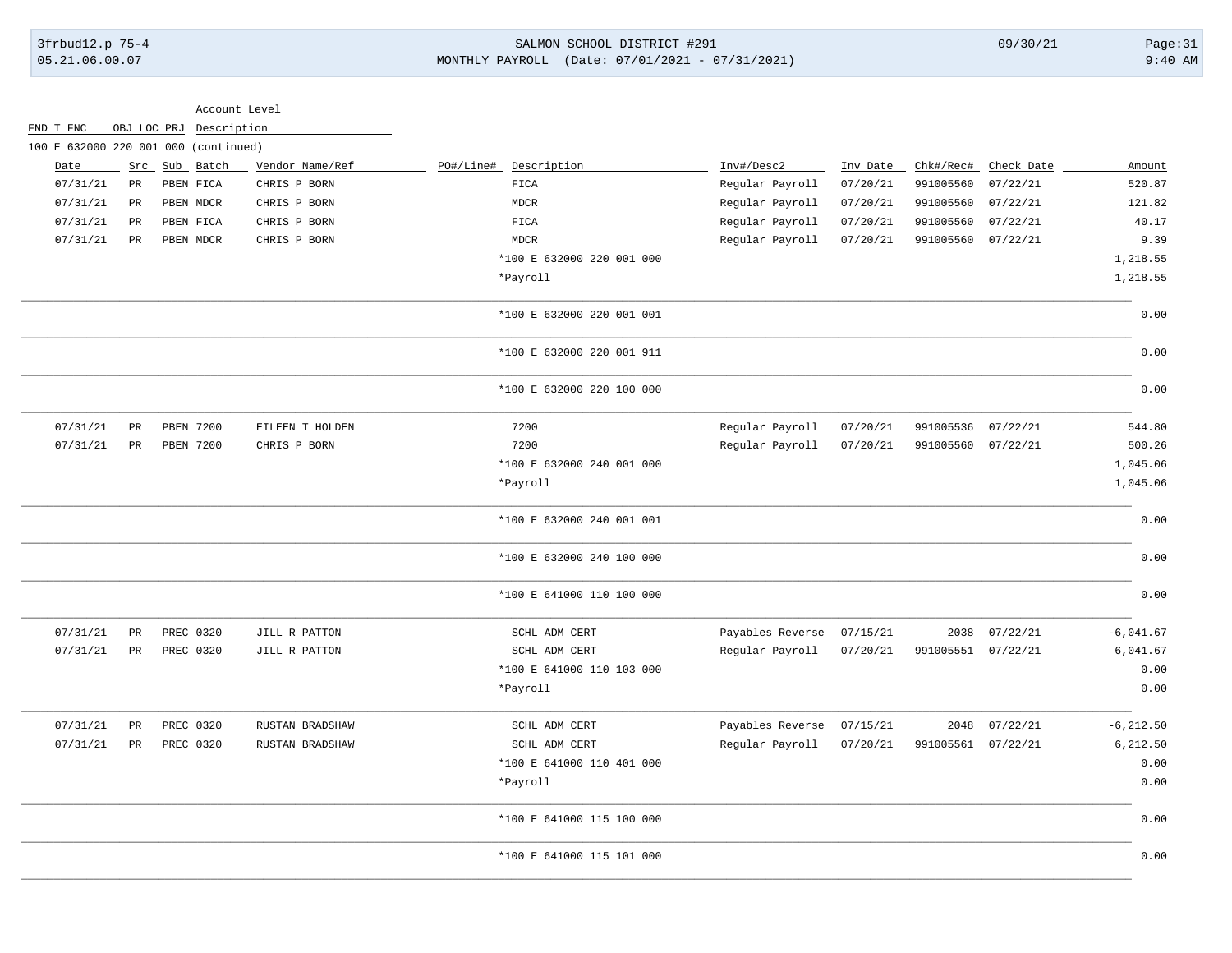| Account Level | | | | | | | | | | |
|---|---|---|---|---|---|---|---|---|---|---|
| FND T FNC OBJ LOC PRJ Description | | | | | | | | | | |
| 100 E 632000 220 001 000 (continued) | | | | | | | | | | |
| Date | Src | Sub Batch | Vendor Name/Ref | PO#/Line# | Description | Inv#/Desc2 | Inv Date | Chk#/Rec# | Check Date | Amount |
| 07/31/21 | PR | PBEN FICA | CHRIS P BORN | | FICA | Regular Payroll | 07/20/21 | 991005560 | 07/22/21 | 520.87 |
| 07/31/21 | PR | PBEN MDCR | CHRIS P BORN | | MDCR | Regular Payroll | 07/20/21 | 991005560 | 07/22/21 | 121.82 |
| 07/31/21 | PR | PBEN FICA | CHRIS P BORN | | FICA | Regular Payroll | 07/20/21 | 991005560 | 07/22/21 | 40.17 |
| 07/31/21 | PR | PBEN MDCR | CHRIS P BORN | | MDCR | Regular Payroll | 07/20/21 | 991005560 | 07/22/21 | 9.39 |
| | | | | | *100 E 632000 220 001 000 | | | | | 1,218.55 |
| | | | | | *Payroll | | | | | 1,218.55 |
| | | | | | *100 E 632000 220 001 001 | | | | | 0.00 |
| | | | | | *100 E 632000 220 001 911 | | | | | 0.00 |
| | | | | | *100 E 632000 220 100 000 | | | | | 0.00 |
| 07/31/21 | PR | PBEN 7200 | EILEEN T HOLDEN | | 7200 | Regular Payroll | 07/20/21 | 991005536 | 07/22/21 | 544.80 |
| 07/31/21 | PR | PBEN 7200 | CHRIS P BORN | | 7200 | Regular Payroll | 07/20/21 | 991005560 | 07/22/21 | 500.26 |
| | | | | | *100 E 632000 240 001 000 | | | | | 1,045.06 |
| | | | | | *Payroll | | | | | 1,045.06 |
| | | | | | *100 E 632000 240 001 001 | | | | | 0.00 |
| | | | | | *100 E 632000 240 100 000 | | | | | 0.00 |
| | | | | | *100 E 641000 110 100 000 | | | | | 0.00 |
| 07/31/21 | PR | PREC 0320 | JILL R PATTON | | SCHL ADM CERT | Payables Reverse | 07/15/21 | 2038 | 07/22/21 | -6,041.67 |
| 07/31/21 | PR | PREC 0320 | JILL R PATTON | | SCHL ADM CERT | Regular Payroll | 07/20/21 | 991005551 | 07/22/21 | 6,041.67 |
| | | | | | *100 E 641000 110 103 000 | | | | | 0.00 |
| | | | | | *Payroll | | | | | 0.00 |
| 07/31/21 | PR | PREC 0320 | RUSTAN BRADSHAW | | SCHL ADM CERT | Payables Reverse | 07/15/21 | 2048 | 07/22/21 | -6,212.50 |
| 07/31/21 | PR | PREC 0320 | RUSTAN BRADSHAW | | SCHL ADM CERT | Regular Payroll | 07/20/21 | 991005561 | 07/22/21 | 6,212.50 |
| | | | | | *100 E 641000 110 401 000 | | | | | 0.00 |
| | | | | | *Payroll | | | | | 0.00 |
| | | | | | *100 E 641000 115 100 000 | | | | | 0.00 |
| | | | | | *100 E 641000 115 101 000 | | | | | 0.00 |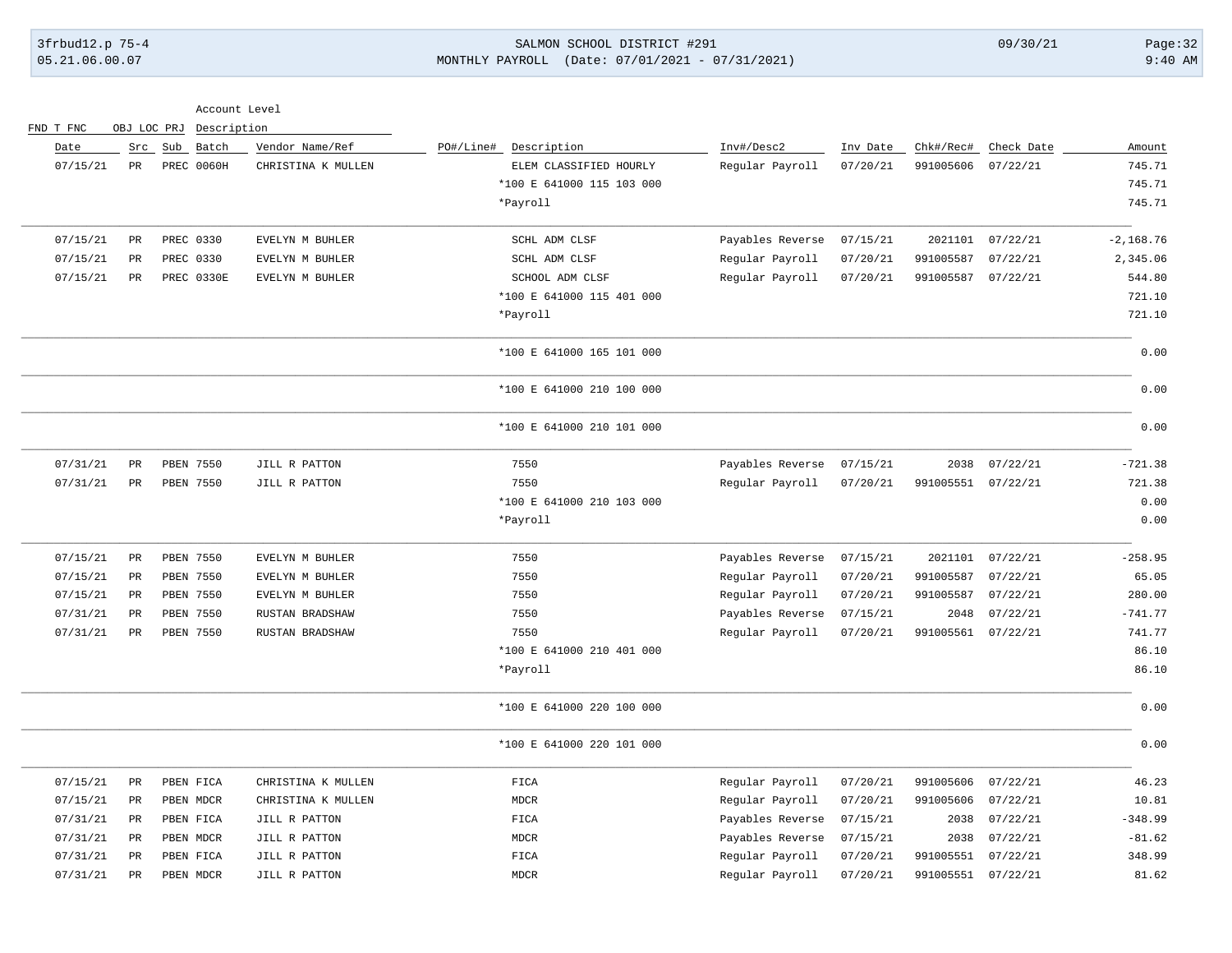| Date | Src | Sub | Batch | Vendor Name/Ref | PO#/Line# | Description | Inv#/Desc2 | Inv Date | Chk#/Rec# | Check Date | Amount |
|---|---|---|---|---|---|---|---|---|---|---|---|
| 07/15/21 | PR | PREC | 0060H | CHRISTINA K MULLEN | | ELEM CLASSIFIED HOURLY | Regular Payroll | 07/20/21 | 991005606 | 07/22/21 | 745.71 |
| | | | | | | *100 E 641000 115 103 000 | | | | | 745.71 |
| | | | | | | *Payroll | | | | | 745.71 |
| 07/15/21 | PR | PREC | 0330 | EVELYN M BUHLER | | SCHL ADM CLSF | Payables Reverse | 07/15/21 | 2021101 | 07/22/21 | -2,168.76 |
| 07/15/21 | PR | PREC | 0330 | EVELYN M BUHLER | | SCHL ADM CLSF | Regular Payroll | 07/20/21 | 991005587 | 07/22/21 | 2,345.06 |
| 07/15/21 | PR | PREC | 0330E | EVELYN M BUHLER | | SCHOOL ADM CLSF | Regular Payroll | 07/20/21 | 991005587 | 07/22/21 | 544.80 |
| | | | | | | *100 E 641000 115 401 000 | | | | | 721.10 |
| | | | | | | *Payroll | | | | | 721.10 |
| | | | | | | *100 E 641000 165 101 000 | | | | | 0.00 |
| | | | | | | *100 E 641000 210 100 000 | | | | | 0.00 |
| | | | | | | *100 E 641000 210 101 000 | | | | | 0.00 |
| 07/31/21 | PR | PBEN | 7550 | JILL R PATTON | | 7550 | Payables Reverse | 07/15/21 | 2038 | 07/22/21 | -721.38 |
| 07/31/21 | PR | PBEN | 7550 | JILL R PATTON | | 7550 | Regular Payroll | 07/20/21 | 991005551 | 07/22/21 | 721.38 |
| | | | | | | *100 E 641000 210 103 000 | | | | | 0.00 |
| | | | | | | *Payroll | | | | | 0.00 |
| 07/15/21 | PR | PBEN | 7550 | EVELYN M BUHLER | | 7550 | Payables Reverse | 07/15/21 | 2021101 | 07/22/21 | -258.95 |
| 07/15/21 | PR | PBEN | 7550 | EVELYN M BUHLER | | 7550 | Regular Payroll | 07/20/21 | 991005587 | 07/22/21 | 65.05 |
| 07/15/21 | PR | PBEN | 7550 | EVELYN M BUHLER | | 7550 | Regular Payroll | 07/20/21 | 991005587 | 07/22/21 | 280.00 |
| 07/31/21 | PR | PBEN | 7550 | RUSTAN BRADSHAW | | 7550 | Payables Reverse | 07/15/21 | 2048 | 07/22/21 | -741.77 |
| 07/31/21 | PR | PBEN | 7550 | RUSTAN BRADSHAW | | 7550 | Regular Payroll | 07/20/21 | 991005561 | 07/22/21 | 741.77 |
| | | | | | | *100 E 641000 210 401 000 | | | | | 86.10 |
| | | | | | | *Payroll | | | | | 86.10 |
| | | | | | | *100 E 641000 220 100 000 | | | | | 0.00 |
| | | | | | | *100 E 641000 220 101 000 | | | | | 0.00 |
| 07/15/21 | PR | PBEN | FICA | CHRISTINA K MULLEN | | FICA | Regular Payroll | 07/20/21 | 991005606 | 07/22/21 | 46.23 |
| 07/15/21 | PR | PBEN | MDCR | CHRISTINA K MULLEN | | MDCR | Regular Payroll | 07/20/21 | 991005606 | 07/22/21 | 10.81 |
| 07/31/21 | PR | PBEN | FICA | JILL R PATTON | | FICA | Payables Reverse | 07/15/21 | 2038 | 07/22/21 | -348.99 |
| 07/31/21 | PR | PBEN | MDCR | JILL R PATTON | | MDCR | Payables Reverse | 07/15/21 | 2038 | 07/22/21 | -81.62 |
| 07/31/21 | PR | PBEN | FICA | JILL R PATTON | | FICA | Regular Payroll | 07/20/21 | 991005551 | 07/22/21 | 348.99 |
| 07/31/21 | PR | PBEN | MDCR | JILL R PATTON | | MDCR | Regular Payroll | 07/20/21 | 991005551 | 07/22/21 | 81.62 |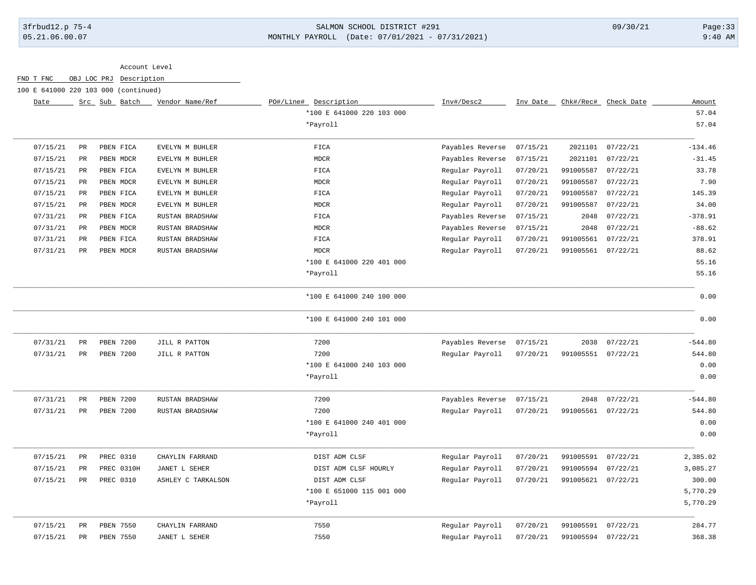Account Level

FND T FNC OBJ LOC PRJ Description

100 E 641000 220 103 000 (continued)

| Date | Src | Sub | Batch | Vendor Name/Ref | PO#/Line# | Description | Inv#/Desc2 | Inv Date | Chk#/Rec# | Check Date | Amount |
|---|---|---|---|---|---|---|---|---|---|---|---|
| | | | | | | *100 E 641000 220 103 000 | | | | | 57.04 |
| | | | | | | *Payroll | | | | | 57.04 |
| 07/15/21 | PR | PBEN | FICA | EVELYN M BUHLER | | FICA | Payables Reverse | 07/15/21 | 2021101 | 07/22/21 | -134.46 |
| 07/15/21 | PR | PBEN | MDCR | EVELYN M BUHLER | | MDCR | Payables Reverse | 07/15/21 | 2021101 | 07/22/21 | -31.45 |
| 07/15/21 | PR | PBEN | FICA | EVELYN M BUHLER | | FICA | Regular Payroll | 07/20/21 | 991005587 | 07/22/21 | 33.78 |
| 07/15/21 | PR | PBEN | MDCR | EVELYN M BUHLER | | MDCR | Regular Payroll | 07/20/21 | 991005587 | 07/22/21 | 7.90 |
| 07/15/21 | PR | PBEN | FICA | EVELYN M BUHLER | | FICA | Regular Payroll | 07/20/21 | 991005587 | 07/22/21 | 145.39 |
| 07/15/21 | PR | PBEN | MDCR | EVELYN M BUHLER | | MDCR | Regular Payroll | 07/20/21 | 991005587 | 07/22/21 | 34.00 |
| 07/31/21 | PR | PBEN | FICA | RUSTAN BRADSHAW | | FICA | Payables Reverse | 07/15/21 | 2048 | 07/22/21 | -378.91 |
| 07/31/21 | PR | PBEN | MDCR | RUSTAN BRADSHAW | | MDCR | Payables Reverse | 07/15/21 | 2048 | 07/22/21 | -88.62 |
| 07/31/21 | PR | PBEN | FICA | RUSTAN BRADSHAW | | FICA | Regular Payroll | 07/20/21 | 991005561 | 07/22/21 | 378.91 |
| 07/31/21 | PR | PBEN | MDCR | RUSTAN BRADSHAW | | MDCR | Regular Payroll | 07/20/21 | 991005561 | 07/22/21 | 88.62 |
| | | | | | | *100 E 641000 220 401 000 | | | | | 55.16 |
| | | | | | | *Payroll | | | | | 55.16 |
| | | | | | | *100 E 641000 240 100 000 | | | | | 0.00 |
| | | | | | | *100 E 641000 240 101 000 | | | | | 0.00 |
| 07/31/21 | PR | PBEN | 7200 | JILL R PATTON | | 7200 | Payables Reverse | 07/15/21 | 2038 | 07/22/21 | -544.80 |
| 07/31/21 | PR | PBEN | 7200 | JILL R PATTON | | 7200 | Regular Payroll | 07/20/21 | 991005551 | 07/22/21 | 544.80 |
| | | | | | | *100 E 641000 240 103 000 | | | | | 0.00 |
| | | | | | | *Payroll | | | | | 0.00 |
| 07/31/21 | PR | PBEN | 7200 | RUSTAN BRADSHAW | | 7200 | Payables Reverse | 07/15/21 | 2048 | 07/22/21 | -544.80 |
| 07/31/21 | PR | PBEN | 7200 | RUSTAN BRADSHAW | | 7200 | Regular Payroll | 07/20/21 | 991005561 | 07/22/21 | 544.80 |
| | | | | | | *100 E 641000 240 401 000 | | | | | 0.00 |
| | | | | | | *Payroll | | | | | 0.00 |
| 07/15/21 | PR | PREC | 0310 | CHAYLIN FARRAND | | DIST ADM CLSF | Regular Payroll | 07/20/21 | 991005591 | 07/22/21 | 2,385.02 |
| 07/15/21 | PR | PREC | 0310H | JANET L SEHER | | DIST ADM CLSF HOURLY | Regular Payroll | 07/20/21 | 991005594 | 07/22/21 | 3,085.27 |
| 07/15/21 | PR | PREC | 0310 | ASHLEY C TARKALSON | | DIST ADM CLSF | Regular Payroll | 07/20/21 | 991005621 | 07/22/21 | 300.00 |
| | | | | | | *100 E 651000 115 001 000 | | | | | 5,770.29 |
| | | | | | | *Payroll | | | | | 5,770.29 |
| 07/15/21 | PR | PBEN | 7550 | CHAYLIN FARRAND | | 7550 | Regular Payroll | 07/20/21 | 991005591 | 07/22/21 | 284.77 |
| 07/15/21 | PR | PBEN | 7550 | JANET L SEHER | | 7550 | Regular Payroll | 07/20/21 | 991005594 | 07/22/21 | 368.38 |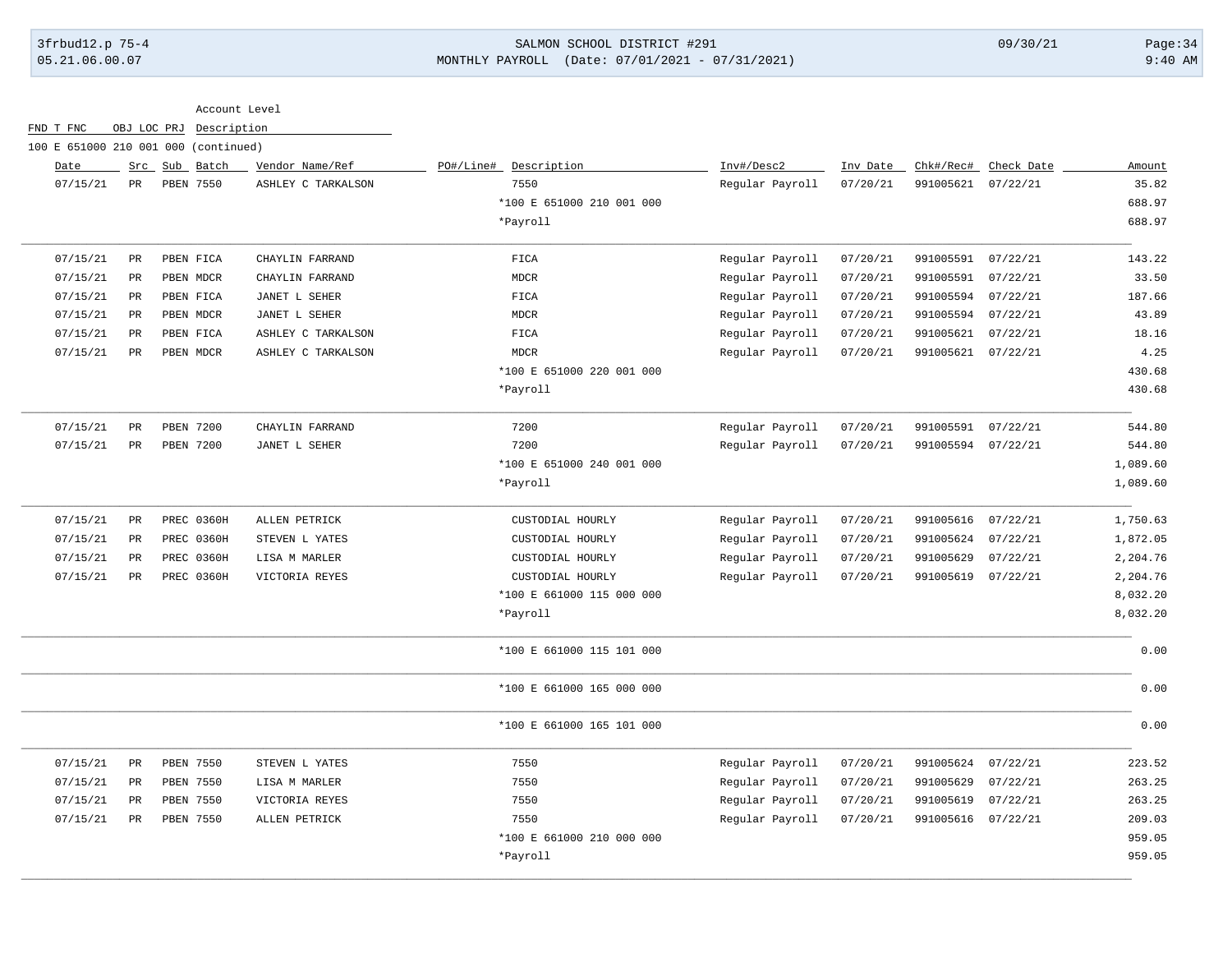Account Level

| FND T FNC | OBJ LOC PRJ | Description |
|---|---|---|
| 100 E 651000 | 210 001 000 | (continued) |

| Date | Src | Sub | Batch | Vendor Name/Ref | PO#/Line# | Description | Inv#/Desc2 | Inv Date | Chk#/Rec# | Check Date | Amount |
|---|---|---|---|---|---|---|---|---|---|---|---|
| 07/15/21 | PR | PBEN | 7550 | ASHLEY C TARKALSON | | 7550 | Regular Payroll | 07/20/21 | 991005621 | 07/22/21 | 35.82 |
| | | | | | | *100 E 651000 210 001 000 | | | | | 688.97 |
| | | | | | | *Payroll | | | | | 688.97 |
| 07/15/21 | PR | PBEN | FICA | CHAYLIN FARRAND | | FICA | Regular Payroll | 07/20/21 | 991005591 | 07/22/21 | 143.22 |
| 07/15/21 | PR | PBEN | MDCR | CHAYLIN FARRAND | | MDCR | Regular Payroll | 07/20/21 | 991005591 | 07/22/21 | 33.50 |
| 07/15/21 | PR | PBEN | FICA | JANET L SEHER | | FICA | Regular Payroll | 07/20/21 | 991005594 | 07/22/21 | 187.66 |
| 07/15/21 | PR | PBEN | MDCR | JANET L SEHER | | MDCR | Regular Payroll | 07/20/21 | 991005594 | 07/22/21 | 43.89 |
| 07/15/21 | PR | PBEN | FICA | ASHLEY C TARKALSON | | FICA | Regular Payroll | 07/20/21 | 991005621 | 07/22/21 | 18.16 |
| 07/15/21 | PR | PBEN | MDCR | ASHLEY C TARKALSON | | MDCR | Regular Payroll | 07/20/21 | 991005621 | 07/22/21 | 4.25 |
| | | | | | | *100 E 651000 220 001 000 | | | | | 430.68 |
| | | | | | | *Payroll | | | | | 430.68 |
| 07/15/21 | PR | PBEN | 7200 | CHAYLIN FARRAND | | 7200 | Regular Payroll | 07/20/21 | 991005591 | 07/22/21 | 544.80 |
| 07/15/21 | PR | PBEN | 7200 | JANET L SEHER | | 7200 | Regular Payroll | 07/20/21 | 991005594 | 07/22/21 | 544.80 |
| | | | | | | *100 E 651000 240 001 000 | | | | | 1,089.60 |
| | | | | | | *Payroll | | | | | 1,089.60 |
| 07/15/21 | PR | PREC | 0360H | ALLEN PETRICK | | CUSTODIAL HOURLY | Regular Payroll | 07/20/21 | 991005616 | 07/22/21 | 1,750.63 |
| 07/15/21 | PR | PREC | 0360H | STEVEN L YATES | | CUSTODIAL HOURLY | Regular Payroll | 07/20/21 | 991005624 | 07/22/21 | 1,872.05 |
| 07/15/21 | PR | PREC | 0360H | LISA M MARLER | | CUSTODIAL HOURLY | Regular Payroll | 07/20/21 | 991005629 | 07/22/21 | 2,204.76 |
| 07/15/21 | PR | PREC | 0360H | VICTORIA REYES | | CUSTODIAL HOURLY | Regular Payroll | 07/20/21 | 991005619 | 07/22/21 | 2,204.76 |
| | | | | | | *100 E 661000 115 000 000 | | | | | 8,032.20 |
| | | | | | | *Payroll | | | | | 8,032.20 |
| | | | | | | *100 E 661000 115 101 000 | | | | | 0.00 |
| | | | | | | *100 E 661000 165 000 000 | | | | | 0.00 |
| | | | | | | *100 E 661000 165 101 000 | | | | | 0.00 |
| 07/15/21 | PR | PBEN | 7550 | STEVEN L YATES | | 7550 | Regular Payroll | 07/20/21 | 991005624 | 07/22/21 | 223.52 |
| 07/15/21 | PR | PBEN | 7550 | LISA M MARLER | | 7550 | Regular Payroll | 07/20/21 | 991005629 | 07/22/21 | 263.25 |
| 07/15/21 | PR | PBEN | 7550 | VICTORIA REYES | | 7550 | Regular Payroll | 07/20/21 | 991005619 | 07/22/21 | 263.25 |
| 07/15/21 | PR | PBEN | 7550 | ALLEN PETRICK | | 7550 | Regular Payroll | 07/20/21 | 991005616 | 07/22/21 | 209.03 |
| | | | | | | *100 E 661000 210 000 000 | | | | | 959.05 |
| | | | | | | *Payroll | | | | | 959.05 |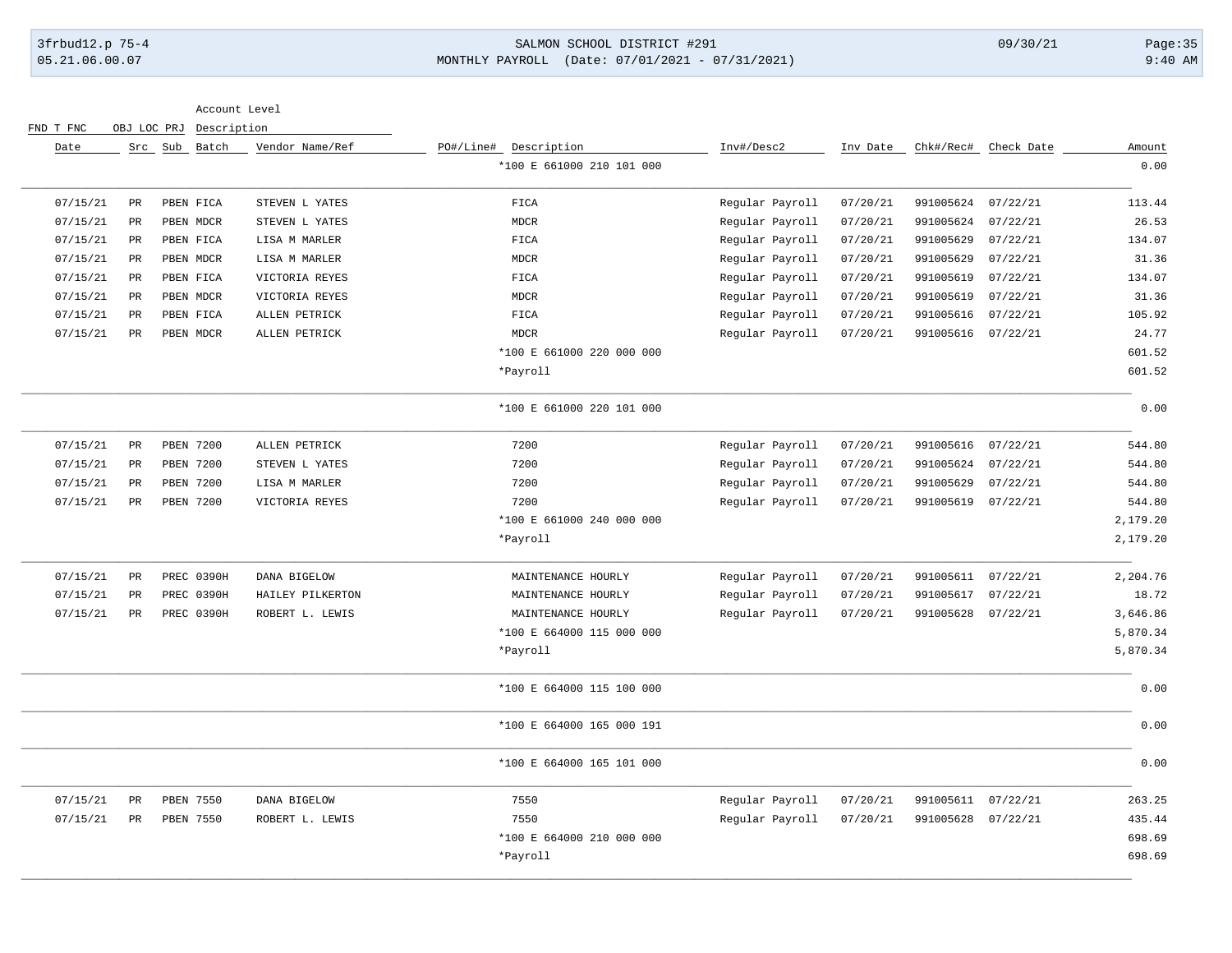| Date | Src | Sub | Batch | Vendor Name/Ref | PO#/Line# | Description | Inv#/Desc2 | Inv Date | Chk#/Rec# | Check Date | Amount |
|---|---|---|---|---|---|---|---|---|---|---|---|
| | | | | | | *100 E 661000 210 101 000 | | | | | 0.00 |
| 07/15/21 | PR | PBEN | FICA | STEVEN L YATES | | FICA | Regular Payroll | 07/20/21 | 991005624 | 07/22/21 | 113.44 |
| 07/15/21 | PR | PBEN | MDCR | STEVEN L YATES | | MDCR | Regular Payroll | 07/20/21 | 991005624 | 07/22/21 | 26.53 |
| 07/15/21 | PR | PBEN | FICA | LISA M MARLER | | FICA | Regular Payroll | 07/20/21 | 991005629 | 07/22/21 | 134.07 |
| 07/15/21 | PR | PBEN | MDCR | LISA M MARLER | | MDCR | Regular Payroll | 07/20/21 | 991005629 | 07/22/21 | 31.36 |
| 07/15/21 | PR | PBEN | FICA | VICTORIA REYES | | FICA | Regular Payroll | 07/20/21 | 991005619 | 07/22/21 | 134.07 |
| 07/15/21 | PR | PBEN | MDCR | VICTORIA REYES | | MDCR | Regular Payroll | 07/20/21 | 991005619 | 07/22/21 | 31.36 |
| 07/15/21 | PR | PBEN | FICA | ALLEN PETRICK | | FICA | Regular Payroll | 07/20/21 | 991005616 | 07/22/21 | 105.92 |
| 07/15/21 | PR | PBEN | MDCR | ALLEN PETRICK | | MDCR | Regular Payroll | 07/20/21 | 991005616 | 07/22/21 | 24.77 |
| | | | | | | *100 E 661000 220 000 000 | | | | | 601.52 |
| | | | | | | *Payroll | | | | | 601.52 |
| | | | | | | *100 E 661000 220 101 000 | | | | | 0.00 |
| 07/15/21 | PR | PBEN | 7200 | ALLEN PETRICK | | 7200 | Regular Payroll | 07/20/21 | 991005616 | 07/22/21 | 544.80 |
| 07/15/21 | PR | PBEN | 7200 | STEVEN L YATES | | 7200 | Regular Payroll | 07/20/21 | 991005624 | 07/22/21 | 544.80 |
| 07/15/21 | PR | PBEN | 7200 | LISA M MARLER | | 7200 | Regular Payroll | 07/20/21 | 991005629 | 07/22/21 | 544.80 |
| 07/15/21 | PR | PBEN | 7200 | VICTORIA REYES | | 7200 | Regular Payroll | 07/20/21 | 991005619 | 07/22/21 | 544.80 |
| | | | | | | *100 E 661000 240 000 000 | | | | | 2,179.20 |
| | | | | | | *Payroll | | | | | 2,179.20 |
| 07/15/21 | PR | PREC | 0390H | DANA BIGELOW | | MAINTENANCE HOURLY | Regular Payroll | 07/20/21 | 991005611 | 07/22/21 | 2,204.76 |
| 07/15/21 | PR | PREC | 0390H | HAILEY PILKERTON | | MAINTENANCE HOURLY | Regular Payroll | 07/20/21 | 991005617 | 07/22/21 | 18.72 |
| 07/15/21 | PR | PREC | 0390H | ROBERT L. LEWIS | | MAINTENANCE HOURLY | Regular Payroll | 07/20/21 | 991005628 | 07/22/21 | 3,646.86 |
| | | | | | | *100 E 664000 115 000 000 | | | | | 5,870.34 |
| | | | | | | *Payroll | | | | | 5,870.34 |
| | | | | | | *100 E 664000 115 100 000 | | | | | 0.00 |
| | | | | | | *100 E 664000 165 000 191 | | | | | 0.00 |
| | | | | | | *100 E 664000 165 101 000 | | | | | 0.00 |
| 07/15/21 | PR | PBEN | 7550 | DANA BIGELOW | | 7550 | Regular Payroll | 07/20/21 | 991005611 | 07/22/21 | 263.25 |
| 07/15/21 | PR | PBEN | 7550 | ROBERT L. LEWIS | | 7550 | Regular Payroll | 07/20/21 | 991005628 | 07/22/21 | 435.44 |
| | | | | | | *100 E 664000 210 000 000 | | | | | 698.69 |
| | | | | | | *Payroll | | | | | 698.69 |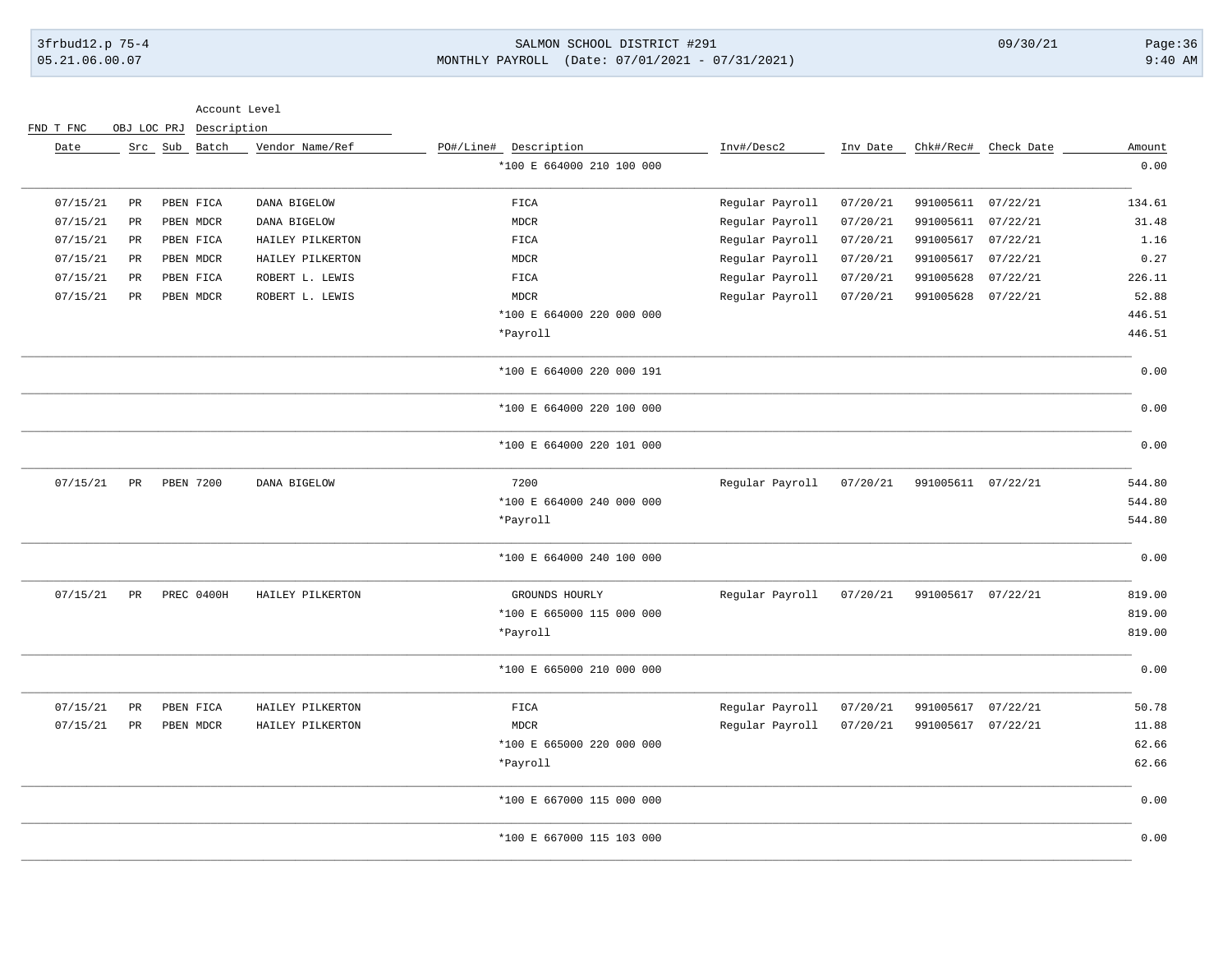| Date | Src | Sub | Batch | Vendor Name/Ref | PO#/Line# | Description | Inv#/Desc2 | Inv Date | Chk#/Rec# | Check Date | Amount |
|---|---|---|---|---|---|---|---|---|---|---|---|
| | | | | | | *100 E 664000 210 100 000 | | | | | 0.00 |
| 07/15/21 | PR | PBEN | FICA | DANA BIGELOW | | FICA | Regular Payroll | 07/20/21 | 991005611 | 07/22/21 | 134.61 |
| 07/15/21 | PR | PBEN | MDCR | DANA BIGELOW | | MDCR | Regular Payroll | 07/20/21 | 991005611 | 07/22/21 | 31.48 |
| 07/15/21 | PR | PBEN | FICA | HAILEY PILKERTON | | FICA | Regular Payroll | 07/20/21 | 991005617 | 07/22/21 | 1.16 |
| 07/15/21 | PR | PBEN | MDCR | HAILEY PILKERTON | | MDCR | Regular Payroll | 07/20/21 | 991005617 | 07/22/21 | 0.27 |
| 07/15/21 | PR | PBEN | FICA | ROBERT L. LEWIS | | FICA | Regular Payroll | 07/20/21 | 991005628 | 07/22/21 | 226.11 |
| 07/15/21 | PR | PBEN | MDCR | ROBERT L. LEWIS | | MDCR | Regular Payroll | 07/20/21 | 991005628 | 07/22/21 | 52.88 |
| | | | | | | *100 E 664000 220 000 000 | | | | | 446.51 |
| | | | | | | *Payroll | | | | | 446.51 |
| | | | | | | *100 E 664000 220 000 191 | | | | | 0.00 |
| | | | | | | *100 E 664000 220 100 000 | | | | | 0.00 |
| | | | | | | *100 E 664000 220 101 000 | | | | | 0.00 |
| 07/15/21 | PR | PBEN | 7200 | DANA BIGELOW | | 7200 | Regular Payroll | 07/20/21 | 991005611 | 07/22/21 | 544.80 |
| | | | | | | *100 E 664000 240 000 000 | | | | | 544.80 |
| | | | | | | *Payroll | | | | | 544.80 |
| | | | | | | *100 E 664000 240 100 000 | | | | | 0.00 |
| 07/15/21 | PR | PREC | 0400H | HAILEY PILKERTON | | GROUNDS HOURLY | Regular Payroll | 07/20/21 | 991005617 | 07/22/21 | 819.00 |
| | | | | | | *100 E 665000 115 000 000 | | | | | 819.00 |
| | | | | | | *Payroll | | | | | 819.00 |
| | | | | | | *100 E 665000 210 000 000 | | | | | 0.00 |
| 07/15/21 | PR | PBEN | FICA | HAILEY PILKERTON | | FICA | Regular Payroll | 07/20/21 | 991005617 | 07/22/21 | 50.78 |
| 07/15/21 | PR | PBEN | MDCR | HAILEY PILKERTON | | MDCR | Regular Payroll | 07/20/21 | 991005617 | 07/22/21 | 11.88 |
| | | | | | | *100 E 665000 220 000 000 | | | | | 62.66 |
| | | | | | | *Payroll | | | | | 62.66 |
| | | | | | | *100 E 667000 115 000 000 | | | | | 0.00 |
| | | | | | | *100 E 667000 115 103 000 | | | | | 0.00 |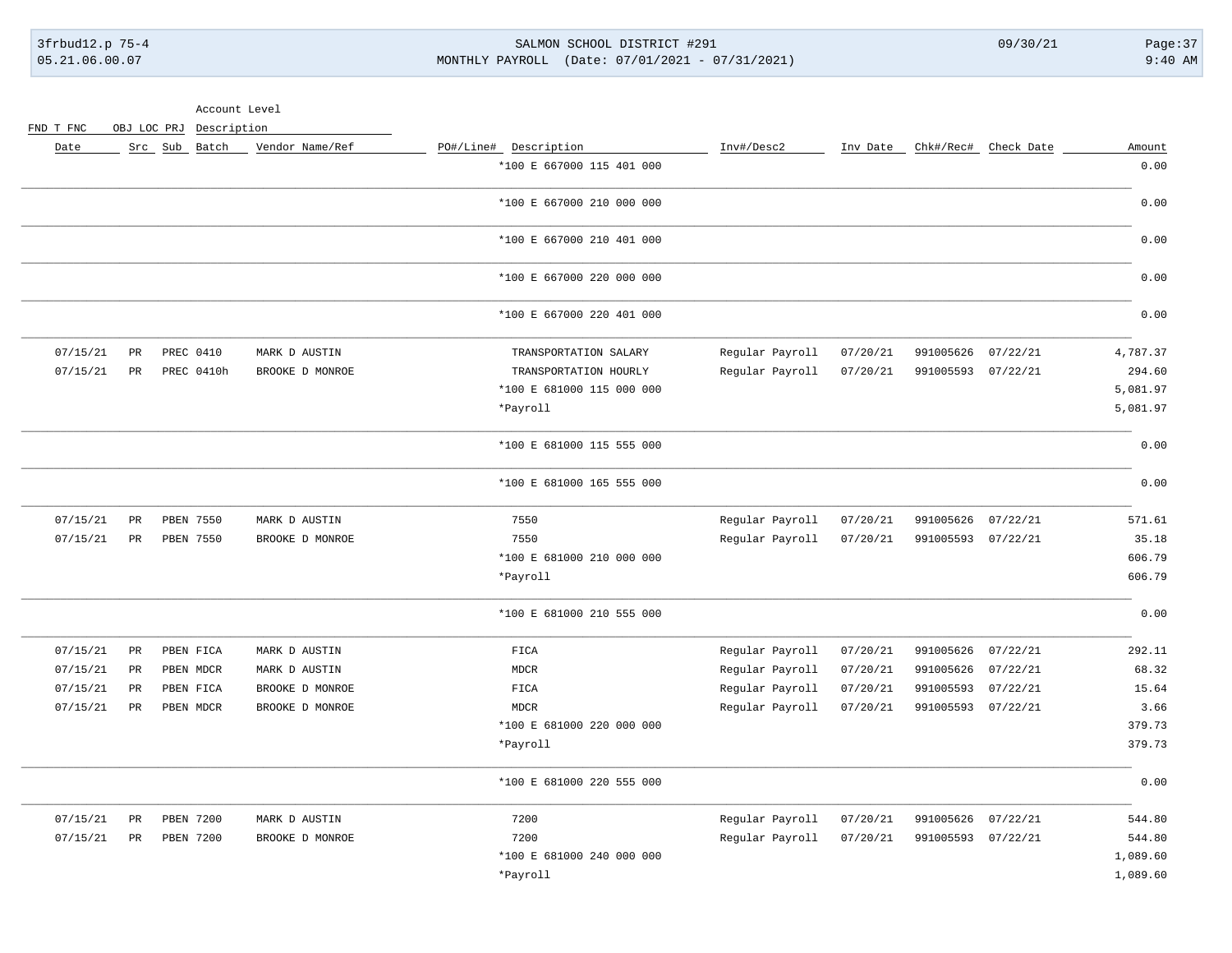| Date | Src | Sub | Batch | Vendor Name/Ref | PO#/Line# | Description | Inv#/Desc2 | Inv Date | Chk#/Rec# | Check Date | Amount |
|---|---|---|---|---|---|---|---|---|---|---|---|
| | | | | | | *100 E 667000 115 401 000 | | | | | 0.00 |
| | | | | | | *100 E 667000 210 000 000 | | | | | 0.00 |
| | | | | | | *100 E 667000 210 401 000 | | | | | 0.00 |
| | | | | | | *100 E 667000 220 000 000 | | | | | 0.00 |
| | | | | | | *100 E 667000 220 401 000 | | | | | 0.00 |
| 07/15/21 | PR | PREC | 0410 | MARK D AUSTIN | | TRANSPORTATION SALARY | Regular Payroll | 07/20/21 | 991005626 | 07/22/21 | 4,787.37 |
| 07/15/21 | PR | PREC | 0410h | BROOKE D MONROE | | TRANSPORTATION HOURLY | Regular Payroll | 07/20/21 | 991005593 | 07/22/21 | 294.60 |
| | | | | | | *100 E 681000 115 000 000 | | | | | 5,081.97 |
| | | | | | | *Payroll | | | | | 5,081.97 |
| | | | | | | *100 E 681000 115 555 000 | | | | | 0.00 |
| | | | | | | *100 E 681000 165 555 000 | | | | | 0.00 |
| 07/15/21 | PR | PBEN | 7550 | MARK D AUSTIN | | 7550 | Regular Payroll | 07/20/21 | 991005626 | 07/22/21 | 571.61 |
| 07/15/21 | PR | PBEN | 7550 | BROOKE D MONROE | | 7550 | Regular Payroll | 07/20/21 | 991005593 | 07/22/21 | 35.18 |
| | | | | | | *100 E 681000 210 000 000 | | | | | 606.79 |
| | | | | | | *Payroll | | | | | 606.79 |
| | | | | | | *100 E 681000 210 555 000 | | | | | 0.00 |
| 07/15/21 | PR | PBEN | FICA | MARK D AUSTIN | | FICA | Regular Payroll | 07/20/21 | 991005626 | 07/22/21 | 292.11 |
| 07/15/21 | PR | PBEN | MDCR | MARK D AUSTIN | | MDCR | Regular Payroll | 07/20/21 | 991005626 | 07/22/21 | 68.32 |
| 07/15/21 | PR | PBEN | FICA | BROOKE D MONROE | | FICA | Regular Payroll | 07/20/21 | 991005593 | 07/22/21 | 15.64 |
| 07/15/21 | PR | PBEN | MDCR | BROOKE D MONROE | | MDCR | Regular Payroll | 07/20/21 | 991005593 | 07/22/21 | 3.66 |
| | | | | | | *100 E 681000 220 000 000 | | | | | 379.73 |
| | | | | | | *Payroll | | | | | 379.73 |
| | | | | | | *100 E 681000 220 555 000 | | | | | 0.00 |
| 07/15/21 | PR | PBEN | 7200 | MARK D AUSTIN | | 7200 | Regular Payroll | 07/20/21 | 991005626 | 07/22/21 | 544.80 |
| 07/15/21 | PR | PBEN | 7200 | BROOKE D MONROE | | 7200 | Regular Payroll | 07/20/21 | 991005593 | 07/22/21 | 544.80 |
| | | | | | | *100 E 681000 240 000 000 | | | | | 1,089.60 |
| | | | | | | *Payroll | | | | | 1,089.60 |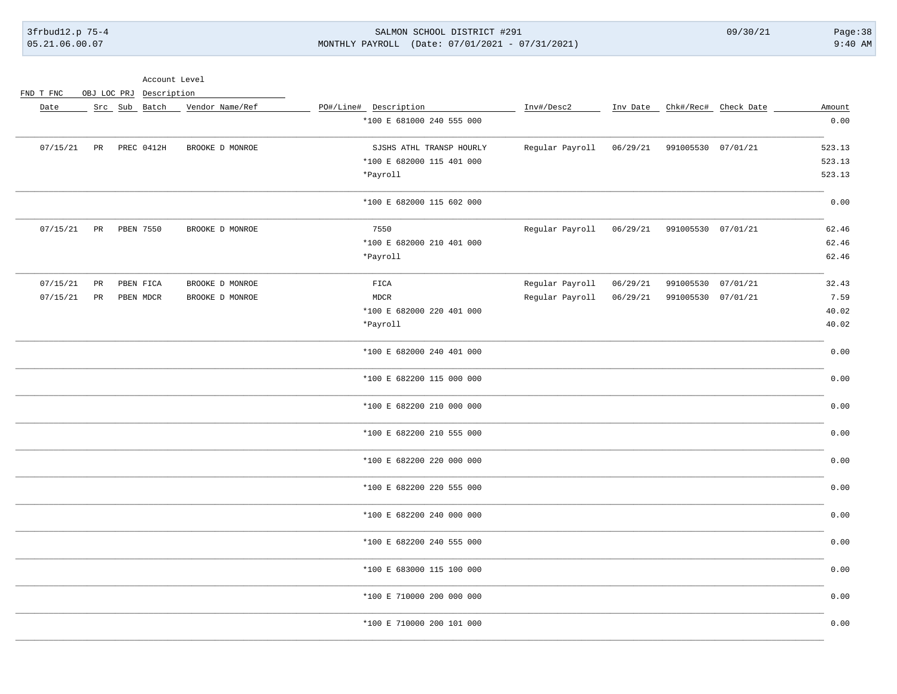| Date | Src | Sub | Batch | Vendor Name/Ref | PO#/Line# | Description | Inv#/Desc2 | Inv Date | Chk#/Rec# | Check Date | Amount |
|---|---|---|---|---|---|---|---|---|---|---|---|
| | | | | | | *100 E 681000 240 555 000 | | | | | 0.00 |
| 07/15/21 | PR | PREC | 0412H | BROOKE D MONROE | | SJSHS ATHL TRANSP HOURLY | Regular Payroll | 06/29/21 | 991005530 | 07/01/21 | 523.13 |
| | | | | | | *100 E 682000 115 401 000 | | | | | 523.13 |
| | | | | | | *Payroll | | | | | 523.13 |
| | | | | | | *100 E 682000 115 602 000 | | | | | 0.00 |
| 07/15/21 | PR | PBEN | 7550 | BROOKE D MONROE | | 7550 | Regular Payroll | 06/29/21 | 991005530 | 07/01/21 | 62.46 |
| | | | | | | *100 E 682000 210 401 000 | | | | | 62.46 |
| | | | | | | *Payroll | | | | | 62.46 |
| 07/15/21 | PR | PBEN | FICA | BROOKE D MONROE | | FICA | Regular Payroll | 06/29/21 | 991005530 | 07/01/21 | 32.43 |
| 07/15/21 | PR | PBEN | MDCR | BROOKE D MONROE | | MDCR | Regular Payroll | 06/29/21 | 991005530 | 07/01/21 | 7.59 |
| | | | | | | *100 E 682000 220 401 000 | | | | | 40.02 |
| | | | | | | *Payroll | | | | | 40.02 |
| | | | | | | *100 E 682000 240 401 000 | | | | | 0.00 |
| | | | | | | *100 E 682200 115 000 000 | | | | | 0.00 |
| | | | | | | *100 E 682200 210 000 000 | | | | | 0.00 |
| | | | | | | *100 E 682200 210 555 000 | | | | | 0.00 |
| | | | | | | *100 E 682200 220 000 000 | | | | | 0.00 |
| | | | | | | *100 E 682200 220 555 000 | | | | | 0.00 |
| | | | | | | *100 E 682200 240 000 000 | | | | | 0.00 |
| | | | | | | *100 E 682200 240 555 000 | | | | | 0.00 |
| | | | | | | *100 E 683000 115 100 000 | | | | | 0.00 |
| | | | | | | *100 E 710000 200 000 000 | | | | | 0.00 |
| | | | | | | *100 E 710000 200 101 000 | | | | | 0.00 |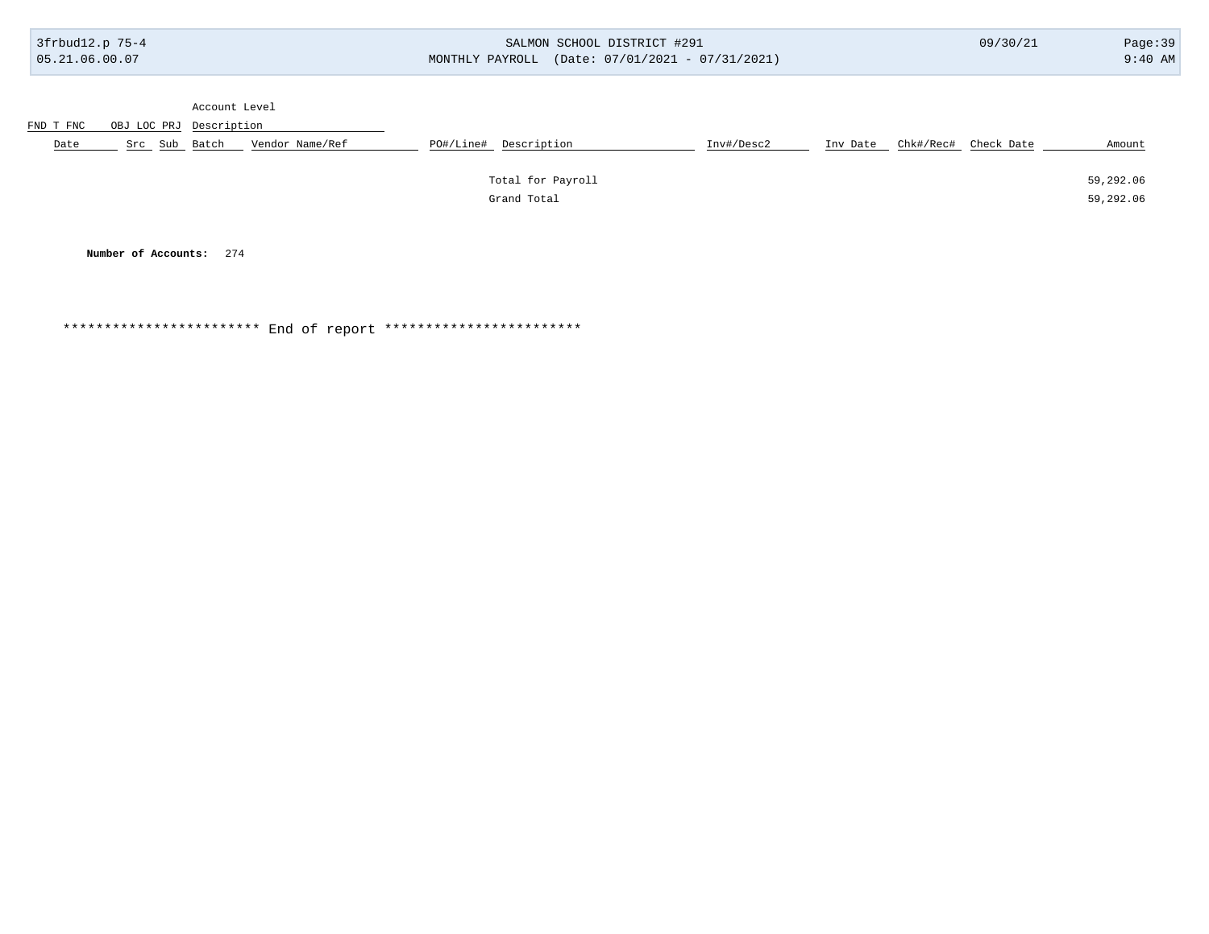| Account Level FND T FNC OBJ LOC PRJ Description Date | Src | Sub | Batch | Vendor Name/Ref | PO#/Line# | Description | Inv#/Desc2 | Inv Date | Chk#/Rec# | Check Date | Amount |
|---|---|---|---|---|---|---|---|---|---|---|---|
| | | | | | | Total for Payroll | | | | | 59,292.06 |
| | | | | | | Grand Total | | | | | 59,292.06 |

**Number of Accounts:** 274

************************ End of report ************************